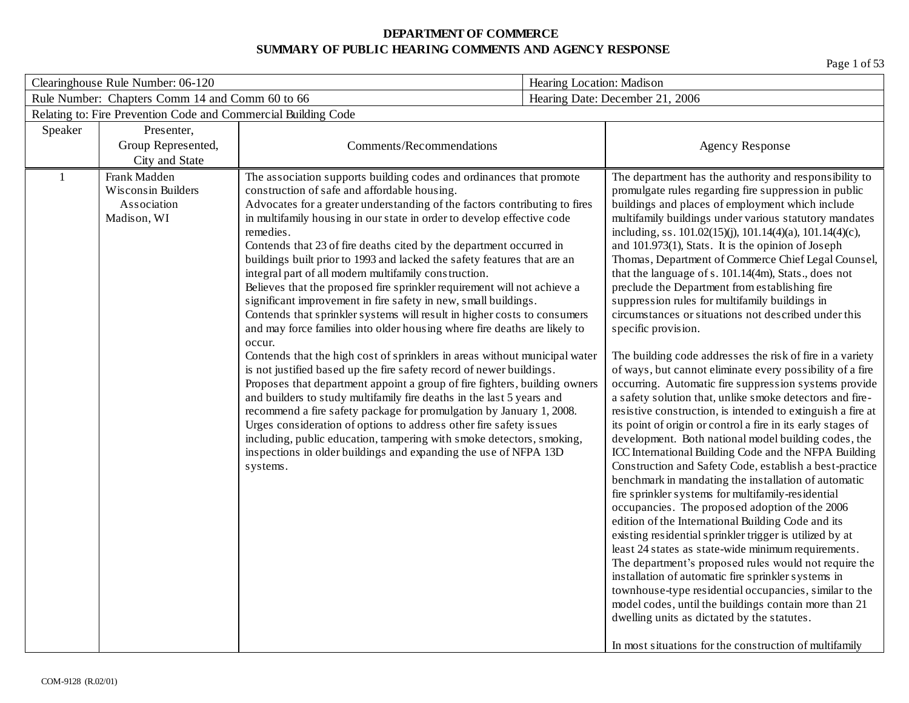**DEPARTMENT OF COMMERCE**
**SUMMARY OF PUBLIC HEARING COMMENTS AND AGENCY RESPONSE**

| Clearinghouse Rule Number: 06-120 | Hearing Location: Madison |
|---|---|
| Rule Number: Chapters Comm 14 and Comm 60 to 66 | Hearing Date: December 21, 2006 |
| Relating to: Fire Prevention Code and Commercial Building Code | |

| Speaker | Presenter, Group Represented, City and State | Comments/Recommendations | Agency Response |
|---|---|---|---|
| 1 | Frank Madden<br>Wisconsin Builders Association<br>Madison, WI | The association supports building codes and ordinances that promote construction of safe and affordable housing.<br>Advocates for a greater understanding of the factors contributing to fires in multifamily housing in our state in order to develop effective code remedies.<br>Contends that 23 of fire deaths cited by the department occurred in buildings built prior to 1993 and lacked the safety features that are an integral part of all modern multifamily construction.<br>Believes that the proposed fire sprinkler requirement will not achieve a significant improvement in fire safety in new, small buildings.<br>Contends that sprinkler systems will result in higher costs to consumers and may force families into older housing where fire deaths are likely to occur.<br>Contends that the high cost of sprinklers in areas without municipal water is not justified based up the fire safety record of newer buildings.<br>Proposes that department appoint a group of fire fighters, building owners and builders to study multifamily fire deaths in the last 5 years and recommend a fire safety package for promulgation by January 1, 2008.<br>Urges consideration of options to address other fire safety issues including, public education, tampering with smoke detectors, smoking, inspections in older buildings and expanding the use of NFPA 13D systems. | The department has the authority and responsibility to promulgate rules regarding fire suppression in public buildings and places of employment which include multifamily buildings under various statutory mandates including, ss. 101.02(15)(j), 101.14(4)(a), 101.14(4)(c), and 101.973(1), Stats. It is the opinion of Joseph Thomas, Department of Commerce Chief Legal Counsel, that the language of s. 101.14(4m), Stats., does not preclude the Department from establishing fire suppression rules for multifamily buildings in circumstances or situations not described under this specific provision.<br><br>The building code addresses the risk of fire in a variety of ways, but cannot eliminate every possibility of a fire occurring. Automatic fire suppression systems provide a safety solution that, unlike smoke detectors and fire-resistive construction, is intended to extinguish a fire at its point of origin or control a fire in its early stages of development. Both national model building codes, the ICC International Building Code and the NFPA Building Construction and Safety Code, establish a best-practice benchmark in mandating the installation of automatic fire sprinkler systems for multifamily-residential occupancies. The proposed adoption of the 2006 edition of the International Building Code and its existing residential sprinkler trigger is utilized by at least 24 states as state-wide minimum requirements. The department's proposed rules would not require the installation of automatic fire sprinkler systems in townhouse-type residential occupancies, similar to the model codes, until the buildings contain more than 21 dwelling units as dictated by the statutes.<br><br>In most situations for the construction of multifamily |

COM-9128 (R.02/01)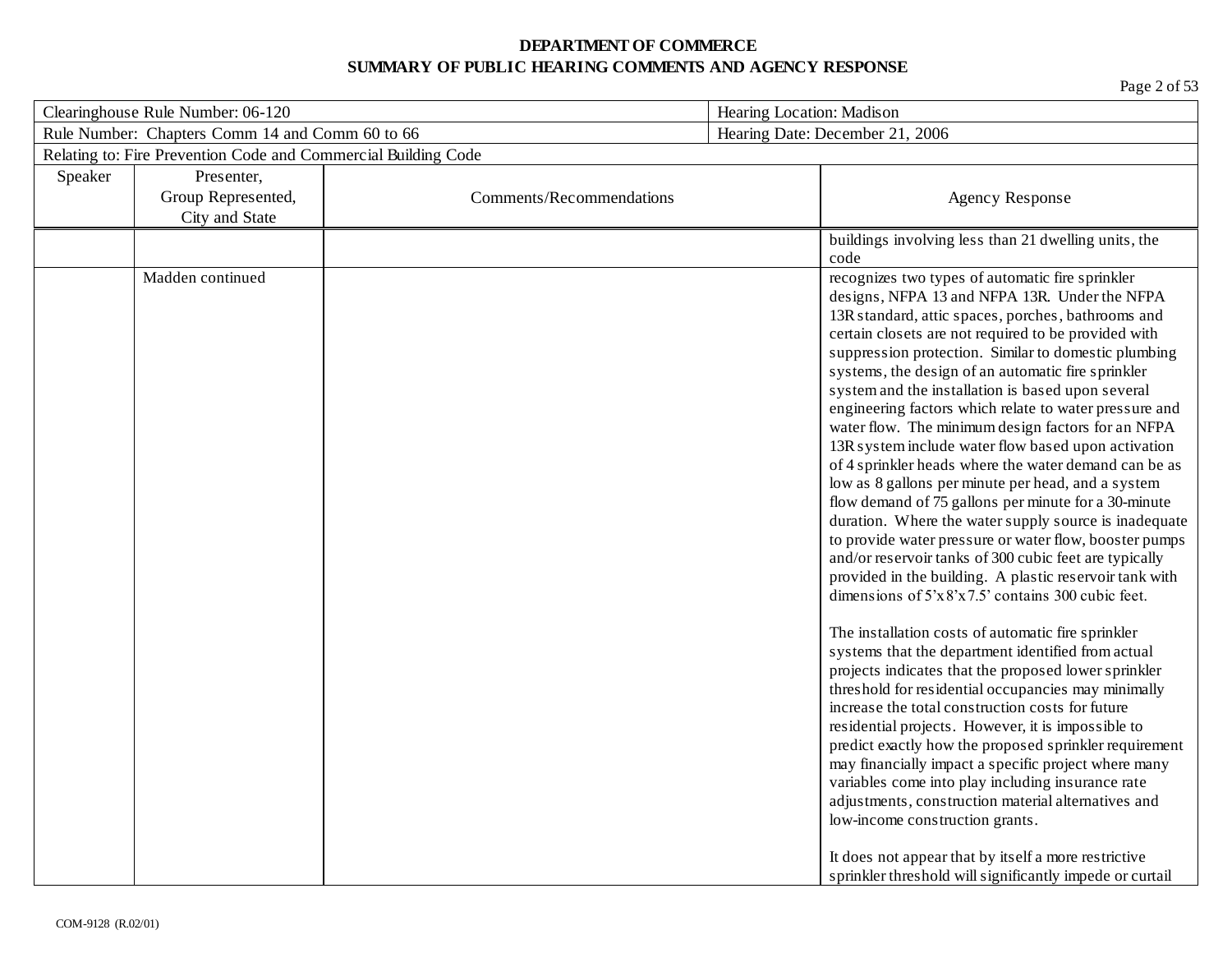**DEPARTMENT OF COMMERCE**
**SUMMARY OF PUBLIC HEARING COMMENTS AND AGENCY RESPONSE**

| Clearinghouse Rule Number: 06-120 | Hearing Location: Madison |
|---|---|
| Rule Number: Chapters Comm 14 and Comm 60 to 66 | Hearing Date: December 21, 2006 |
| Relating to: Fire Prevention Code and Commercial Building Code | |

| Speaker | Presenter, Group Represented, City and State | Comments/Recommendations | Agency Response |
|---|---|---|---|
| | | | buildings involving less than 21 dwelling units, the code |
| | Madden continued | | recognizes two types of automatic fire sprinkler designs, NFPA 13 and NFPA 13R. Under the NFPA 13R standard, attic spaces, porches, bathrooms and certain closets are not required to be provided with suppression protection. Similar to domestic plumbing systems, the design of an automatic fire sprinkler system and the installation is based upon several engineering factors which relate to water pressure and water flow. The minimum design factors for an NFPA 13R system include water flow based upon activation of 4 sprinkler heads where the water demand can be as low as 8 gallons per minute per head, and a system flow demand of 75 gallons per minute for a 30-minute duration. Where the water supply source is inadequate to provide water pressure or water flow, booster pumps and/or reservoir tanks of 300 cubic feet are typically provided in the building. A plastic reservoir tank with dimensions of 5'x8'x7.5' contains 300 cubic feet.<br><br>The installation costs of automatic fire sprinkler systems that the department identified from actual projects indicates that the proposed lower sprinkler threshold for residential occupancies may minimally increase the total construction costs for future residential projects. However, it is impossible to predict exactly how the proposed sprinkler requirement may financially impact a specific project where many variables come into play including insurance rate adjustments, construction material alternatives and low-income construction grants.<br><br>It does not appear that by itself a more restrictive sprinkler threshold will significantly impede or curtail |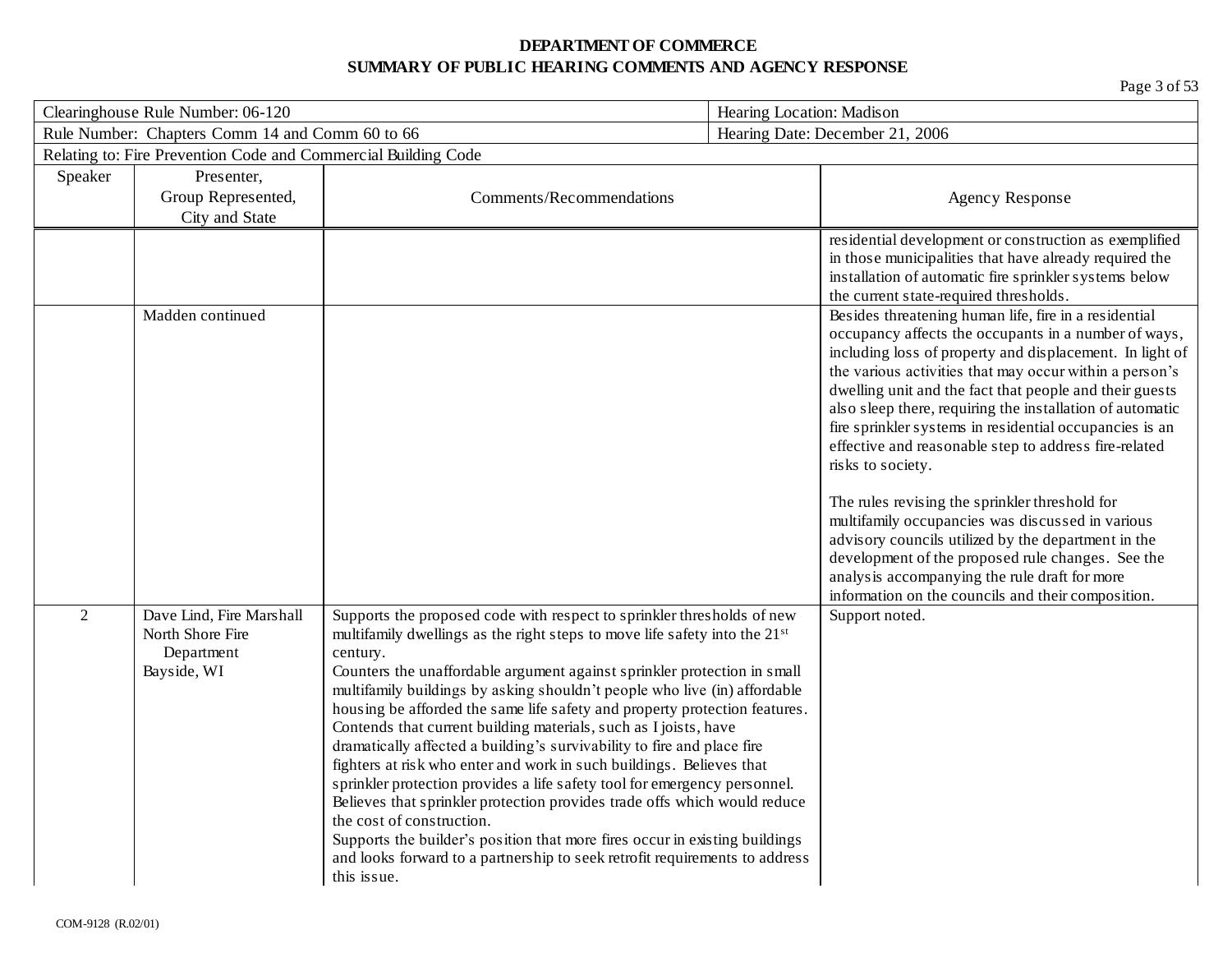**DEPARTMENT OF COMMERCE**
**SUMMARY OF PUBLIC HEARING COMMENTS AND AGENCY RESPONSE**

| Clearinghouse Rule Number: 06-120 | Hearing Location: Madison |
|---|---|
| Rule Number: Chapters Comm 14 and Comm 60 to 66 | Hearing Date: December 21, 2006 |
| Relating to: Fire Prevention Code and Commercial Building Code | |

| Speaker | Presenter, Group Represented, City and State | Comments/Recommendations | Agency Response |
|---|---|---|---|
| | | | residential development or construction as exemplified in those municipalities that have already required the installation of automatic fire sprinkler systems below the current state-required thresholds. |
| | Madden continued | | Besides threatening human life, fire in a residential occupancy affects the occupants in a number of ways, including loss of property and displacement. In light of the various activities that may occur within a person's dwelling unit and the fact that people and their guests also sleep there, requiring the installation of automatic fire sprinkler systems in residential occupancies is an effective and reasonable step to address fire-related risks to society.<br><br>The rules revising the sprinkler threshold for multifamily occupancies was discussed in various advisory councils utilized by the department in the development of the proposed rule changes. See the analysis accompanying the rule draft for more information on the councils and their composition. |
| 2 | Dave Lind, Fire Marshall<br>North Shore Fire Department<br>Bayside, WI | Supports the proposed code with respect to sprinkler thresholds of new multifamily dwellings as the right steps to move life safety into the 21st century.<br>Counters the unaffordable argument against sprinkler protection in small multifamily buildings by asking shouldn't people who live (in) affordable housing be afforded the same life safety and property protection features.<br>Contends that current building materials, such as I joists, have dramatically affected a building's survivability to fire and place fire fighters at risk who enter and work in such buildings. Believes that sprinkler protection provides a life safety tool for emergency personnel.<br>Believes that sprinkler protection provides trade offs which would reduce the cost of construction.<br>Supports the builder's position that more fires occur in existing buildings and looks forward to a partnership to seek retrofit requirements to address this issue. | Support noted. |

COM-9128 (R.02/01)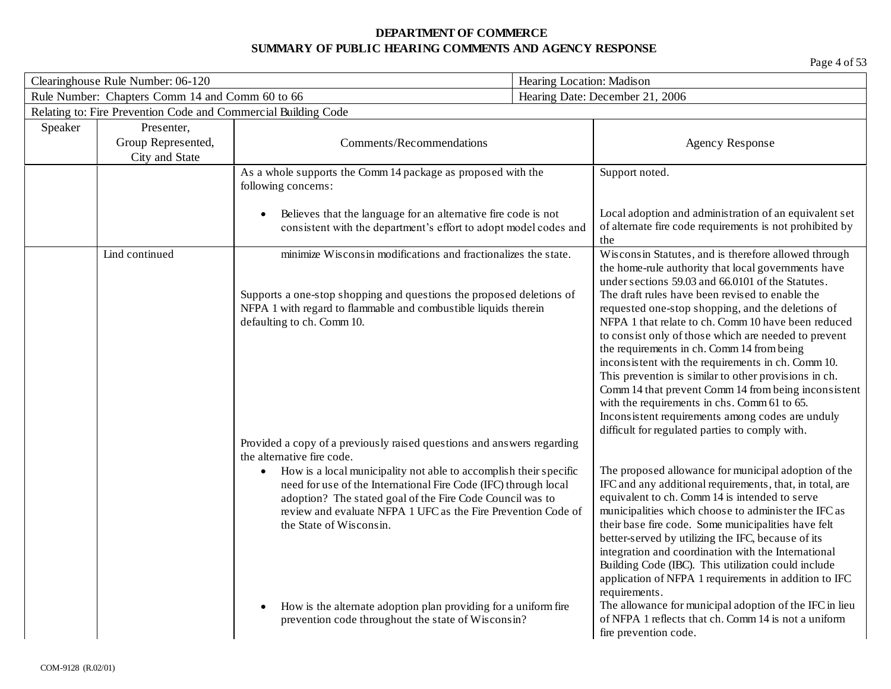**DEPARTMENT OF COMMERCE**
**SUMMARY OF PUBLIC HEARING COMMENTS AND AGENCY RESPONSE**

| Clearinghouse Rule Number: 06-120 | | | Hearing Location: Madison |
|---|---|---|---|
| Rule Number: Chapters Comm 14 and Comm 60 to 66 | | | Hearing Date: December 21, 2006 |
| Relating to: Fire Prevention Code and Commercial Building Code | | | |

| Speaker | Presenter, Group Represented, City and State | Comments/Recommendations | Agency Response |
|---|---|---|---|
| | | As a whole supports the Comm 14 package as proposed with the following concerns: | Support noted. |
| | | • Believes that the language for an alternative fire code is not consistent with the department's effort to adopt model codes and | Local adoption and administration of an equivalent set of alternate fire code requirements is not prohibited by the |
| | Lind continued | minimize Wisconsin modifications and fractionalizes the state. | Wisconsin Statutes, and is therefore allowed through the home-rule authority that local governments have under sections 59.03 and 66.0101 of the Statutes. |
| | | Supports a one-stop shopping and questions the proposed deletions of NFPA 1 with regard to flammable and combustible liquids therein defaulting to ch. Comm 10. | The draft rules have been revised to enable the requested one-stop shopping, and the deletions of NFPA 1 that relate to ch. Comm 10 have been reduced to consist only of those which are needed to prevent the requirements in ch. Comm 14 from being inconsistent with the requirements in ch. Comm 10. This prevention is similar to other provisions in ch. Comm 14 that prevent Comm 14 from being inconsistent with the requirements in chs. Comm 61 to 65. Inconsistent requirements among codes are unduly difficult for regulated parties to comply with. |
| | | Provided a copy of a previously raised questions and answers regarding the alternative fire code. | |
| | | • How is a local municipality not able to accomplish their specific need for use of the International Fire Code (IFC) through local adoption? The stated goal of the Fire Code Council was to review and evaluate NFPA 1 UFC as the Fire Prevention Code of the State of Wisconsin. | The proposed allowance for municipal adoption of the IFC and any additional requirements, that, in total, are equivalent to ch. Comm 14 is intended to serve municipalities which choose to administer the IFC as their base fire code. Some municipalities have felt better-served by utilizing the IFC, because of its integration and coordination with the International Building Code (IBC). This utilization could include application of NFPA 1 requirements in addition to IFC requirements. |
| | | • How is the alternate adoption plan providing for a uniform fire prevention code throughout the state of Wisconsin? | The allowance for municipal adoption of the IFC in lieu of NFPA 1 reflects that ch. Comm 14 is not a uniform fire prevention code. |

COM-9128 (R.02/01)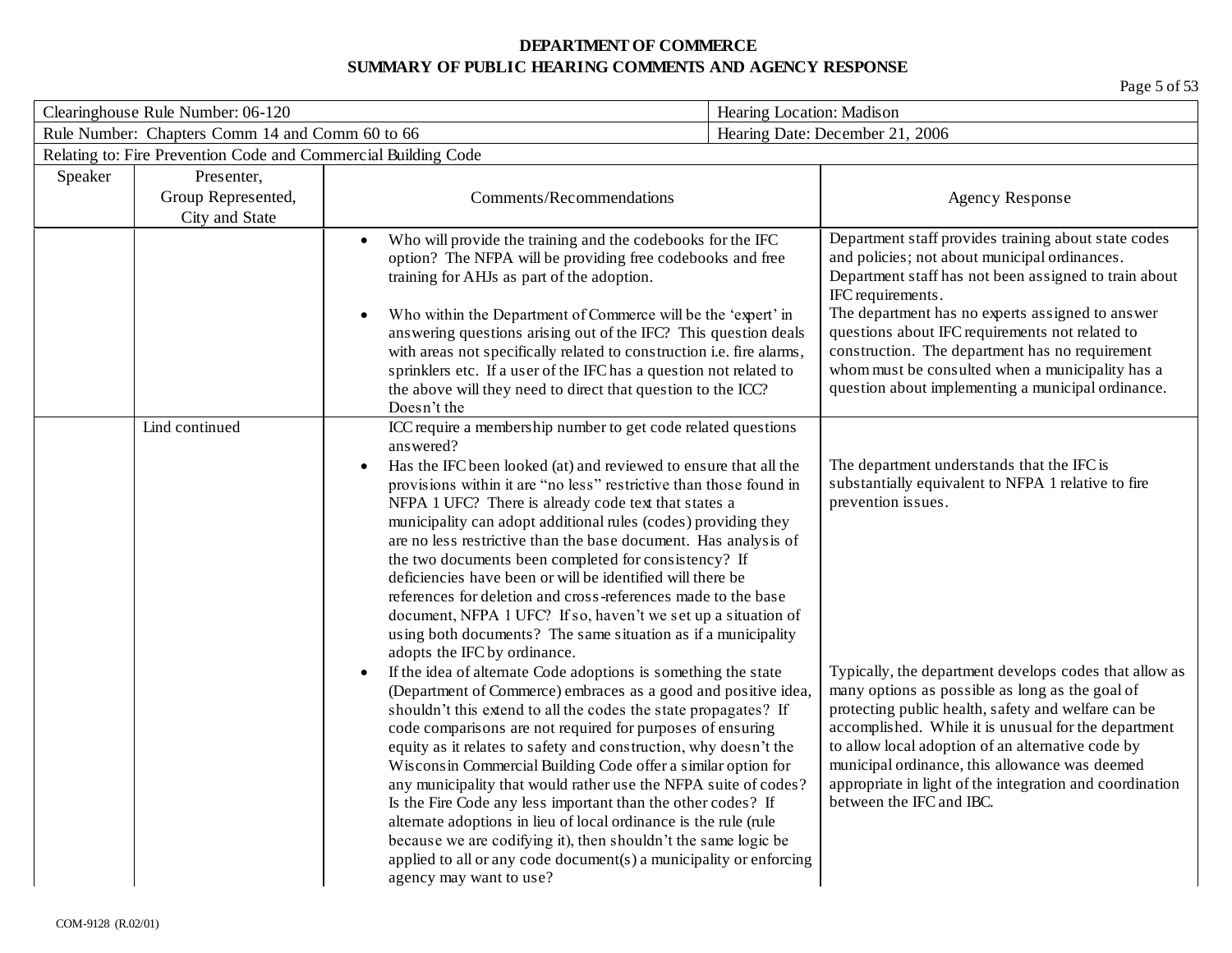**DEPARTMENT OF COMMERCE**
**SUMMARY OF PUBLIC HEARING COMMENTS AND AGENCY RESPONSE**

| Clearinghouse Rule Number: 06-120 | Hearing Location: Madison |
|---|---|
| Rule Number: Chapters Comm 14 and Comm 60 to 66 | Hearing Date: December 21, 2006 |
| Relating to: Fire Prevention Code and Commercial Building Code | |

| Speaker | Presenter, Group Represented, City and State | Comments/Recommendations | Agency Response |
|---|---|---|---|
| | | • Who will provide the training and the codebooks for the IFC option? The NFPA will be providing free codebooks and free training for AHJs as part of the adoption.<br><br>• Who within the Department of Commerce will be the 'expert' in answering questions arising out of the IFC? This question deals with areas not specifically related to construction i.e. fire alarms, sprinklers etc. If a user of the IFC has a question not related to the above will they need to direct that question to the ICC? Doesn't the | Department staff provides training about state codes and policies; not about municipal ordinances. Department staff has not been assigned to train about IFC requirements.<br>The department has no experts assigned to answer questions about IFC requirements not related to construction. The department has no requirement whom must be consulted when a municipality has a question about implementing a municipal ordinance. |
| | Lind continued | ICC require a membership number to get code related questions answered?<br>• Has the IFC been looked (at) and reviewed to ensure that all the provisions within it are "no less" restrictive than those found in NFPA 1 UFC? There is already code text that states a municipality can adopt additional rules (codes) providing they are no less restrictive than the base document. Has analysis of the two documents been completed for consistency? If deficiencies have been or will be identified will there be references for deletion and cross-references made to the base document, NFPA 1 UFC? If so, haven't we set up a situation of using both documents? The same situation as if a municipality adopts the IFC by ordinance.<br>• If the idea of alternate Code adoptions is something the state (Department of Commerce) embraces as a good and positive idea, shouldn't this extend to all the codes the state propagates? If code comparisons are not required for purposes of ensuring equity as it relates to safety and construction, why doesn't the Wisconsin Commercial Building Code offer a similar option for any municipality that would rather use the NFPA suite of codes? Is the Fire Code any less important than the other codes? If alternate adoptions in lieu of local ordinance is the rule (rule because we are codifying it), then shouldn't the same logic be applied to all or any code document(s) a municipality or enforcing agency may want to use? | The department understands that the IFC is substantially equivalent to NFPA 1 relative to fire prevention issues.<br><br>Typically, the department develops codes that allow as many options as possible as long as the goal of protecting public health, safety and welfare can be accomplished. While it is unusual for the department to allow local adoption of an alternative code by municipal ordinance, this allowance was deemed appropriate in light of the integration and coordination between the IFC and IBC. |

COM-9128 (R.02/01)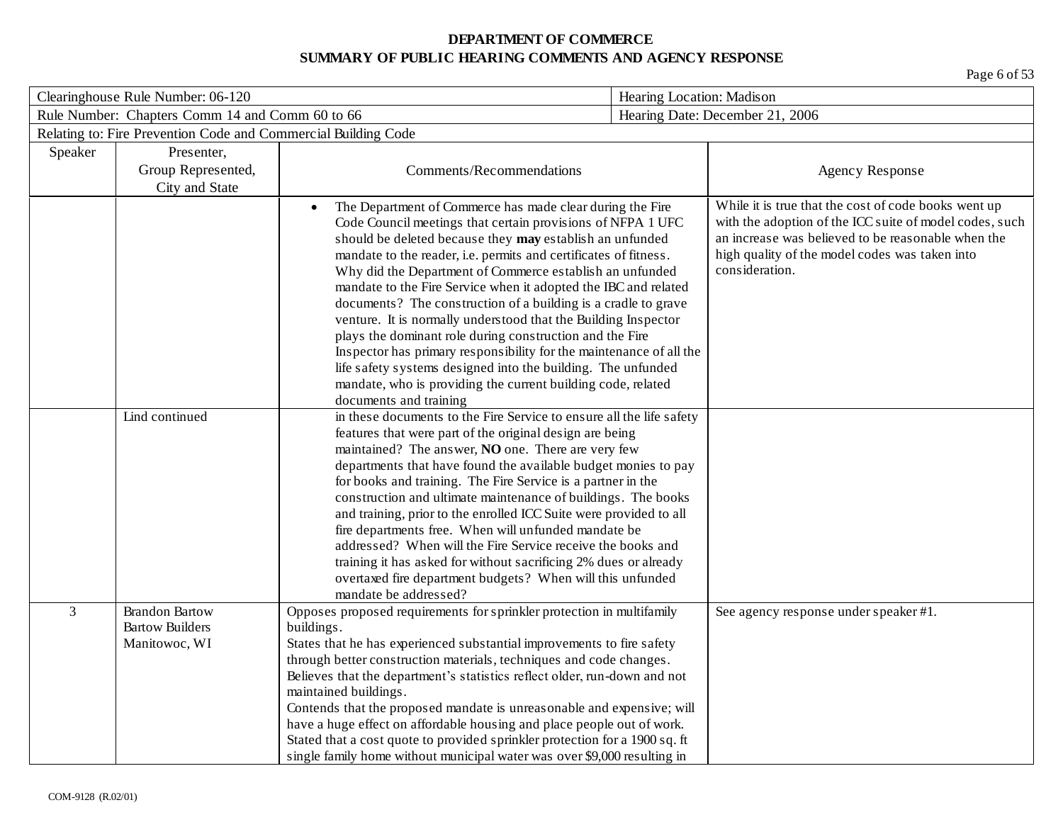**DEPARTMENT OF COMMERCE**
**SUMMARY OF PUBLIC HEARING COMMENTS AND AGENCY RESPONSE**

| Clearinghouse Rule Number: 06-120 | | | Hearing Location: Madison |
|---|---|---|---|
| Rule Number: Chapters Comm 14 and Comm 60 to 66 | | | Hearing Date: December 21, 2006 |
| Relating to: Fire Prevention Code and Commercial Building Code | | | |
| **Speaker** | **Presenter, Group Represented, City and State** | **Comments/Recommendations** | **Agency Response** |
| | | • The Department of Commerce has made clear during the Fire Code Council meetings that certain provisions of NFPA 1 UFC should be deleted because they **may** establish an unfunded mandate to the reader, i.e. permits and certificates of fitness. Why did the Department of Commerce establish an unfunded mandate to the Fire Service when it adopted the IBC and related documents? The construction of a building is a cradle to grave venture. It is normally understood that the Building Inspector plays the dominant role during construction and the Fire Inspector has primary responsibility for the maintenance of all the life safety systems designed into the building. The unfunded mandate, who is providing the current building code, related documents and training | While it is true that the cost of code books went up with the adoption of the ICC suite of model codes, such an increase was believed to be reasonable when the high quality of the model codes was taken into consideration. |
| | Lind continued | in these documents to the Fire Service to ensure all the life safety features that were part of the original design are being maintained? The answer, **NO** one. There are very few departments that have found the available budget monies to pay for books and training. The Fire Service is a partner in the construction and ultimate maintenance of buildings. The books and training, prior to the enrolled ICC Suite were provided to all fire departments free. When will unfunded mandate be addressed? When will the Fire Service receive the books and training it has asked for without sacrificing 2% dues or already overtaxed fire department budgets? When will this unfunded mandate be addressed? | |
| 3 | Brandon Bartow<br>Bartow Builders<br>Manitowoc, WI | Opposes proposed requirements for sprinkler protection in multifamily buildings.<br>States that he has experienced substantial improvements to fire safety through better construction materials, techniques and code changes.<br>Believes that the department's statistics reflect older, run-down and not maintained buildings.<br>Contends that the proposed mandate is unreasonable and expensive; will have a huge effect on affordable housing and place people out of work.<br>Stated that a cost quote to provided sprinkler protection for a 1900 sq. ft single family home without municipal water was over $9,000 resulting in | See agency response under speaker #1. |

COM-9128 (R.02/01)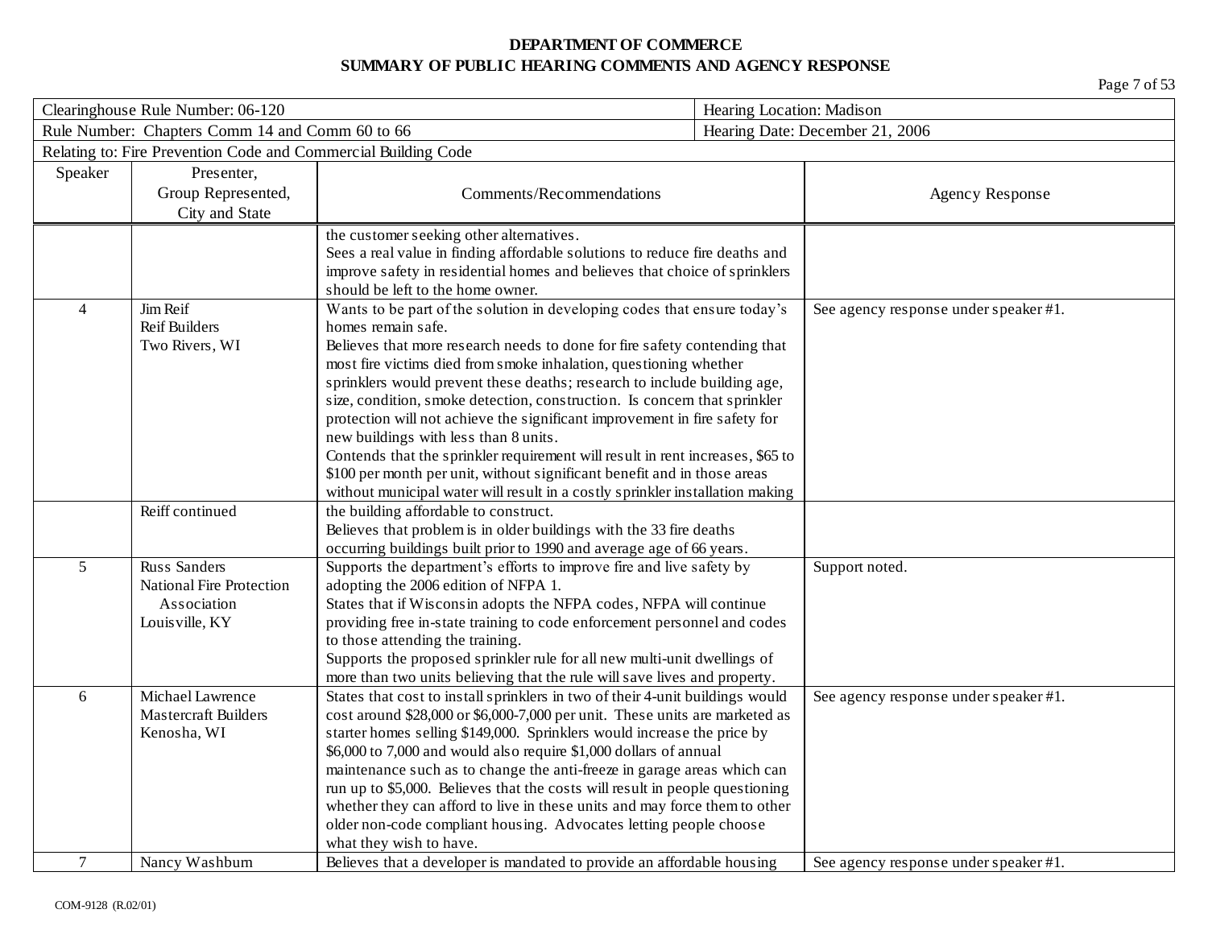**DEPARTMENT OF COMMERCE**
**SUMMARY OF PUBLIC HEARING COMMENTS AND AGENCY RESPONSE**

| Clearinghouse Rule Number: 06-120 | Hearing Location: Madison |
|---|---|
| Rule Number: Chapters Comm 14 and Comm 60 to 66 | Hearing Date: December 21, 2006 |
| Relating to: Fire Prevention Code and Commercial Building Code | |

| Speaker | Presenter, Group Represented, City and State | Comments/Recommendations | Agency Response |
|---|---|---|---|
| | | the customer seeking other alternatives. Sees a real value in finding affordable solutions to reduce fire deaths and improve safety in residential homes and believes that choice of sprinklers should be left to the home owner. | |
| 4 | Jim Reif<br>Reif Builders<br>Two Rivers, WI | Wants to be part of the solution in developing codes that ensure today's homes remain safe.<br>Believes that more research needs to done for fire safety contending that most fire victims died from smoke inhalation, questioning whether sprinklers would prevent these deaths; research to include building age, size, condition, smoke detection, construction. Is concern that sprinkler protection will not achieve the significant improvement in fire safety for new buildings with less than 8 units.<br>Contends that the sprinkler requirement will result in rent increases, $65 to $100 per month per unit, without significant benefit and in those areas without municipal water will result in a costly sprinkler installation making | See agency response under speaker #1. |
| | Reiff continued | the building affordable to construct.<br>Believes that problem is in older buildings with the 33 fire deaths occurring buildings built prior to 1990 and average age of 66 years. | |
| 5 | Russ Sanders<br>National Fire Protection Association<br>Louisville, KY | Supports the department's efforts to improve fire and live safety by adopting the 2006 edition of NFPA 1.<br>States that if Wisconsin adopts the NFPA codes, NFPA will continue providing free in-state training to code enforcement personnel and codes to those attending the training.<br>Supports the proposed sprinkler rule for all new multi-unit dwellings of more than two units believing that the rule will save lives and property. | Support noted. |
| 6 | Michael Lawrence<br>Mastercraft Builders<br>Kenosha, WI | States that cost to install sprinklers in two of their 4-unit buildings would cost around $28,000 or $6,000-7,000 per unit. These units are marketed as starter homes selling $149,000. Sprinklers would increase the price by $6,000 to 7,000 and would also require $1,000 dollars of annual maintenance such as to change the anti-freeze in garage areas which can run up to $5,000. Believes that the costs will result in people questioning whether they can afford to live in these units and may force them to other older non-code compliant housing. Advocates letting people choose what they wish to have. | See agency response under speaker #1. |
| 7 | Nancy Washburn | Believes that a developer is mandated to provide an affordable housing | See agency response under speaker #1. |

COM-9128 (R.02/01)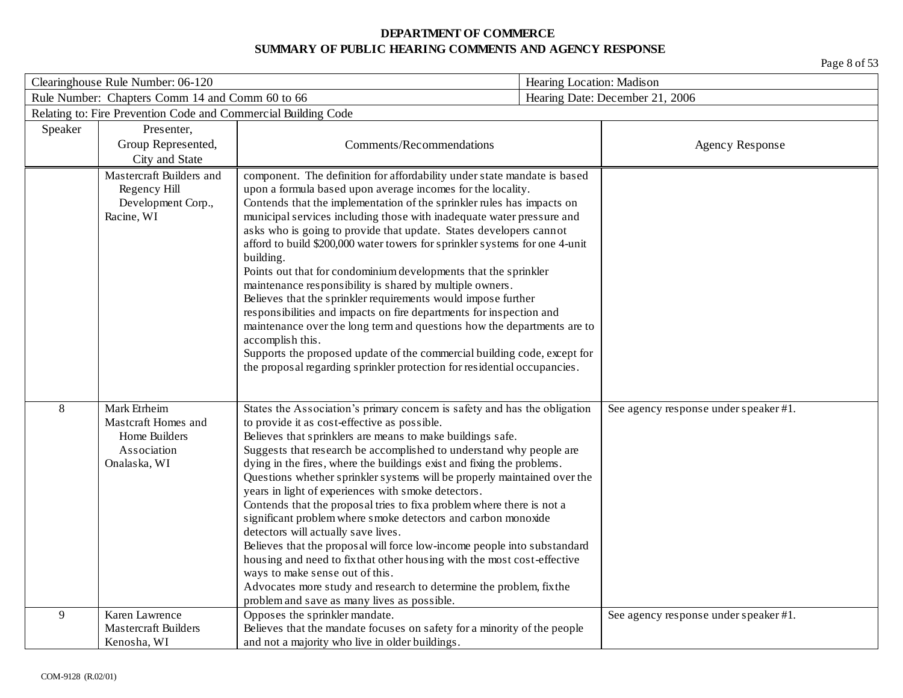**DEPARTMENT OF COMMERCE**
**SUMMARY OF PUBLIC HEARING COMMENTS AND AGENCY RESPONSE**

| Clearinghouse Rule Number: 06-120 | Hearing Location: Madison |
|---|---|
| Rule Number: Chapters Comm 14 and Comm 60 to 66 | Hearing Date: December 21, 2006 |
| Relating to: Fire Prevention Code and Commercial Building Code | |

| Speaker | Presenter, Group Represented, City and State | Comments/Recommendations | Agency Response |
|---|---|---|---|
| | Mastercraft Builders and Regency Hill Development Corp., Racine, WI | component. The definition for affordability under state mandate is based upon a formula based upon average incomes for the locality.<br>Contends that the implementation of the sprinkler rules has impacts on municipal services including those with inadequate water pressure and asks who is going to provide that update. States developers cannot afford to build $200,000 water towers for sprinkler systems for one 4-unit building.<br>Points out that for condominium developments that the sprinkler maintenance responsibility is shared by multiple owners.<br>Believes that the sprinkler requirements would impose further responsibilities and impacts on fire departments for inspection and maintenance over the long term and questions how the departments are to accomplish this.<br>Supports the proposed update of the commercial building code, except for the proposal regarding sprinkler protection for residential occupancies. | |
| 8 | Mark Etrheim<br>Mastcraft Homes and Home Builders Association<br>Onalaska, WI | States the Association's primary concern is safety and has the obligation to provide it as cost-effective as possible.<br>Believes that sprinklers are means to make buildings safe.<br>Suggests that research be accomplished to understand why people are dying in the fires, where the buildings exist and fixing the problems.<br>Questions whether sprinkler systems will be properly maintained over the years in light of experiences with smoke detectors.<br>Contends that the proposal tries to fix a problem where there is not a significant problem where smoke detectors and carbon monoxide detectors will actually save lives.<br>Believes that the proposal will force low-income people into substandard housing and need to fix that other housing with the most cost-effective ways to make sense out of this.<br>Advocates more study and research to determine the problem, fix the problem and save as many lives as possible. | See agency response under speaker #1. |
| 9 | Karen Lawrence<br>Mastercraft Builders<br>Kenosha, WI | Opposes the sprinkler mandate.<br>Believes that the mandate focuses on safety for a minority of the people and not a majority who live in older buildings. | See agency response under speaker #1. |

COM-9128 (R.02/01)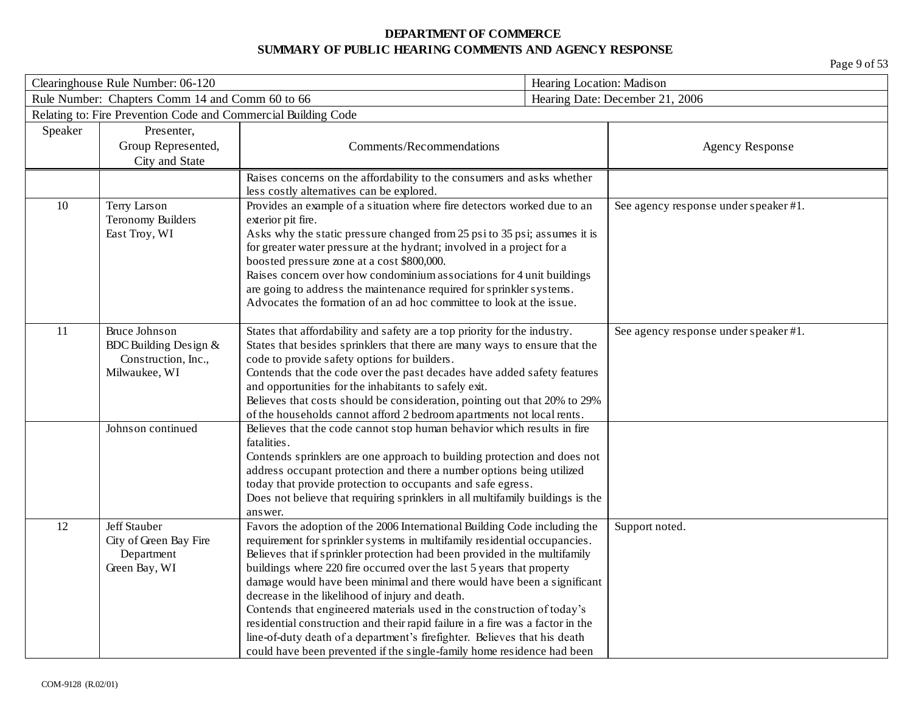**DEPARTMENT OF COMMERCE**
**SUMMARY OF PUBLIC HEARING COMMENTS AND AGENCY RESPONSE**

| Clearinghouse Rule Number: 06-120 | Hearing Location: Madison |
|---|---|
| Rule Number: Chapters Comm 14 and Comm 60 to 66 | Hearing Date: December 21, 2006 |
| Relating to: Fire Prevention Code and Commercial Building Code | |

| Speaker | Presenter, Group Represented, City and State | Comments/Recommendations | Agency Response |
|---|---|---|---|
| | | Raises concerns on the affordability to the consumers and asks whether less costly alternatives can be explored. | |
| 10 | Terry Larson<br>Teronomy Builders<br>East Troy, WI | Provides an example of a situation where fire detectors worked due to an exterior pit fire.<br>Asks why the static pressure changed from 25 psi to 35 psi; assumes it is for greater water pressure at the hydrant; involved in a project for a boosted pressure zone at a cost $800,000.<br>Raises concern over how condominium associations for 4 unit buildings are going to address the maintenance required for sprinkler systems.<br>Advocates the formation of an ad hoc committee to look at the issue. | See agency response under speaker #1. |
| 11 | Bruce Johnson<br>BDC Building Design & Construction, Inc.,<br>Milwaukee, WI | States that affordability and safety are a top priority for the industry.<br>States that besides sprinklers that there are many ways to ensure that the code to provide safety options for builders.<br>Contends that the code over the past decades have added safety features and opportunities for the inhabitants to safely exit.<br>Believes that costs should be consideration, pointing out that 20% to 29% of the households cannot afford 2 bedroom apartments not local rents. | See agency response under speaker #1. |
| | Johnson continued | Believes that the code cannot stop human behavior which results in fire fatalities.<br>Contends sprinklers are one approach to building protection and does not address occupant protection and there a number options being utilized today that provide protection to occupants and safe egress.<br>Does not believe that requiring sprinklers in all multifamily buildings is the answer. | |
| 12 | Jeff Stauber<br>City of Green Bay Fire Department<br>Green Bay, WI | Favors the adoption of the 2006 International Building Code including the requirement for sprinkler systems in multifamily residential occupancies.<br>Believes that if sprinkler protection had been provided in the multifamily buildings where 220 fire occurred over the last 5 years that property damage would have been minimal and there would have been a significant decrease in the likelihood of injury and death.<br>Contends that engineered materials used in the construction of today's residential construction and their rapid failure in a fire was a factor in the line-of-duty death of a department's firefighter. Believes that his death could have been prevented if the single-family home residence had been | Support noted. |

COM-9128 (R.02/01)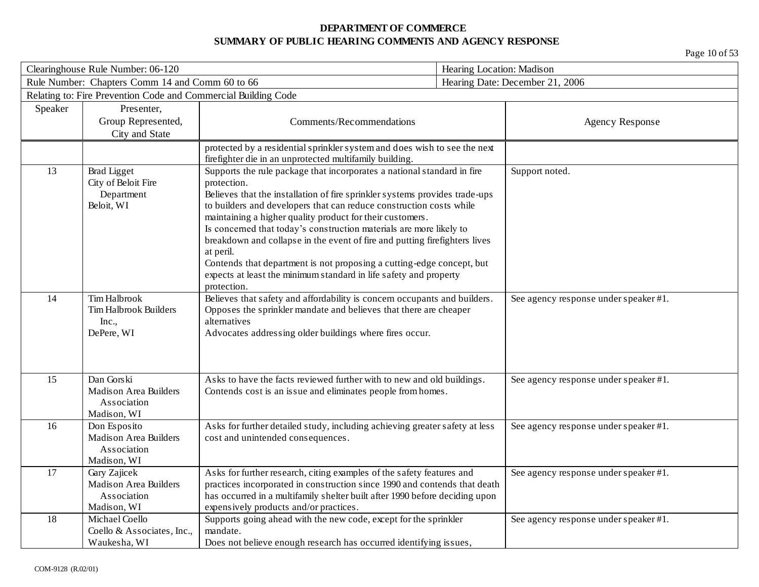**DEPARTMENT OF COMMERCE**
**SUMMARY OF PUBLIC HEARING COMMENTS AND AGENCY RESPONSE**

| Clearinghouse Rule Number: 06-120 | Hearing Location: Madison |
|---|---|
| Rule Number: Chapters Comm 14 and Comm 60 to 66 | Hearing Date: December 21, 2006 |
| Relating to: Fire Prevention Code and Commercial Building Code | |

| Speaker | Presenter, Group Represented, City and State | Comments/Recommendations | Agency Response |
|---|---|---|---|
| | | protected by a residential sprinkler system and does wish to see the next firefighter die in an unprotected multifamily building. | |
| 13 | Brad Ligget<br>City of Beloit Fire Department<br>Beloit, WI | Supports the rule package that incorporates a national standard in fire protection.<br>Believes that the installation of fire sprinkler systems provides trade-ups to builders and developers that can reduce construction costs while maintaining a higher quality product for their customers.<br>Is concerned that today's construction materials are more likely to breakdown and collapse in the event of fire and putting firefighters lives at peril.<br>Contends that department is not proposing a cutting-edge concept, but expects at least the minimum standard in life safety and property protection. | Support noted. |
| 14 | Tim Halbrook<br>Tim Halbrook Builders Inc.,<br>DePere, WI | Believes that safety and affordability is concern occupants and builders.<br>Opposes the sprinkler mandate and believes that there are cheaper alternatives<br>Advocates addressing older buildings where fires occur. | See agency response under speaker #1. |
| 15 | Dan Gorski<br>Madison Area Builders Association<br>Madison, WI | Asks to have the facts reviewed further with to new and old buildings.<br>Contends cost is an issue and eliminates people from homes. | See agency response under speaker #1. |
| 16 | Don Esposito<br>Madison Area Builders Association<br>Madison, WI | Asks for further detailed study, including achieving greater safety at less cost and unintended consequences. | See agency response under speaker #1. |
| 17 | Gary Zajicek<br>Madison Area Builders Association<br>Madison, WI | Asks for further research, citing examples of the safety features and practices incorporated in construction since 1990 and contends that death has occurred in a multifamily shelter built after 1990 before deciding upon expensively products and/or practices. | See agency response under speaker #1. |
| 18 | Michael Coello<br>Coello & Associates, Inc.,<br>Waukesha, WI | Supports going ahead with the new code, except for the sprinkler mandate.<br>Does not believe enough research has occurred identifying issues, | See agency response under speaker #1. |

COM-9128 (R.02/01)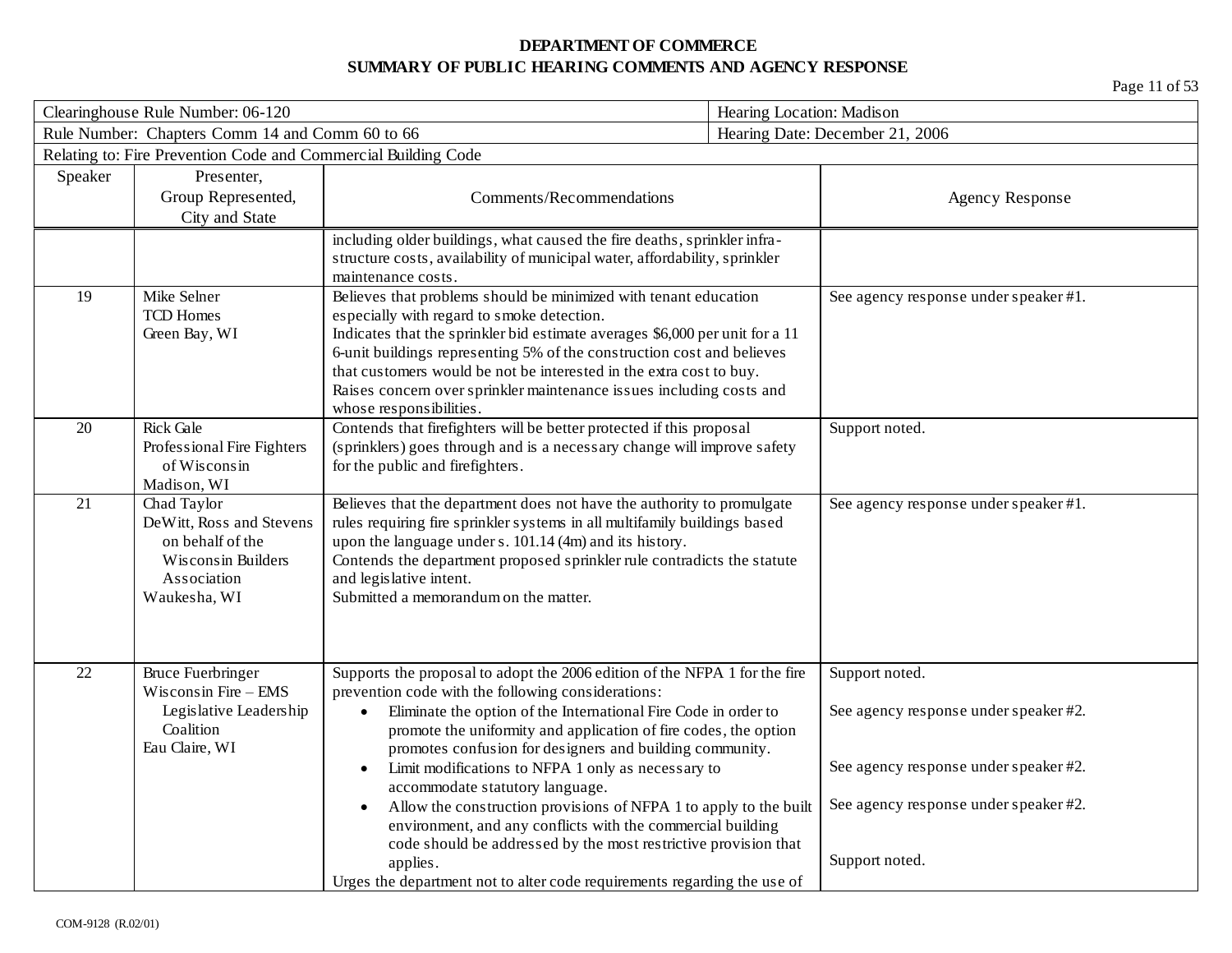**DEPARTMENT OF COMMERCE**
**SUMMARY OF PUBLIC HEARING COMMENTS AND AGENCY RESPONSE**

| Clearinghouse Rule Number: 06-120 | | | Hearing Location: Madison |
|---|---|---|---|
| Rule Number: Chapters Comm 14 and Comm 60 to 66 | | | Hearing Date: December 21, 2006 |
| Relating to: Fire Prevention Code and Commercial Building Code | | | |

| Speaker | Presenter, Group Represented, City and State | Comments/Recommendations | Agency Response |
|---|---|---|---|
| | | including older buildings, what caused the fire deaths, sprinkler infra-structure costs, availability of municipal water, affordability, sprinkler maintenance costs. | |
| 19 | Mike Selner<br>TCD Homes<br>Green Bay, WI | Believes that problems should be minimized with tenant education especially with regard to smoke detection.<br>Indicates that the sprinkler bid estimate averages $6,000 per unit for a 11 6-unit buildings representing 5% of the construction cost and believes that customers would be not be interested in the extra cost to buy.<br>Raises concern over sprinkler maintenance issues including costs and whose responsibilities. | See agency response under speaker #1. |
| 20 | Rick Gale<br>Professional Fire Fighters of Wisconsin<br>Madison, WI | Contends that firefighters will be better protected if this proposal (sprinklers) goes through and is a necessary change will improve safety for the public and firefighters. | Support noted. |
| 21 | Chad Taylor<br>DeWitt, Ross and Stevens on behalf of the Wisconsin Builders Association<br>Waukesha, WI | Believes that the department does not have the authority to promulgate rules requiring fire sprinkler systems in all multifamily buildings based upon the language under s. 101.14 (4m) and its history.<br>Contends the department proposed sprinkler rule contradicts the statute and legislative intent.<br>Submitted a memorandum on the matter. | See agency response under speaker #1. |
| 22 | Bruce Fuerbringer<br>Wisconsin Fire – EMS Legislative Leadership Coalition<br>Eau Claire, WI | Supports the proposal to adopt the 2006 edition of the NFPA 1 for the fire prevention code with the following considerations:<br>• Eliminate the option of the International Fire Code in order to promote the uniformity and application of fire codes, the option promotes confusion for designers and building community.<br>• Limit modifications to NFPA 1 only as necessary to accommodate statutory language.<br>• Allow the construction provisions of NFPA 1 to apply to the built environment, and any conflicts with the commercial building code should be addressed by the most restrictive provision that applies.<br>Urges the department not to alter code requirements regarding the use of | Support noted.<br>See agency response under speaker #2.<br>See agency response under speaker #2.<br>See agency response under speaker #2.<br>Support noted. |

COM-9128 (R.02/01)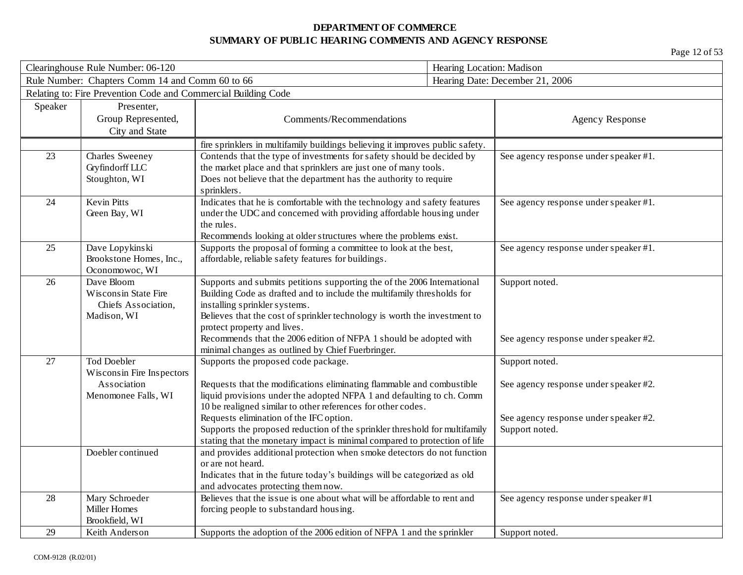**DEPARTMENT OF COMMERCE**
**SUMMARY OF PUBLIC HEARING COMMENTS AND AGENCY RESPONSE**

| Clearinghouse Rule Number: 06-120 | | | Hearing Location: Madison |
|---|---|---|---|
| Rule Number: Chapters Comm 14 and Comm 60 to 66 | | | Hearing Date: December 21, 2006 |
| Relating to: Fire Prevention Code and Commercial Building Code | | | |

| Speaker | Presenter, Group Represented, City and State | Comments/Recommendations | Agency Response |
|---|---|---|---|
| | | fire sprinklers in multifamily buildings believing it improves public safety. | |
| 23 | Charles Sweeney<br>Gryfindorff LLC<br>Stoughton, WI | Contends that the type of investments for safety should be decided by the market place and that sprinklers are just one of many tools.<br>Does not believe that the department has the authority to require sprinklers. | See agency response under speaker #1. |
| 24 | Kevin Pitts<br>Green Bay, WI | Indicates that he is comfortable with the technology and safety features under the UDC and concerned with providing affordable housing under the rules.<br>Recommends looking at older structures where the problems exist. | See agency response under speaker #1. |
| 25 | Dave Lopykinski<br>Brookstone Homes, Inc.,<br>Oconomowoc, WI | Supports the proposal of forming a committee to look at the best, affordable, reliable safety features for buildings. | See agency response under speaker #1. |
| 26 | Dave Bloom<br>Wisconsin State Fire Chiefs Association,<br>Madison, WI | Supports and submits petitions supporting the of the 2006 International Building Code as drafted and to include the multifamily thresholds for installing sprinkler systems.<br>Believes that the cost of sprinkler technology is worth the investment to protect property and lives.<br>Recommends that the 2006 edition of NFPA 1 should be adopted with minimal changes as outlined by Chief Fuerbringer. | Support noted.<br><br><br><br>See agency response under speaker #2. |
| 27 | Tod Doebler<br>Wisconsin Fire Inspectors Association<br>Menomonee Falls, WI | Supports the proposed code package.<br><br>Requests that the modifications eliminating flammable and combustible liquid provisions under the adopted NFPA 1 and defaulting to ch. Comm 10 be realigned similar to other references for other codes.<br>Requests elimination of the IFC option.<br>Supports the proposed reduction of the sprinkler threshold for multifamily stating that the monetary impact is minimal compared to protection of life | Support noted.<br><br>See agency response under speaker #2.<br><br><br>See agency response under speaker #2.<br>Support noted. |
| | Doebler continued | and provides additional protection when smoke detectors do not function or are not heard.<br>Indicates that in the future today's buildings will be categorized as old and advocates protecting them now. | |
| 28 | Mary Schroeder<br>Miller Homes<br>Brookfield, WI | Believes that the issue is one about what will be affordable to rent and forcing people to substandard housing. | See agency response under speaker #1 |
| 29 | Keith Anderson | Supports the adoption of the 2006 edition of NFPA 1 and the sprinkler | Support noted. |

COM-9128 (R.02/01)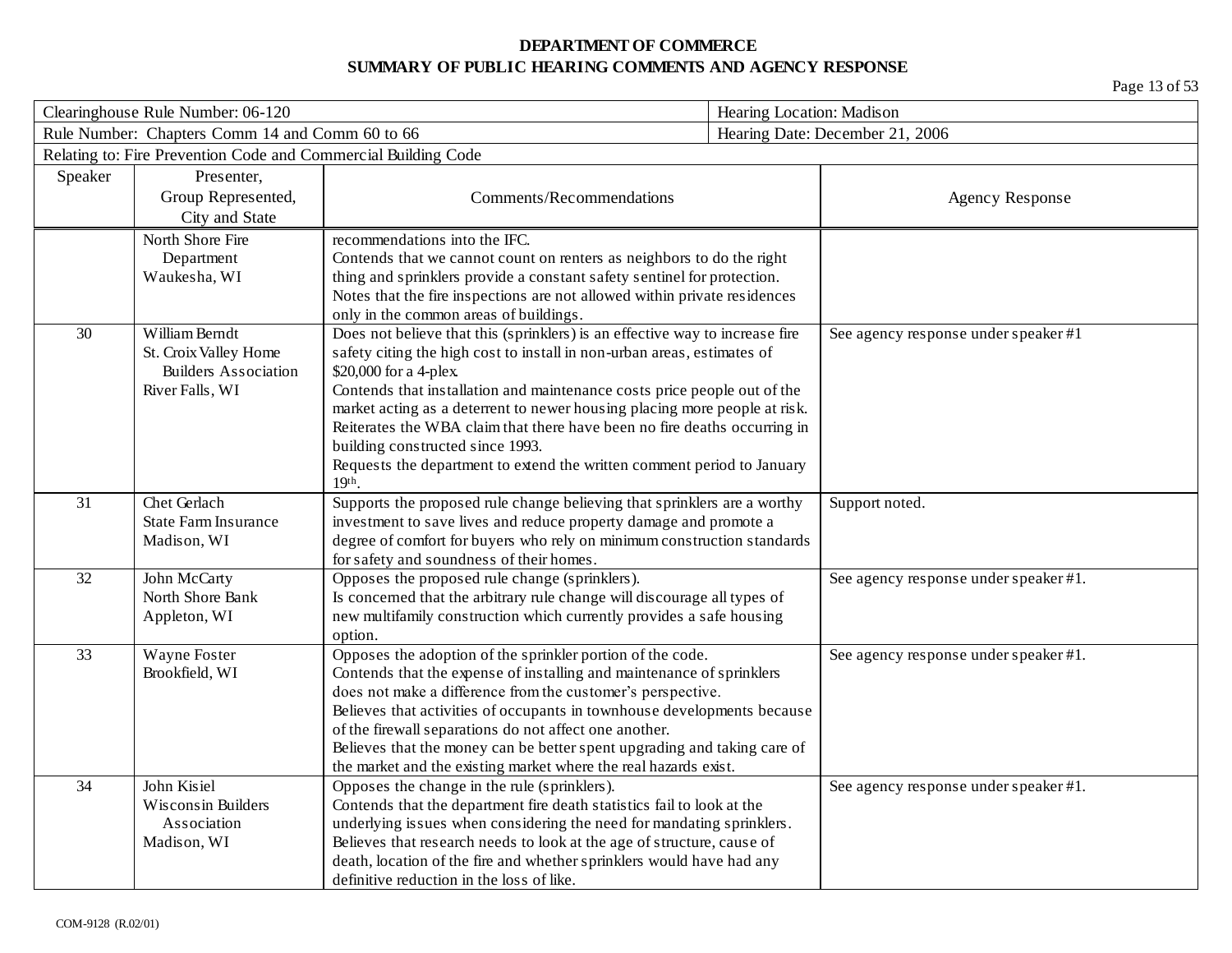**DEPARTMENT OF COMMERCE**
**SUMMARY OF PUBLIC HEARING COMMENTS AND AGENCY RESPONSE**

| Clearinghouse Rule Number: 06-120 | | | Hearing Location: Madison |
|---|---|---|---|
| Rule Number: Chapters Comm 14 and Comm 60 to 66 | | | Hearing Date: December 21, 2006 |
| Relating to: Fire Prevention Code and Commercial Building Code | | | |

| Speaker | Presenter, Group Represented, City and State | Comments/Recommendations | Agency Response |
|---|---|---|---|
| | North Shore Fire Department<br>Waukesha, WI | recommendations into the IFC.<br>Contends that we cannot count on renters as neighbors to do the right thing and sprinklers provide a constant safety sentinel for protection.<br>Notes that the fire inspections are not allowed within private residences only in the common areas of buildings. | |
| 30 | William Berndt<br>St. Croix Valley Home Builders Association<br>River Falls, WI | Does not believe that this (sprinklers) is an effective way to increase fire safety citing the high cost to install in non-urban areas, estimates of $20,000 for a 4-plex.<br>Contends that installation and maintenance costs price people out of the market acting as a deterrent to newer housing placing more people at risk.<br>Reiterates the WBA claim that there have been no fire deaths occurring in building constructed since 1993.<br>Requests the department to extend the written comment period to January 19th. | See agency response under speaker #1 |
| 31 | Chet Gerlach<br>State Farm Insurance<br>Madison, WI | Supports the proposed rule change believing that sprinklers are a worthy investment to save lives and reduce property damage and promote a degree of comfort for buyers who rely on minimum construction standards for safety and soundness of their homes. | Support noted. |
| 32 | John McCarty<br>North Shore Bank<br>Appleton, WI | Opposes the proposed rule change (sprinklers).<br>Is concerned that the arbitrary rule change will discourage all types of new multifamily construction which currently provides a safe housing option. | See agency response under speaker #1. |
| 33 | Wayne Foster<br>Brookfield, WI | Opposes the adoption of the sprinkler portion of the code.<br>Contends that the expense of installing and maintenance of sprinklers does not make a difference from the customer's perspective.<br>Believes that activities of occupants in townhouse developments because of the firewall separations do not affect one another.<br>Believes that the money can be better spent upgrading and taking care of the market and the existing market where the real hazards exist. | See agency response under speaker #1. |
| 34 | John Kisiel<br>Wisconsin Builders Association<br>Madison, WI | Opposes the change in the rule (sprinklers).<br>Contends that the department fire death statistics fail to look at the underlying issues when considering the need for mandating sprinklers.<br>Believes that research needs to look at the age of structure, cause of death, location of the fire and whether sprinklers would have had any definitive reduction in the loss of like. | See agency response under speaker #1. |

COM-9128 (R.02/01)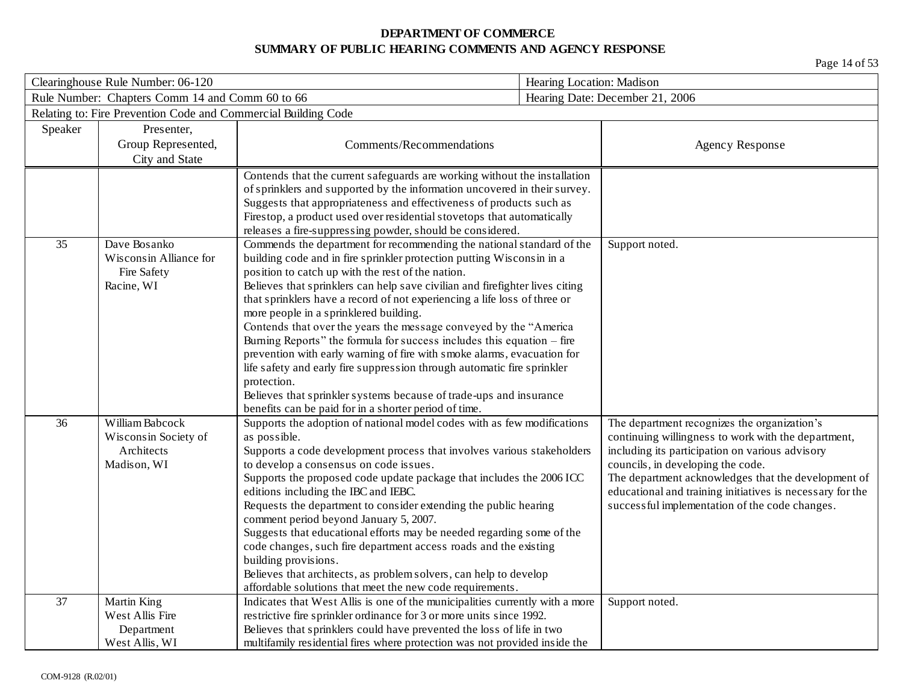**DEPARTMENT OF COMMERCE**
**SUMMARY OF PUBLIC HEARING COMMENTS AND AGENCY RESPONSE**

| Clearinghouse Rule Number: 06-120 | | | Hearing Location: Madison |
|---|---|---|---|
| Rule Number: Chapters Comm 14 and Comm 60 to 66 | | | Hearing Date: December 21, 2006 |
| Relating to: Fire Prevention Code and Commercial Building Code | | | |

| Speaker | Presenter, Group Represented, City and State | Comments/Recommendations | Agency Response |
|---|---|---|---|
| | | Contends that the current safeguards are working without the installation of sprinklers and supported by the information uncovered in their survey.<br>Suggests that appropriateness and effectiveness of products such as Firestop, a product used over residential stovetops that automatically releases a fire-suppressing powder, should be considered. | |
| 35 | Dave Bosanko<br>Wisconsin Alliance for Fire Safety<br>Racine, WI | Commends the department for recommending the national standard of the building code and in fire sprinkler protection putting Wisconsin in a position to catch up with the rest of the nation.<br>Believes that sprinklers can help save civilian and firefighter lives citing that sprinklers have a record of not experiencing a life loss of three or more people in a sprinklered building.<br>Contends that over the years the message conveyed by the "America Burning Reports" the formula for success includes this equation – fire prevention with early warning of fire with smoke alarms, evacuation for life safety and early fire suppression through automatic fire sprinkler protection.<br>Believes that sprinkler systems because of trade-ups and insurance benefits can be paid for in a shorter period of time. | Support noted. |
| 36 | William Babcock<br>Wisconsin Society of Architects<br>Madison, WI | Supports the adoption of national model codes with as few modifications as possible.<br>Supports a code development process that involves various stakeholders to develop a consensus on code issues.<br>Supports the proposed code update package that includes the 2006 ICC editions including the IBC and IEBC.<br>Requests the department to consider extending the public hearing comment period beyond January 5, 2007.<br>Suggests that educational efforts may be needed regarding some of the code changes, such fire department access roads and the existing building provisions.<br>Believes that architects, as problem solvers, can help to develop affordable solutions that meet the new code requirements. | The department recognizes the organization's continuing willingness to work with the department, including its participation on various advisory councils, in developing the code.<br>The department acknowledges that the development of educational and training initiatives is necessary for the successful implementation of the code changes. |
| 37 | Martin King<br>West Allis Fire Department<br>West Allis, WI | Indicates that West Allis is one of the municipalities currently with a more restrictive fire sprinkler ordinance for 3 or more units since 1992.<br>Believes that sprinklers could have prevented the loss of life in two multifamily residential fires where protection was not provided inside the | Support noted. |

COM-9128 (R.02/01)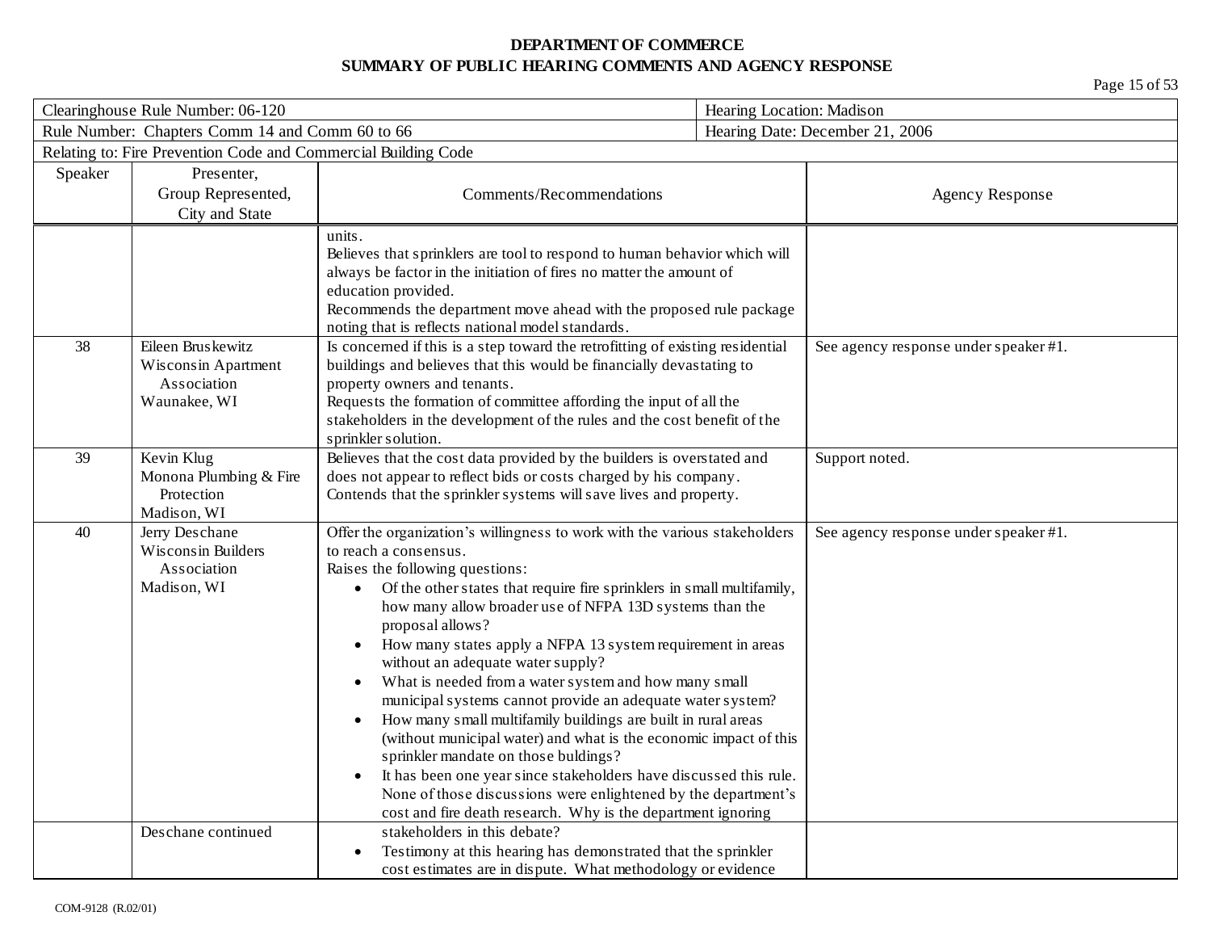**DEPARTMENT OF COMMERCE**
**SUMMARY OF PUBLIC HEARING COMMENTS AND AGENCY RESPONSE**

| Clearinghouse Rule Number: 06-120 | | | Hearing Location: Madison |
|---|---|---|---|
| Rule Number: Chapters Comm 14 and Comm 60 to 66 | | | Hearing Date: December 21, 2006 |
| Relating to: Fire Prevention Code and Commercial Building Code | | | |

| Speaker | Presenter, Group Represented, City and State | Comments/Recommendations | Agency Response |
|---|---|---|---|
| | | units.<br>Believes that sprinklers are tool to respond to human behavior which will always be factor in the initiation of fires no matter the amount of education provided.<br>Recommends the department move ahead with the proposed rule package noting that is reflects national model standards. | |
| 38 | Eileen Bruskewitz<br>Wisconsin Apartment Association<br>Waunakee, WI | Is concerned if this is a step toward the retrofitting of existing residential buildings and believes that this would be financially devastating to property owners and tenants.<br>Requests the formation of committee affording the input of all the stakeholders in the development of the rules and the cost benefit of the sprinkler solution. | See agency response under speaker #1. |
| 39 | Kevin Klug<br>Monona Plumbing & Fire Protection<br>Madison, WI | Believes that the cost data provided by the builders is overstated and does not appear to reflect bids or costs charged by his company.<br>Contends that the sprinkler systems will save lives and property. | Support noted. |
| 40 | Jerry Deschane<br>Wisconsin Builders Association<br>Madison, WI | Offer the organization's willingness to work with the various stakeholders to reach a consensus.<br>Raises the following questions:<br>• Of the other states that require fire sprinklers in small multifamily, how many allow broader use of NFPA 13D systems than the proposal allows?<br>• How many states apply a NFPA 13 system requirement in areas without an adequate water supply?<br>• What is needed from a water system and how many small municipal systems cannot provide an adequate water system?<br>• How many small multifamily buildings are built in rural areas (without municipal water) and what is the economic impact of this sprinkler mandate on those buildings?<br>• It has been one year since stakeholders have discussed this rule. None of those discussions were enlightened by the department's cost and fire death research. Why is the department ignoring | See agency response under speaker #1. |
| | Deschane continued | stakeholders in this debate?<br>• Testimony at this hearing has demonstrated that the sprinkler cost estimates are in dispute. What methodology or evidence | |

COM-9128 (R.02/01)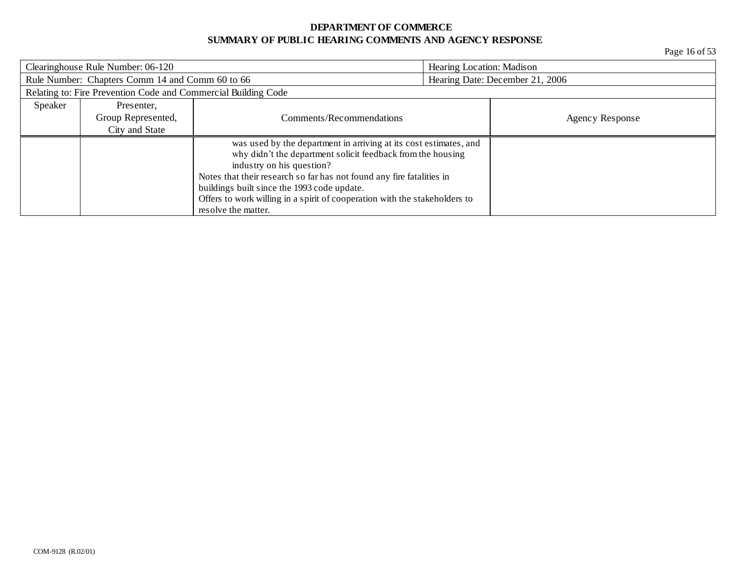**DEPARTMENT OF COMMERCE**
**SUMMARY OF PUBLIC HEARING COMMENTS AND AGENCY RESPONSE**

| Clearinghouse Rule Number: 06-120 | Hearing Location: Madison |
|---|---|
| Rule Number: Chapters Comm 14 and Comm 60 to 66 | Hearing Date: December 21, 2006 |
| Relating to: Fire Prevention Code and Commercial Building Code | |

| Speaker | Presenter, Group Represented, City and State | Comments/Recommendations | Agency Response |
|---|---|---|---|
| | | was used by the department in arriving at its cost estimates, and why didn't the department solicit feedback from the housing industry on his question?<br>Notes that their research so far has not found any fire fatalities in buildings built since the 1993 code update.<br>Offers to work willing in a spirit of cooperation with the stakeholders to resolve the matter. | |

COM-9128 (R.02/01)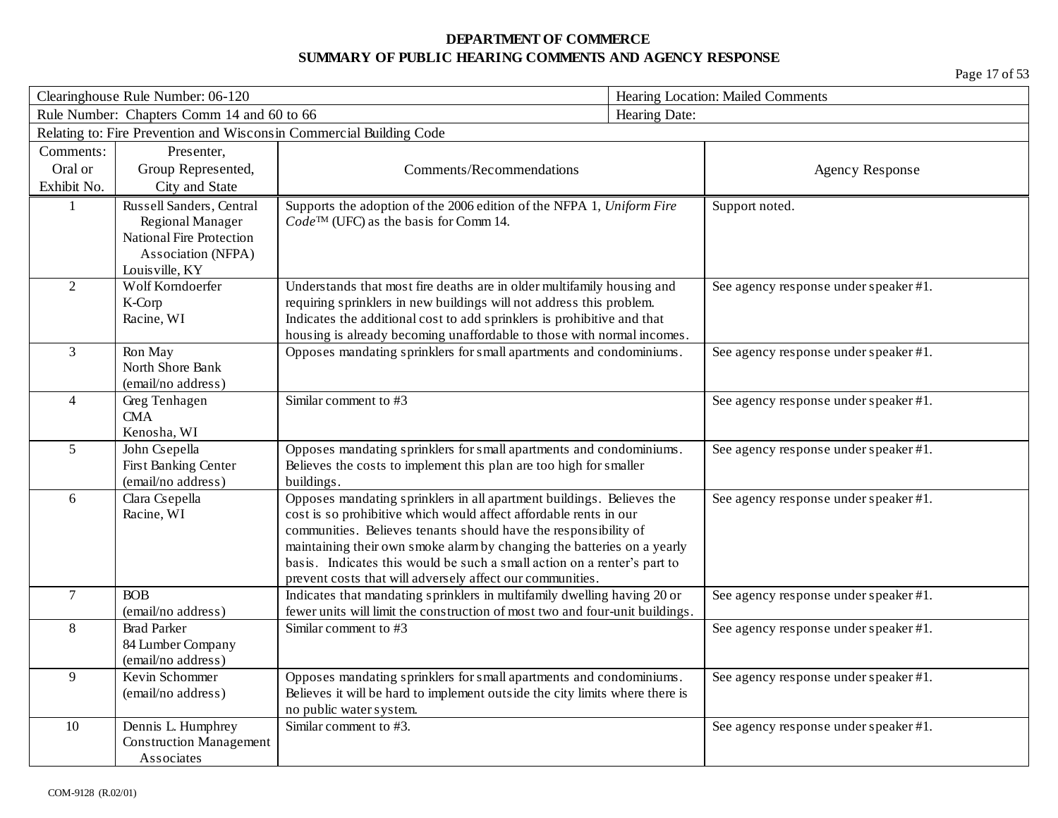**DEPARTMENT OF COMMERCE**
**SUMMARY OF PUBLIC HEARING COMMENTS AND AGENCY RESPONSE**

| Clearinghouse Rule Number: 06-120 | Hearing Location: Mailed Comments |
|---|---|
| Rule Number: Chapters Comm 14 and 60 to 66 | Hearing Date: |
| Relating to: Fire Prevention and Wisconsin Commercial Building Code | |

| Comments: Oral or Exhibit No. | Presenter, Group Represented, City and State | Comments/Recommendations | Agency Response |
|---|---|---|---|
| 1 | Russell Sanders, Central Regional Manager National Fire Protection Association (NFPA) Louisville, KY | Supports the adoption of the 2006 edition of the NFPA 1, *Uniform Fire Code™* (UFC) as the basis for Comm 14. | Support noted. |
| 2 | Wolf Korndoerfer K-Corp Racine, WI | Understands that most fire deaths are in older multifamily housing and requiring sprinklers in new buildings will not address this problem. Indicates the additional cost to add sprinklers is prohibitive and that housing is already becoming unaffordable to those with normal incomes. | See agency response under speaker #1. |
| 3 | Ron May North Shore Bank (email/no address) | Opposes mandating sprinklers for small apartments and condominiums. | See agency response under speaker #1. |
| 4 | Greg Tenhagen CMA Kenosha, WI | Similar comment to #3 | See agency response under speaker #1. |
| 5 | John Csepella First Banking Center (email/no address) | Opposes mandating sprinklers for small apartments and condominiums. Believes the costs to implement this plan are too high for smaller buildings. | See agency response under speaker #1. |
| 6 | Clara Csepella Racine, WI | Opposes mandating sprinklers in all apartment buildings. Believes the cost is so prohibitive which would affect affordable rents in our communities. Believes tenants should have the responsibility of maintaining their own smoke alarm by changing the batteries on a yearly basis. Indicates this would be such a small action on a renter's part to prevent costs that will adversely affect our communities. | See agency response under speaker #1. |
| 7 | BOB (email/no address) | Indicates that mandating sprinklers in multifamily dwelling having 20 or fewer units will limit the construction of most two and four-unit buildings. | See agency response under speaker #1. |
| 8 | Brad Parker 84 Lumber Company (email/no address) | Similar comment to #3 | See agency response under speaker #1. |
| 9 | Kevin Schommer (email/no address) | Opposes mandating sprinklers for small apartments and condominiums. Believes it will be hard to implement outside the city limits where there is no public water system. | See agency response under speaker #1. |
| 10 | Dennis L. Humphrey Construction Management Associates | Similar comment to #3. | See agency response under speaker #1. |

COM-9128 (R.02/01)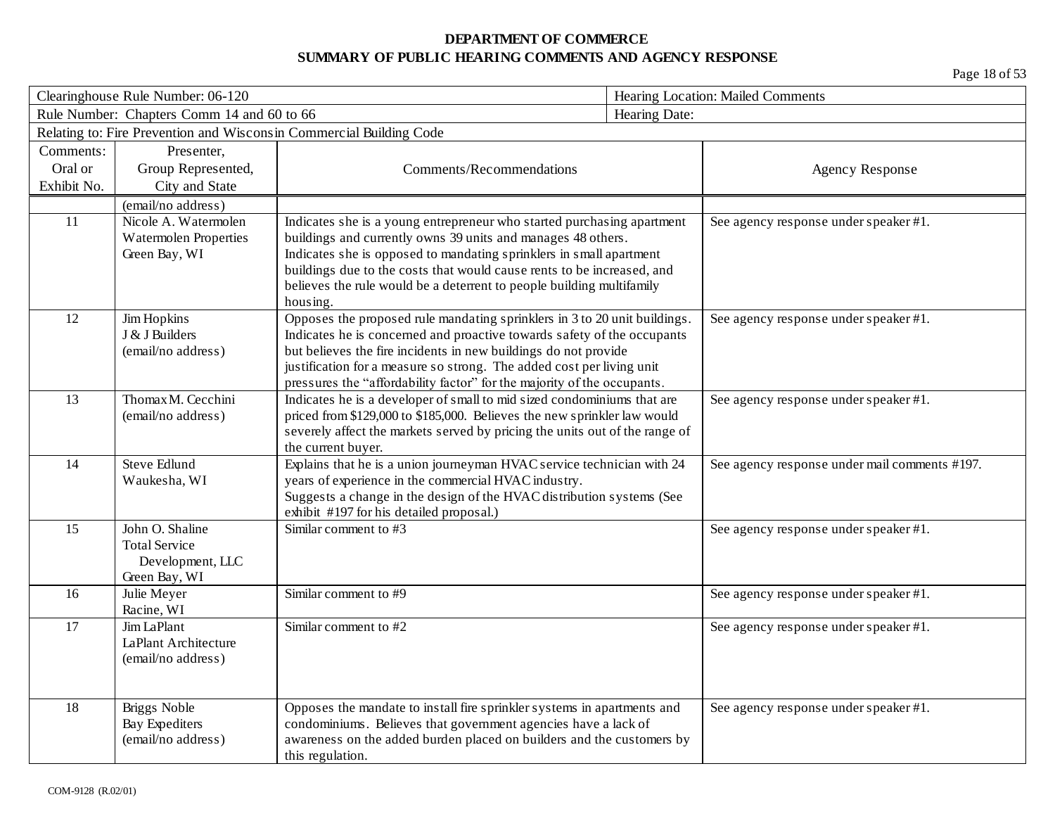**DEPARTMENT OF COMMERCE**
**SUMMARY OF PUBLIC HEARING COMMENTS AND AGENCY RESPONSE**

| Clearinghouse Rule Number: 06-120 | | | Hearing Location: Mailed Comments |
|---|---|---|---|
| Rule Number: Chapters Comm 14 and 60 to 66 | | | Hearing Date: |
| Relating to: Fire Prevention and Wisconsin Commercial Building Code | | | |
| Comments: Oral or Exhibit No. | Presenter, Group Represented, City and State | Comments/Recommendations | Agency Response |
| | (email/no address) | | |
| 11 | Nicole A. Watermolen<br>Watermolen Properties<br>Green Bay, WI | Indicates she is a young entrepreneur who started purchasing apartment buildings and currently owns 39 units and manages 48 others.<br>Indicates she is opposed to mandating sprinklers in small apartment buildings due to the costs that would cause rents to be increased, and believes the rule would be a deterrent to people building multifamily housing. | See agency response under speaker #1. |
| 12 | Jim Hopkins<br>J & J Builders<br>(email/no address) | Opposes the proposed rule mandating sprinklers in 3 to 20 unit buildings. Indicates he is concerned and proactive towards safety of the occupants but believes the fire incidents in new buildings do not provide justification for a measure so strong. The added cost per living unit pressures the "affordability factor" for the majority of the occupants. | See agency response under speaker #1. |
| 13 | Thomax M. Cecchini<br>(email/no address) | Indicates he is a developer of small to mid sized condominiums that are priced from $129,000 to $185,000. Believes the new sprinkler law would severely affect the markets served by pricing the units out of the range of the current buyer. | See agency response under speaker #1. |
| 14 | Steve Edlund<br>Waukesha, WI | Explains that he is a union journeyman HVAC service technician with 24 years of experience in the commercial HVAC industry.<br>Suggests a change in the design of the HVAC distribution systems (See exhibit #197 for his detailed proposal.) | See agency response under mail comments #197. |
| 15 | John O. Shaline<br>Total Service Development, LLC<br>Green Bay, WI | Similar comment to #3 | See agency response under speaker #1. |
| 16 | Julie Meyer<br>Racine, WI | Similar comment to #9 | See agency response under speaker #1. |
| 17 | Jim LaPlant<br>LaPlant Architecture<br>(email/no address) | Similar comment to #2 | See agency response under speaker #1. |
| 18 | Briggs Noble<br>Bay Expediters<br>(email/no address) | Opposes the mandate to install fire sprinkler systems in apartments and condominiums. Believes that government agencies have a lack of awareness on the added burden placed on builders and the customers by this regulation. | See agency response under speaker #1. |

COM-9128 (R.02/01)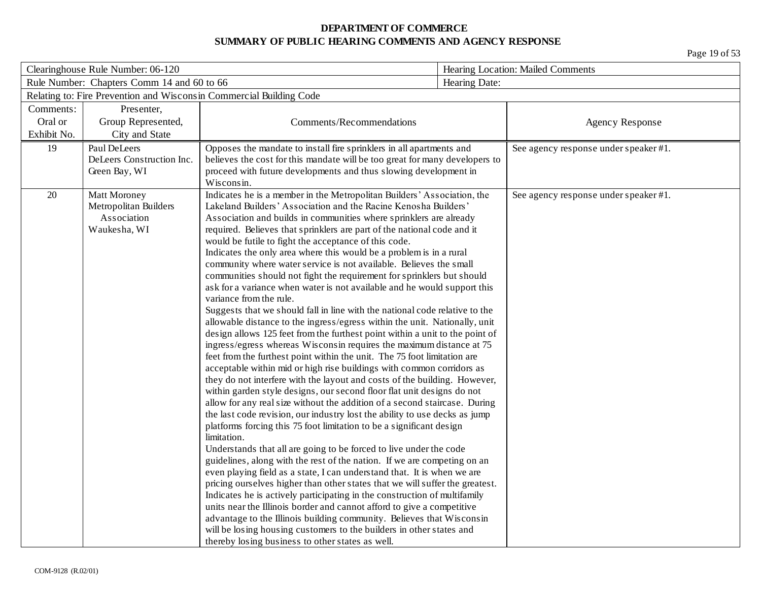**DEPARTMENT OF COMMERCE**
**SUMMARY OF PUBLIC HEARING COMMENTS AND AGENCY RESPONSE**

| Clearinghouse Rule Number: 06-120 | | | Hearing Location: Mailed Comments |
|---|---|---|---|
| Rule Number: Chapters Comm 14 and 60 to 66 | | | Hearing Date: |
| Relating to: Fire Prevention and Wisconsin Commercial Building Code | | | |
| Comments: Oral or Exhibit No. | Presenter, Group Represented, City and State | Comments/Recommendations | Agency Response |
| 19 | Paul DeLeers<br>DeLeers Construction Inc.<br>Green Bay, WI | Opposes the mandate to install fire sprinklers in all apartments and believes the cost for this mandate will be too great for many developers to proceed with future developments and thus slowing development in Wisconsin. | See agency response under speaker #1. |
| 20 | Matt Moroney<br>Metropolitan Builders Association<br>Waukesha, WI | Indicates he is a member in the Metropolitan Builders' Association, the Lakeland Builders' Association and the Racine Kenosha Builders' Association and builds in communities where sprinklers are already required. Believes that sprinklers are part of the national code and it would be futile to fight the acceptance of this code.<br>Indicates the only area where this would be a problem is in a rural community where water service is not available. Believes the small communities should not fight the requirement for sprinklers but should ask for a variance when water is not available and he would support this variance from the rule.<br>Suggests that we should fall in line with the national code relative to the allowable distance to the ingress/egress within the unit. Nationally, unit design allows 125 feet from the furthest point within a unit to the point of ingress/egress whereas Wisconsin requires the maximum distance at 75 feet from the furthest point within the unit. The 75 foot limitation are acceptable within mid or high rise buildings with common corridors as they do not interfere with the layout and costs of the building. However, within garden style designs, our second floor flat unit designs do not allow for any real size without the addition of a second staircase. During the last code revision, our industry lost the ability to use decks as jump platforms forcing this 75 foot limitation to be a significant design limitation.<br>Understands that all are going to be forced to live under the code guidelines, along with the rest of the nation. If we are competing on an even playing field as a state, I can understand that. It is when we are pricing ourselves higher than other states that we will suffer the greatest. Indicates he is actively participating in the construction of multifamily units near the Illinois border and cannot afford to give a competitive advantage to the Illinois building community. Believes that Wisconsin will be losing housing customers to the builders in other states and thereby losing business to other states as well. | See agency response under speaker #1. |

COM-9128 (R.02/01)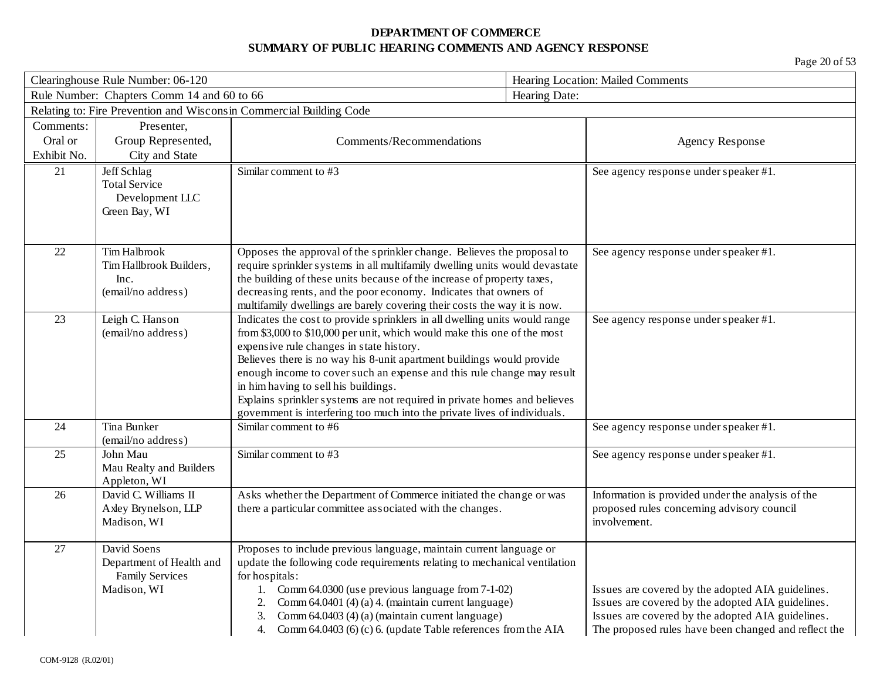**DEPARTMENT OF COMMERCE**
**SUMMARY OF PUBLIC HEARING COMMENTS AND AGENCY RESPONSE**

| Clearinghouse Rule Number: 06-120 | | | Hearing Location: Mailed Comments |
|---|---|---|---|
| Rule Number: Chapters Comm 14 and 60 to 66 | | | Hearing Date: |
| Relating to: Fire Prevention and Wisconsin Commercial Building Code | | | |

| Comments: Oral or Exhibit No. | Presenter, Group Represented, City and State | Comments/Recommendations | Agency Response |
|---|---|---|---|
| 21 | Jeff Schlag<br>Total Service Development LLC<br>Green Bay, WI | Similar comment to #3 | See agency response under speaker #1. |
| 22 | Tim Halbrook<br>Tim Hallbrook Builders, Inc.<br>(email/no address) | Opposes the approval of the sprinkler change. Believes the proposal to require sprinkler systems in all multifamily dwelling units would devastate the building of these units because of the increase of property taxes, decreasing rents, and the poor economy. Indicates that owners of multifamily dwellings are barely covering their costs the way it is now. | See agency response under speaker #1. |
| 23 | Leigh C. Hanson<br>(email/no address) | Indicates the cost to provide sprinklers in all dwelling units would range from $3,000 to $10,000 per unit, which would make this one of the most expensive rule changes in state history.<br>Believes there is no way his 8-unit apartment buildings would provide enough income to cover such an expense and this rule change may result in him having to sell his buildings.<br>Explains sprinkler systems are not required in private homes and believes government is interfering too much into the private lives of individuals. | See agency response under speaker #1. |
| 24 | Tina Bunker<br>(email/no address) | Similar comment to #6 | See agency response under speaker #1. |
| 25 | John Mau<br>Mau Realty and Builders<br>Appleton, WI | Similar comment to #3 | See agency response under speaker #1. |
| 26 | David C. Williams II<br>Axley Brynelson, LLP<br>Madison, WI | Asks whether the Department of Commerce initiated the change or was there a particular committee associated with the changes. | Information is provided under the analysis of the proposed rules concerning advisory council involvement. |
| 27 | David Soens<br>Department of Health and Family Services<br>Madison, WI | Proposes to include previous language, maintain current language or update the following code requirements relating to mechanical ventilation for hospitals:<br>1. Comm 64.0300 (use previous language from 7-1-02)<br>2. Comm 64.0401 (4) (a) 4. (maintain current language)<br>3. Comm 64.0403 (4) (a) (maintain current language)<br>4. Comm 64.0403 (6) (c) 6. (update Table references from the AIA | Issues are covered by the adopted AIA guidelines.<br>Issues are covered by the adopted AIA guidelines.<br>Issues are covered by the adopted AIA guidelines.<br>The proposed rules have been changed and reflect the |

COM-9128 (R.02/01)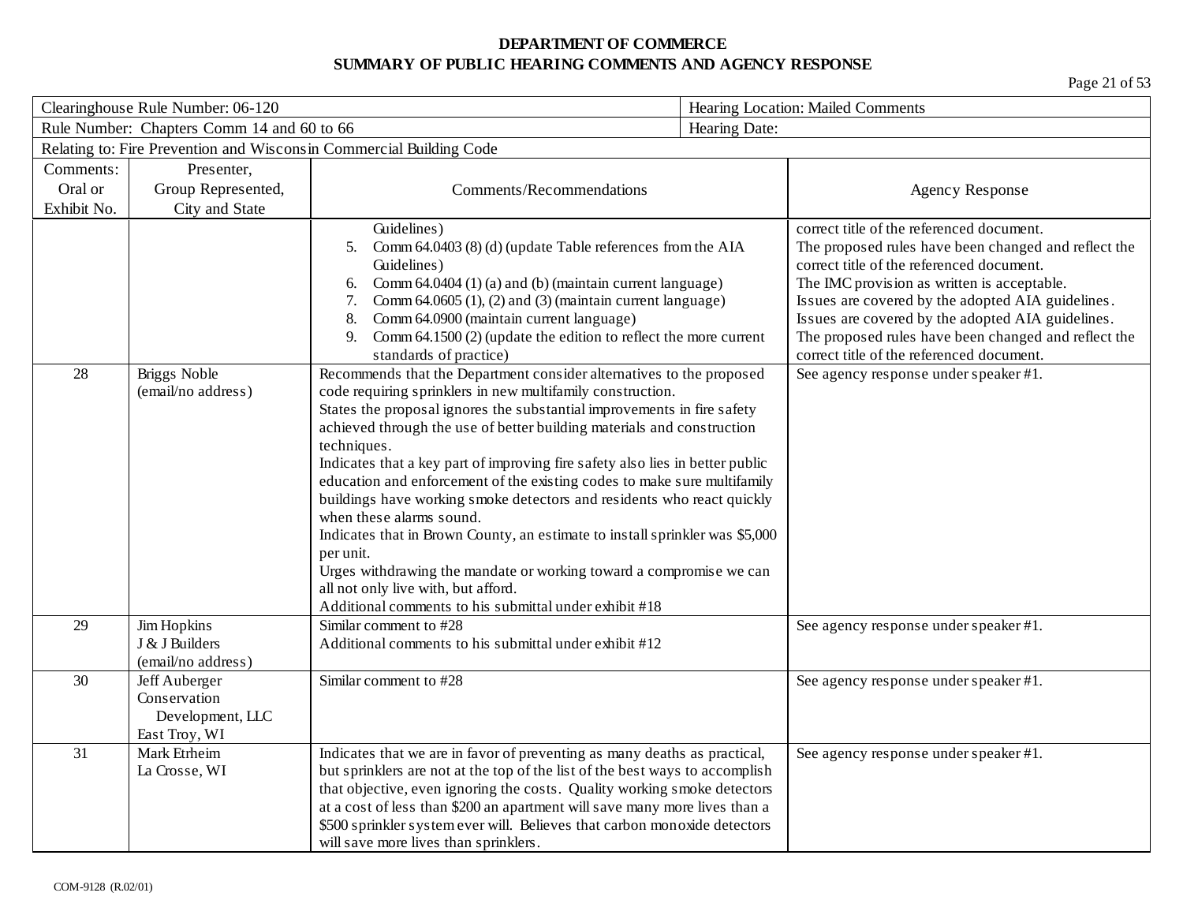**DEPARTMENT OF COMMERCE**
**SUMMARY OF PUBLIC HEARING COMMENTS AND AGENCY RESPONSE**

| Clearinghouse Rule Number: 06-120 | | | Hearing Location: Mailed Comments |
|---|---|---|---|
| Rule Number: Chapters Comm 14 and 60 to 66 | | | Hearing Date: |
| Relating to: Fire Prevention and Wisconsin Commercial Building Code | | | |
| Comments: Oral or Exhibit No. | Presenter, Group Represented, City and State | Comments/Recommendations | Agency Response |
| | | Guidelines)<br>5. Comm 64.0403 (8) (d) (update Table references from the AIA Guidelines)<br>6. Comm 64.0404 (1) (a) and (b) (maintain current language)<br>7. Comm 64.0605 (1), (2) and (3) (maintain current language)<br>8. Comm 64.0900 (maintain current language)<br>9. Comm 64.1500 (2) (update the edition to reflect the more current standards of practice) | correct title of the referenced document.<br>The proposed rules have been changed and reflect the correct title of the referenced document.<br>The IMC provision as written is acceptable.<br>Issues are covered by the adopted AIA guidelines.<br>Issues are covered by the adopted AIA guidelines.<br>The proposed rules have been changed and reflect the correct title of the referenced document. |
| 28 | Briggs Noble<br>(email/no address) | Recommends that the Department consider alternatives to the proposed code requiring sprinklers in new multifamily construction.<br>States the proposal ignores the substantial improvements in fire safety achieved through the use of better building materials and construction techniques.<br>Indicates that a key part of improving fire safety also lies in better public education and enforcement of the existing codes to make sure multifamily buildings have working smoke detectors and residents who react quickly when these alarms sound.<br>Indicates that in Brown County, an estimate to install sprinkler was $5,000 per unit.<br>Urges withdrawing the mandate or working toward a compromise we can all not only live with, but afford.<br>Additional comments to his submittal under exhibit #18 | See agency response under speaker #1. |
| 29 | Jim Hopkins<br>J & J Builders<br>(email/no address) | Similar comment to #28<br>Additional comments to his submittal under exhibit #12 | See agency response under speaker #1. |
| 30 | Jeff Auberger<br>Conservation Development, LLC<br>East Troy, WI | Similar comment to #28 | See agency response under speaker #1. |
| 31 | Mark Etrheim<br>La Crosse, WI | Indicates that we are in favor of preventing as many deaths as practical, but sprinklers are not at the top of the list of the best ways to accomplish that objective, even ignoring the costs. Quality working smoke detectors at a cost of less than $200 an apartment will save many more lives than a $500 sprinkler system ever will. Believes that carbon monoxide detectors will save more lives than sprinklers. | See agency response under speaker #1. |

COM-9128 (R.02/01)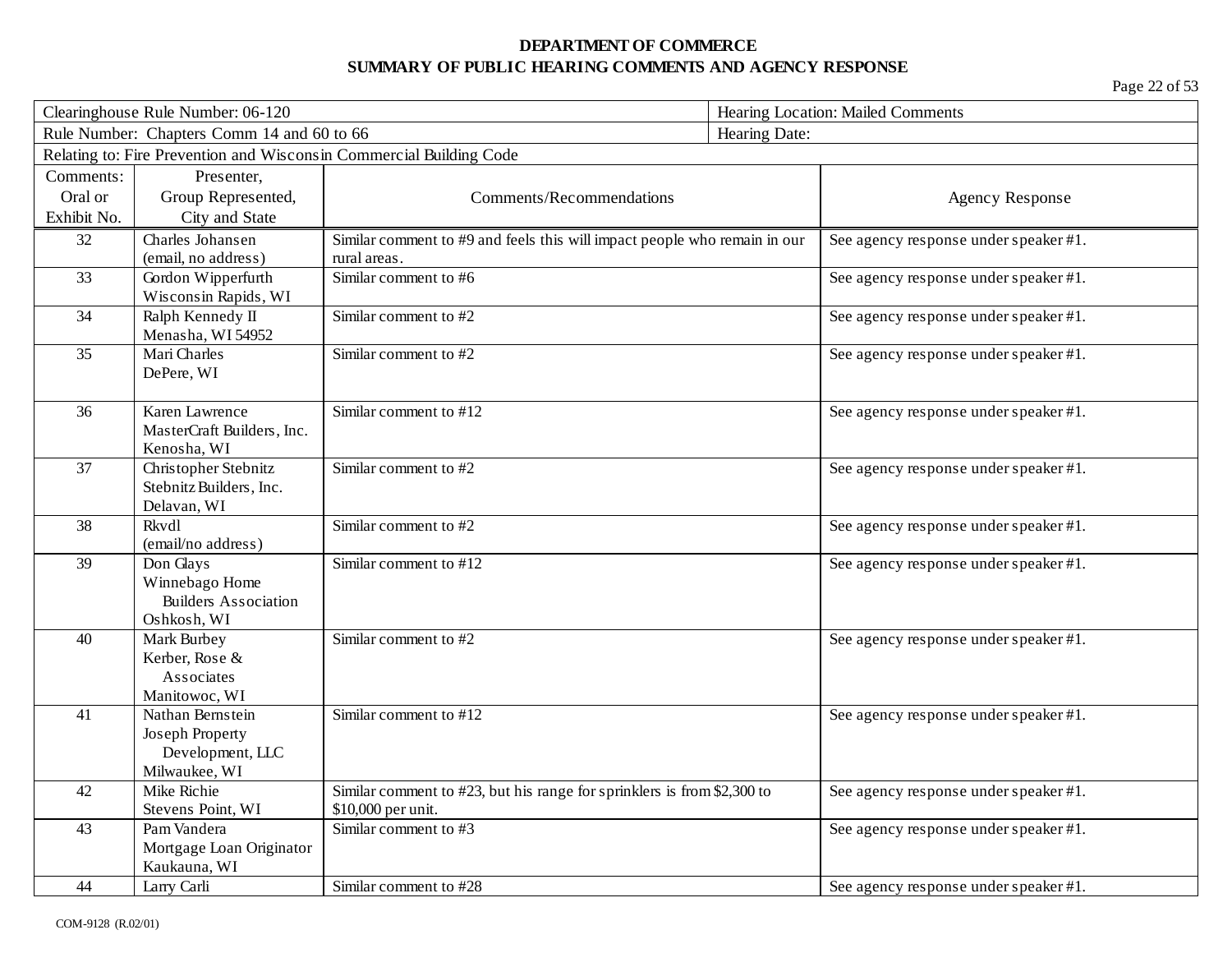**DEPARTMENT OF COMMERCE**
**SUMMARY OF PUBLIC HEARING COMMENTS AND AGENCY RESPONSE**

| Clearinghouse Rule Number: 06-120 | | Hearing Location: Mailed Comments | |
|---|---|---|---|
| Rule Number: Chapters Comm 14 and 60 to 66 | | Hearing Date: | |
| Relating to: Fire Prevention and Wisconsin Commercial Building Code | | | |

| Comments: Oral or Exhibit No. | Presenter, Group Represented, City and State | Comments/Recommendations | Agency Response |
|---|---|---|---|
| 32 | Charles Johansen (email, no address) | Similar comment to #9 and feels this will impact people who remain in our rural areas. | See agency response under speaker #1. |
| 33 | Gordon Wipperfurth Wisconsin Rapids, WI | Similar comment to #6 | See agency response under speaker #1. |
| 34 | Ralph Kennedy II Menasha, WI 54952 | Similar comment to #2 | See agency response under speaker #1. |
| 35 | Mari Charles DePere, WI | Similar comment to #2 | See agency response under speaker #1. |
| 36 | Karen Lawrence MasterCraft Builders, Inc. Kenosha, WI | Similar comment to #12 | See agency response under speaker #1. |
| 37 | Christopher Stebnitz Stebnitz Builders, Inc. Delavan, WI | Similar comment to #2 | See agency response under speaker #1. |
| 38 | Rkvdl (email/no address) | Similar comment to #2 | See agency response under speaker #1. |
| 39 | Don Glays Winnebago Home Builders Association Oshkosh, WI | Similar comment to #12 | See agency response under speaker #1. |
| 40 | Mark Burbey Kerber, Rose & Associates Manitowoc, WI | Similar comment to #2 | See agency response under speaker #1. |
| 41 | Nathan Bernstein Joseph Property Development, LLC Milwaukee, WI | Similar comment to #12 | See agency response under speaker #1. |
| 42 | Mike Richie Stevens Point, WI | Similar comment to #23, but his range for sprinklers is from $2,300 to $10,000 per unit. | See agency response under speaker #1. |
| 43 | Pam Vandera Mortgage Loan Originator Kaukauna, WI | Similar comment to #3 | See agency response under speaker #1. |
| 44 | Larry Carli | Similar comment to #28 | See agency response under speaker #1. |

COM-9128 (R.02/01)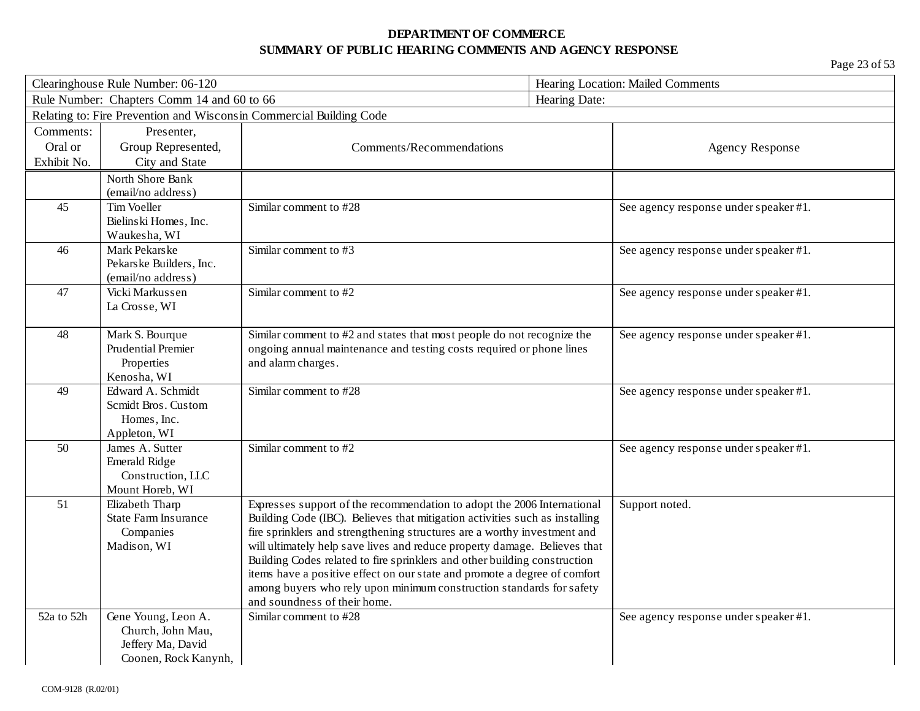**DEPARTMENT OF COMMERCE**
**SUMMARY OF PUBLIC HEARING COMMENTS AND AGENCY RESPONSE**

| Clearinghouse Rule Number: 06-120 | | | Hearing Location: Mailed Comments |
|---|---|---|---|
| Rule Number: Chapters Comm 14 and 60 to 66 | | | Hearing Date: |
| Relating to: Fire Prevention and Wisconsin Commercial Building Code | | | |
| Comments: Oral or Exhibit No. | Presenter, Group Represented, City and State | Comments/Recommendations | Agency Response |
| | North Shore Bank (email/no address) | | |
| 45 | Tim Voeller Bielinski Homes, Inc. Waukesha, WI | Similar comment to #28 | See agency response under speaker #1. |
| 46 | Mark Pekarske Pekarske Builders, Inc. (email/no address) | Similar comment to #3 | See agency response under speaker #1. |
| 47 | Vicki Markussen La Crosse, WI | Similar comment to #2 | See agency response under speaker #1. |
| 48 | Mark S. Bourque Prudential Premier Properties Kenosha, WI | Similar comment to #2 and states that most people do not recognize the ongoing annual maintenance and testing costs required or phone lines and alarm charges. | See agency response under speaker #1. |
| 49 | Edward A. Schmidt Scmidt Bros. Custom Homes, Inc. Appleton, WI | Similar comment to #28 | See agency response under speaker #1. |
| 50 | James A. Sutter Emerald Ridge Construction, LLC Mount Horeb, WI | Similar comment to #2 | See agency response under speaker #1. |
| 51 | Elizabeth Tharp State Farm Insurance Companies Madison, WI | Expresses support of the recommendation to adopt the 2006 International Building Code (IBC). Believes that mitigation activities such as installing fire sprinklers and strengthening structures are a worthy investment and will ultimately help save lives and reduce property damage. Believes that Building Codes related to fire sprinklers and other building construction items have a positive effect on our state and promote a degree of comfort among buyers who rely upon minimum construction standards for safety and soundness of their home. | Support noted. |
| 52a to 52h | Gene Young, Leon A. Church, John Mau, Jeffery Ma, David Coonen, Rock Kanynh, | Similar comment to #28 | See agency response under speaker #1. |

COM-9128 (R.02/01)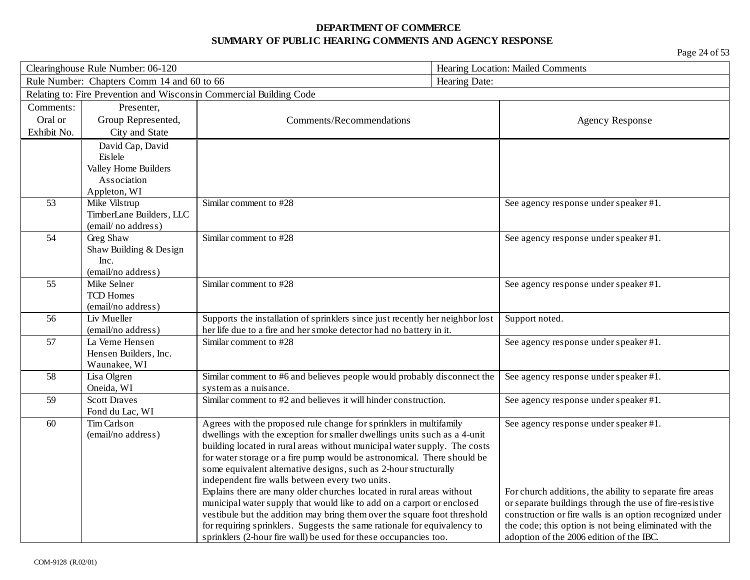**DEPARTMENT OF COMMERCE**
**SUMMARY OF PUBLIC HEARING COMMENTS AND AGENCY RESPONSE**

| Clearinghouse Rule Number: 06-120 | Hearing Location: Mailed Comments |
|---|---|
| Rule Number: Chapters Comm 14 and 60 to 66 | Hearing Date: |
| Relating to: Fire Prevention and Wisconsin Commercial Building Code | |

| Comments: Oral or Exhibit No. | Presenter, Group Represented, City and State | Comments/Recommendations | Agency Response |
|---|---|---|---|
| | David Cap, David Eislele<br>Valley Home Builders Association<br>Appleton, WI | | |
| 53 | Mike Vilstrup<br>TimberLane Builders, LLC<br>(email/ no address) | Similar comment to #28 | See agency response under speaker #1. |
| 54 | Greg Shaw<br>Shaw Building & Design Inc.<br>(email/no address) | Similar comment to #28 | See agency response under speaker #1. |
| 55 | Mike Selner<br>TCD Homes<br>(email/no address) | Similar comment to #28 | See agency response under speaker #1. |
| 56 | Liv Mueller<br>(email/no address) | Supports the installation of sprinklers since just recently her neighbor lost her life due to a fire and her smoke detector had no battery in it. | Support noted. |
| 57 | La Verne Hensen<br>Hensen Builders, Inc.<br>Waunakee, WI | Similar comment to #28 | See agency response under speaker #1. |
| 58 | Lisa Olgren<br>Oneida, WI | Similar comment to #6 and believes people would probably disconnect the system as a nuisance. | See agency response under speaker #1. |
| 59 | Scott Draves<br>Fond du Lac, WI | Similar comment to #2 and believes it will hinder construction. | See agency response under speaker #1. |
| 60 | Tim Carlson<br>(email/no address) | Agrees with the proposed rule change for sprinklers in multifamily dwellings with the exception for smaller dwellings units such as a 4-unit building located in rural areas without municipal water supply. The costs for water storage or a fire pump would be astronomical. There should be some equivalent alternative designs, such as 2-hour structurally independent fire walls between every two units.<br>Explains there are many older churches located in rural areas without municipal water supply that would like to add on a carport or enclosed vestibule but the addition may bring them over the square foot threshold for requiring sprinklers. Suggests the same rationale for equivalency to sprinklers (2-hour fire wall) be used for these occupancies too. | See agency response under speaker #1.<br><br>For church additions, the ability to separate fire areas or separate buildings through the use of fire-resistive construction or fire walls is an option recognized under the code; this option is not being eliminated with the adoption of the 2006 edition of the IBC. |

COM-9128 (R.02/01)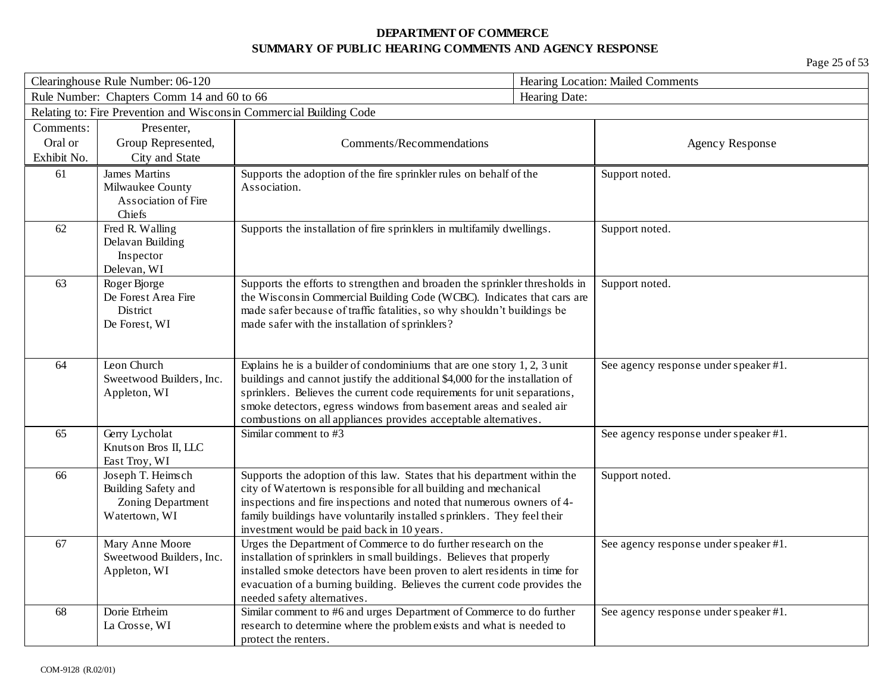**DEPARTMENT OF COMMERCE**
**SUMMARY OF PUBLIC HEARING COMMENTS AND AGENCY RESPONSE**

| Clearinghouse Rule Number: 06-120 | Hearing Location: Mailed Comments |
|---|---|
| Rule Number: Chapters Comm 14 and 60 to 66 | Hearing Date: |
| Relating to: Fire Prevention and Wisconsin Commercial Building Code | |

| Comments: Oral or Exhibit No. | Presenter, Group Represented, City and State | Comments/Recommendations | Agency Response |
|---|---|---|---|
| 61 | James Martins<br>Milwaukee County Association of Fire Chiefs | Supports the adoption of the fire sprinkler rules on behalf of the Association. | Support noted. |
| 62 | Fred R. Walling<br>Delavan Building Inspector<br>Delevan, WI | Supports the installation of fire sprinklers in multifamily dwellings. | Support noted. |
| 63 | Roger Bjorge<br>De Forest Area Fire District<br>De Forest, WI | Supports the efforts to strengthen and broaden the sprinkler thresholds in the Wisconsin Commercial Building Code (WCBC). Indicates that cars are made safer because of traffic fatalities, so why shouldn't buildings be made safer with the installation of sprinklers? | Support noted. |
| 64 | Leon Church<br>Sweetwood Builders, Inc.<br>Appleton, WI | Explains he is a builder of condominiums that are one story 1, 2, 3 unit buildings and cannot justify the additional $4,000 for the installation of sprinklers. Believes the current code requirements for unit separations, smoke detectors, egress windows from basement areas and sealed air combustions on all appliances provides acceptable alternatives. | See agency response under speaker #1. |
| 65 | Gerry Lycholat<br>Knutson Bros II, LLC<br>East Troy, WI | Similar comment to #3 | See agency response under speaker #1. |
| 66 | Joseph T. Heimsch<br>Building Safety and Zoning Department<br>Watertown, WI | Supports the adoption of this law. States that his department within the city of Watertown is responsible for all building and mechanical inspections and fire inspections and noted that numerous owners of 4-family buildings have voluntarily installed sprinklers. They feel their investment would be paid back in 10 years. | Support noted. |
| 67 | Mary Anne Moore<br>Sweetwood Builders, Inc.<br>Appleton, WI | Urges the Department of Commerce to do further research on the installation of sprinklers in small buildings. Believes that properly installed smoke detectors have been proven to alert residents in time for evacuation of a burning building. Believes the current code provides the needed safety alternatives. | See agency response under speaker #1. |
| 68 | Dorie Etrheim<br>La Crosse, WI | Similar comment to #6 and urges Department of Commerce to do further research to determine where the problem exists and what is needed to protect the renters. | See agency response under speaker #1. |

COM-9128 (R.02/01)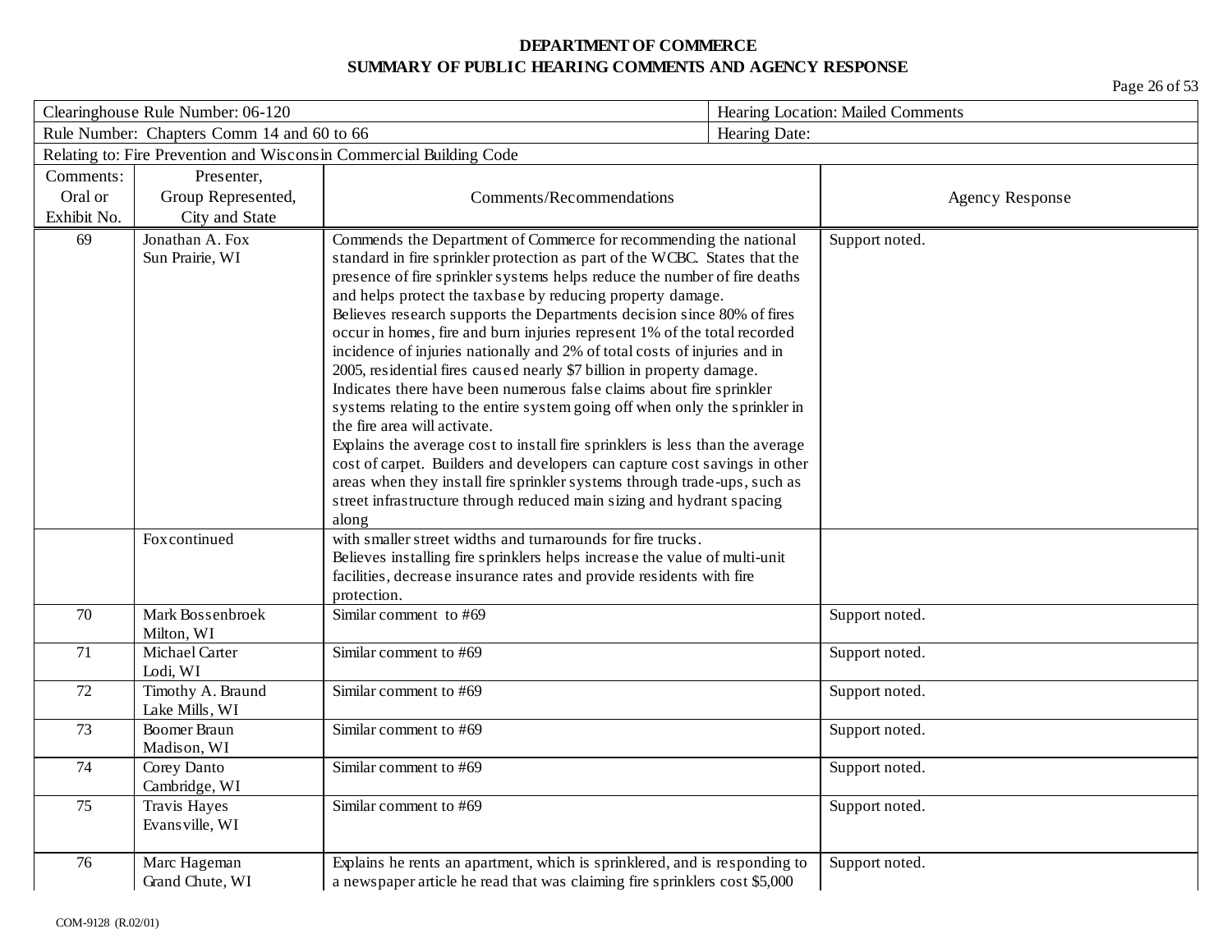**DEPARTMENT OF COMMERCE**
**SUMMARY OF PUBLIC HEARING COMMENTS AND AGENCY RESPONSE**

| Clearinghouse Rule Number: 06-120 | | | Hearing Location: Mailed Comments |
|---|---|---|---|
| Rule Number: Chapters Comm 14 and 60 to 66 | | | Hearing Date: |
| Relating to: Fire Prevention and Wisconsin Commercial Building Code | | | |

| Comments: Oral or Exhibit No. | Presenter, Group Represented, City and State | Comments/Recommendations | Agency Response |
|---|---|---|---|
| 69 | Jonathan A. Fox<br>Sun Prairie, WI | Commends the Department of Commerce for recommending the national standard in fire sprinkler protection as part of the WCBC. States that the presence of fire sprinkler systems helps reduce the number of fire deaths and helps protect the taxbase by reducing property damage.<br>Believes research supports the Departments decision since 80% of fires occur in homes, fire and burn injuries represent 1% of the total recorded incidence of injuries nationally and 2% of total costs of injuries and in 2005, residential fires caused nearly $7 billion in property damage.<br>Indicates there have been numerous false claims about fire sprinkler systems relating to the entire system going off when only the sprinkler in the fire area will activate.<br>Explains the average cost to install fire sprinklers is less than the average cost of carpet. Builders and developers can capture cost savings in other areas when they install fire sprinkler systems through trade-ups, such as street infrastructure through reduced main sizing and hydrant spacing along | Support noted. |
| | Fox continued | with smaller street widths and turnarounds for fire trucks.<br>Believes installing fire sprinklers helps increase the value of multi-unit facilities, decrease insurance rates and provide residents with fire protection. | |
| 70 | Mark Bossenbroek<br>Milton, WI | Similar comment to #69 | Support noted. |
| 71 | Michael Carter<br>Lodi, WI | Similar comment to #69 | Support noted. |
| 72 | Timothy A. Braund<br>Lake Mills, WI | Similar comment to #69 | Support noted. |
| 73 | Boomer Braun<br>Madison, WI | Similar comment to #69 | Support noted. |
| 74 | Corey Danto<br>Cambridge, WI | Similar comment to #69 | Support noted. |
| 75 | Travis Hayes<br>Evansville, WI | Similar comment to #69 | Support noted. |
| 76 | Marc Hageman<br>Grand Chute, WI | Explains he rents an apartment, which is sprinklered, and is responding to a newspaper article he read that was claiming fire sprinklers cost $5,000 | Support noted. |

COM-9128 (R.02/01)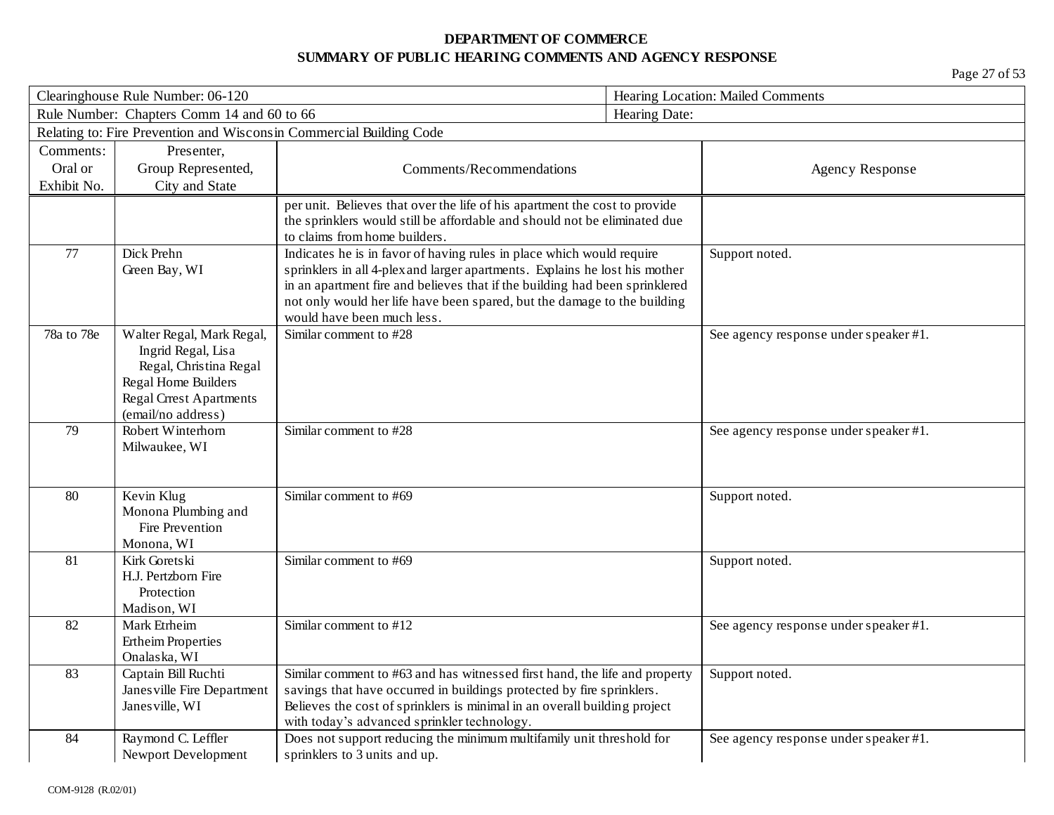**DEPARTMENT OF COMMERCE**
**SUMMARY OF PUBLIC HEARING COMMENTS AND AGENCY RESPONSE**

| Clearinghouse Rule Number: 06-120 | | | Hearing Location: Mailed Comments |
|---|---|---|---|
| Rule Number: Chapters Comm 14 and 60 to 66 | | | Hearing Date: |
| Relating to: Fire Prevention and Wisconsin Commercial Building Code | | | |

| Comments: Oral or Exhibit No. | Presenter, Group Represented, City and State | Comments/Recommendations | Agency Response |
|---|---|---|---|
| | | per unit. Believes that over the life of his apartment the cost to provide the sprinklers would still be affordable and should not be eliminated due to claims from home builders. | |
| 77 | Dick Prehn<br>Green Bay, WI | Indicates he is in favor of having rules in place which would require sprinklers in all 4-plex and larger apartments. Explains he lost his mother in an apartment fire and believes that if the building had been sprinklered not only would her life have been spared, but the damage to the building would have been much less. | Support noted. |
| 78a to 78e | Walter Regal, Mark Regal, Ingrid Regal, Lisa Regal, Christina Regal<br>Regal Home Builders<br>Regal Crrest Apartments<br>(email/no address) | Similar comment to #28 | See agency response under speaker #1. |
| 79 | Robert Winterhorn<br>Milwaukee, WI | Similar comment to #28 | See agency response under speaker #1. |
| 80 | Kevin Klug<br>Monona Plumbing and Fire Prevention<br>Monona, WI | Similar comment to #69 | Support noted. |
| 81 | Kirk Goretski<br>H.J. Pertzborn Fire Protection<br>Madison, WI | Similar comment to #69 | Support noted. |
| 82 | Mark Etrheim<br>Ertheim Properties<br>Onalaska, WI | Similar comment to #12 | See agency response under speaker #1. |
| 83 | Captain Bill Ruchti<br>Janesville Fire Department<br>Janesville, WI | Similar comment to #63 and has witnessed first hand, the life and property savings that have occurred in buildings protected by fire sprinklers. Believes the cost of sprinklers is minimal in an overall building project with today's advanced sprinkler technology. | Support noted. |
| 84 | Raymond C. Leffler<br>Newport Development | Does not support reducing the minimum multifamily unit threshold for sprinklers to 3 units and up. | See agency response under speaker #1. |

COM-9128 (R.02/01)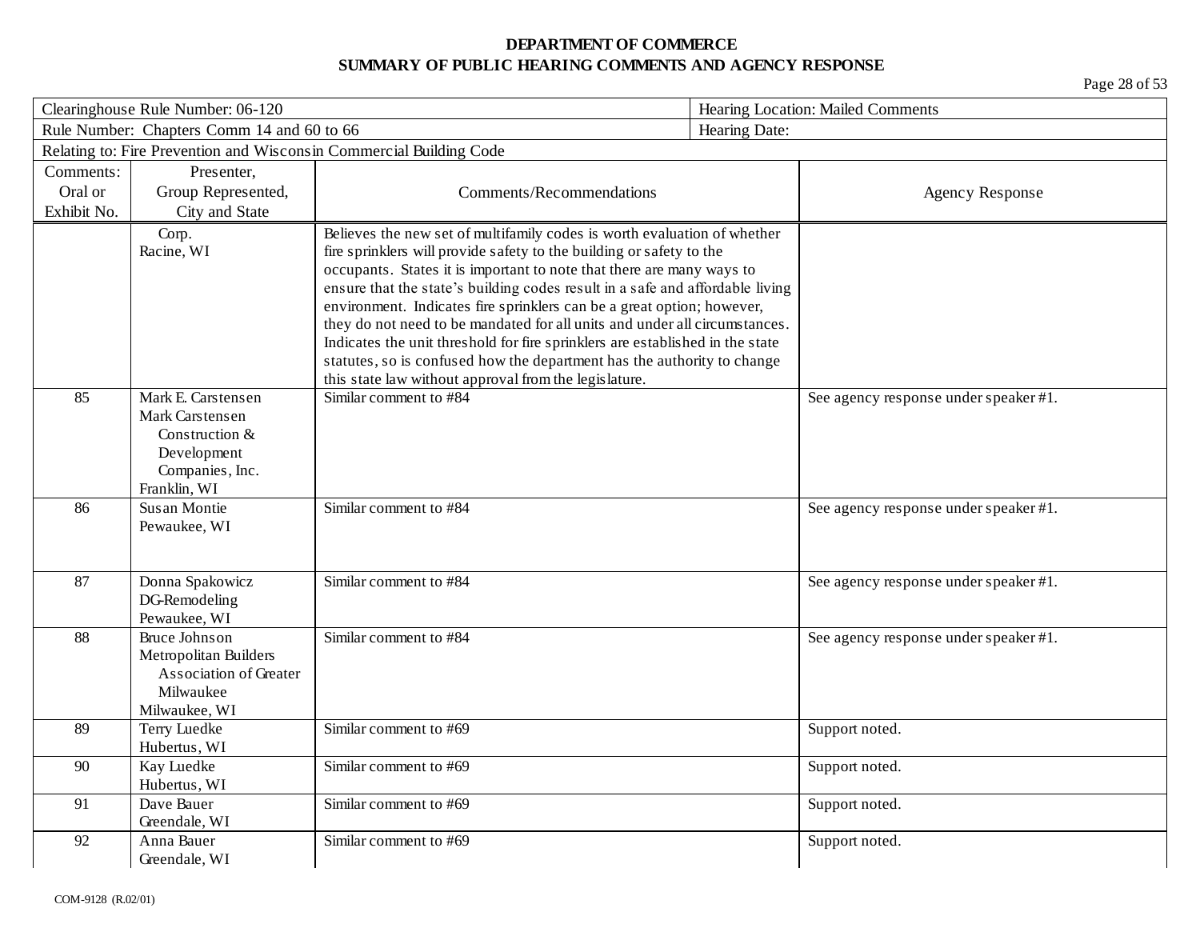**DEPARTMENT OF COMMERCE**
**SUMMARY OF PUBLIC HEARING COMMENTS AND AGENCY RESPONSE**

| Clearinghouse Rule Number: 06-120 | | | Hearing Location: Mailed Comments |
|---|---|---|---|
| Rule Number: Chapters Comm 14 and 60 to 66 | | | Hearing Date: |
| Relating to: Fire Prevention and Wisconsin Commercial Building Code | | | |
| Comments: Oral or Exhibit No. | Presenter, Group Represented, City and State | Comments/Recommendations | Agency Response |
| | Corp. Racine, WI | Believes the new set of multifamily codes is worth evaluation of whether fire sprinklers will provide safety to the building or safety to the occupants. States it is important to note that there are many ways to ensure that the state's building codes result in a safe and affordable living environment. Indicates fire sprinklers can be a great option; however, they do not need to be mandated for all units and under all circumstances. Indicates the unit threshold for fire sprinklers are established in the state statutes, so is confused how the department has the authority to change this state law without approval from the legislature. | |
| 85 | Mark E. Carstensen Mark Carstensen Construction & Development Companies, Inc. Franklin, WI | Similar comment to #84 | See agency response under speaker #1. |
| 86 | Susan Montie Pewaukee, WI | Similar comment to #84 | See agency response under speaker #1. |
| 87 | Donna Spakowicz DG-Remodeling Pewaukee, WI | Similar comment to #84 | See agency response under speaker #1. |
| 88 | Bruce Johnson Metropolitan Builders Association of Greater Milwaukee Milwaukee, WI | Similar comment to #84 | See agency response under speaker #1. |
| 89 | Terry Luedke Hubertus, WI | Similar comment to #69 | Support noted. |
| 90 | Kay Luedke Hubertus, WI | Similar comment to #69 | Support noted. |
| 91 | Dave Bauer Greendale, WI | Similar comment to #69 | Support noted. |
| 92 | Anna Bauer Greendale, WI | Similar comment to #69 | Support noted. |

COM-9128 (R.02/01)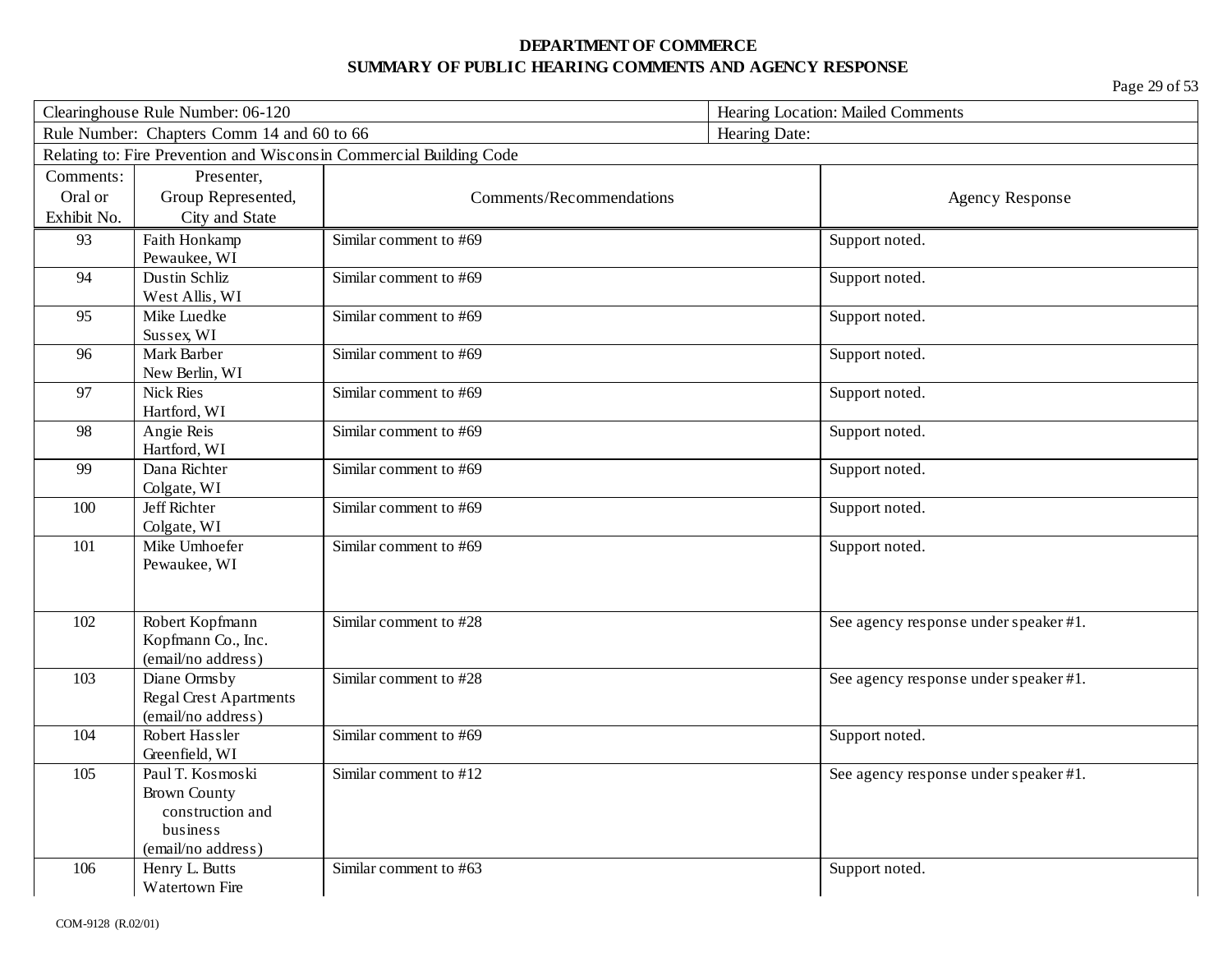**DEPARTMENT OF COMMERCE**
**SUMMARY OF PUBLIC HEARING COMMENTS AND AGENCY RESPONSE**

| Clearinghouse Rule Number: 06-120 | | | Hearing Location: Mailed Comments |
|---|---|---|---|
| Rule Number: Chapters Comm 14 and 60 to 66 | | | Hearing Date: |
| Relating to: Fire Prevention and Wisconsin Commercial Building Code | | | |

| Comments: Oral or Exhibit No. | Presenter, Group Represented, City and State | Comments/Recommendations | Agency Response |
|---|---|---|---|
| 93 | Faith Honkamp<br>Pewaukee, WI | Similar comment to #69 | Support noted. |
| 94 | Dustin Schliz<br>West Allis, WI | Similar comment to #69 | Support noted. |
| 95 | Mike Luedke<br>Sussex, WI | Similar comment to #69 | Support noted. |
| 96 | Mark Barber<br>New Berlin, WI | Similar comment to #69 | Support noted. |
| 97 | Nick Ries<br>Hartford, WI | Similar comment to #69 | Support noted. |
| 98 | Angie Reis<br>Hartford, WI | Similar comment to #69 | Support noted. |
| 99 | Dana Richter<br>Colgate, WI | Similar comment to #69 | Support noted. |
| 100 | Jeff Richter<br>Colgate, WI | Similar comment to #69 | Support noted. |
| 101 | Mike Umhoefer<br>Pewaukee, WI | Similar comment to #69 | Support noted. |
| 102 | Robert Kopfmann<br>Kopfmann Co., Inc.<br>(email/no address) | Similar comment to #28 | See agency response under speaker #1. |
| 103 | Diane Ormsby<br>Regal Crest Apartments<br>(email/no address) | Similar comment to #28 | See agency response under speaker #1. |
| 104 | Robert Hassler<br>Greenfield, WI | Similar comment to #69 | Support noted. |
| 105 | Paul T. Kosmoski<br>Brown County construction and business<br>(email/no address) | Similar comment to #12 | See agency response under speaker #1. |
| 106 | Henry L. Butts<br>Watertown Fire | Similar comment to #63 | Support noted. |

COM-9128 (R.02/01)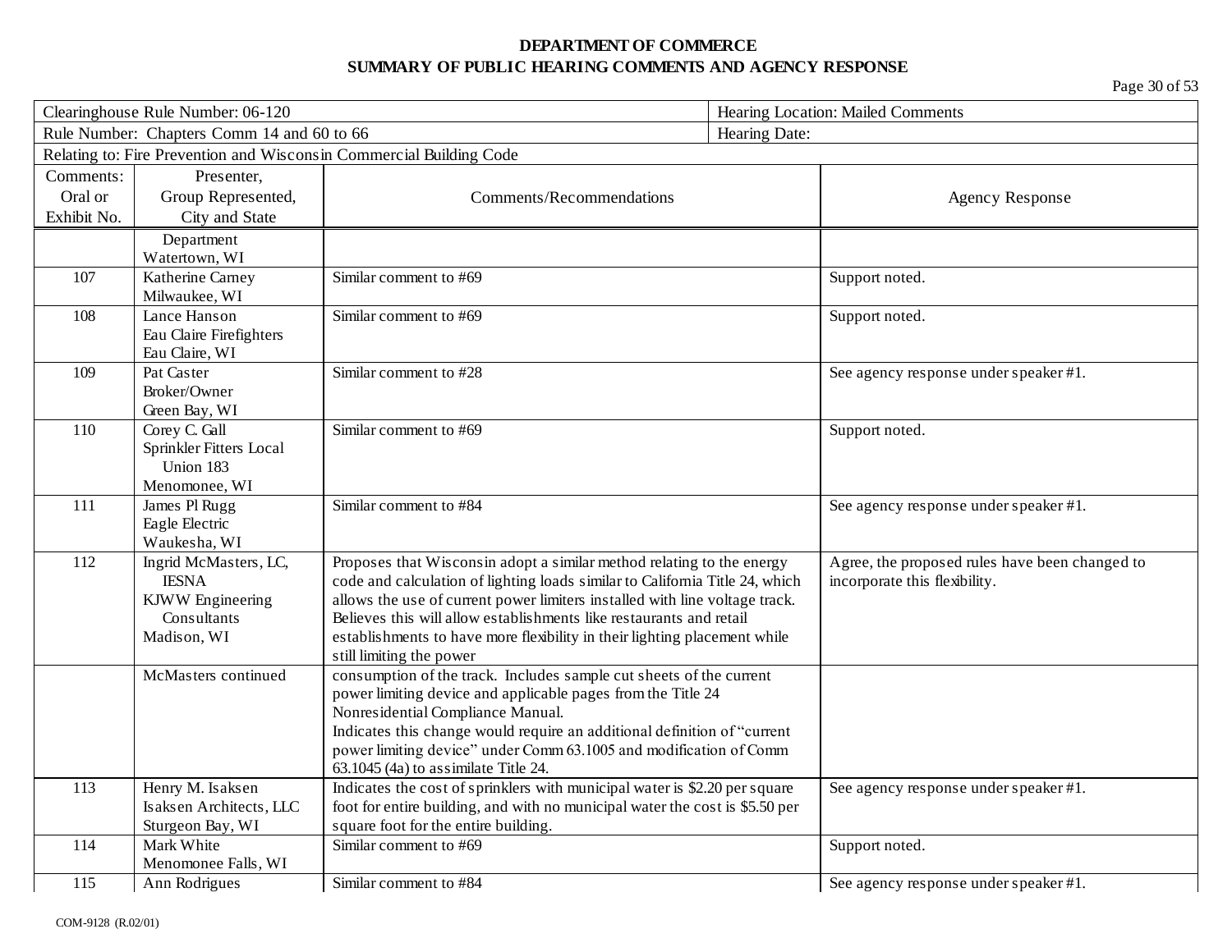**DEPARTMENT OF COMMERCE**
**SUMMARY OF PUBLIC HEARING COMMENTS AND AGENCY RESPONSE**

| Clearinghouse Rule Number: 06-120 | | | Hearing Location: Mailed Comments |
|---|---|---|---|
| Rule Number: Chapters Comm 14 and 60 to 66 | | | Hearing Date: |
| Relating to: Fire Prevention and Wisconsin Commercial Building Code | | | |
| Comments: Oral or Exhibit No. | Presenter, Group Represented, City and State | Comments/Recommendations | Agency Response |
| | Department Watertown, WI | | |
| 107 | Katherine Carney Milwaukee, WI | Similar comment to #69 | Support noted. |
| 108 | Lance Hanson Eau Claire Firefighters Eau Claire, WI | Similar comment to #69 | Support noted. |
| 109 | Pat Caster Broker/Owner Green Bay, WI | Similar comment to #28 | See agency response under speaker #1. |
| 110 | Corey C. Gall Sprinkler Fitters Local Union 183 Menomonee, WI | Similar comment to #69 | Support noted. |
| 111 | James Pl Rugg Eagle Electric Waukesha, WI | Similar comment to #84 | See agency response under speaker #1. |
| 112 | Ingrid McMasters, LC, IESNA KJWW Engineering Consultants Madison, WI | Proposes that Wisconsin adopt a similar method relating to the energy code and calculation of lighting loads similar to California Title 24, which allows the use of current power limiters installed with line voltage track. Believes this will allow establishments like restaurants and retail establishments to have more flexibility in their lighting placement while still limiting the power | Agree, the proposed rules have been changed to incorporate this flexibility. |
| | McMasters continued | consumption of the track. Includes sample cut sheets of the current power limiting device and applicable pages from the Title 24 Nonresidential Compliance Manual. Indicates this change would require an additional definition of "current power limiting device" under Comm 63.1005 and modification of Comm 63.1045 (4a) to assimilate Title 24. | |
| 113 | Henry M. Isaksen Isaksen Architects, LLC Sturgeon Bay, WI | Indicates the cost of sprinklers with municipal water is $2.20 per square foot for entire building, and with no municipal water the cost is $5.50 per square foot for the entire building. | See agency response under speaker #1. |
| 114 | Mark White Menomonee Falls, WI | Similar comment to #69 | Support noted. |
| 115 | Ann Rodrigues | Similar comment to #84 | See agency response under speaker #1. |

COM-9128 (R.02/01)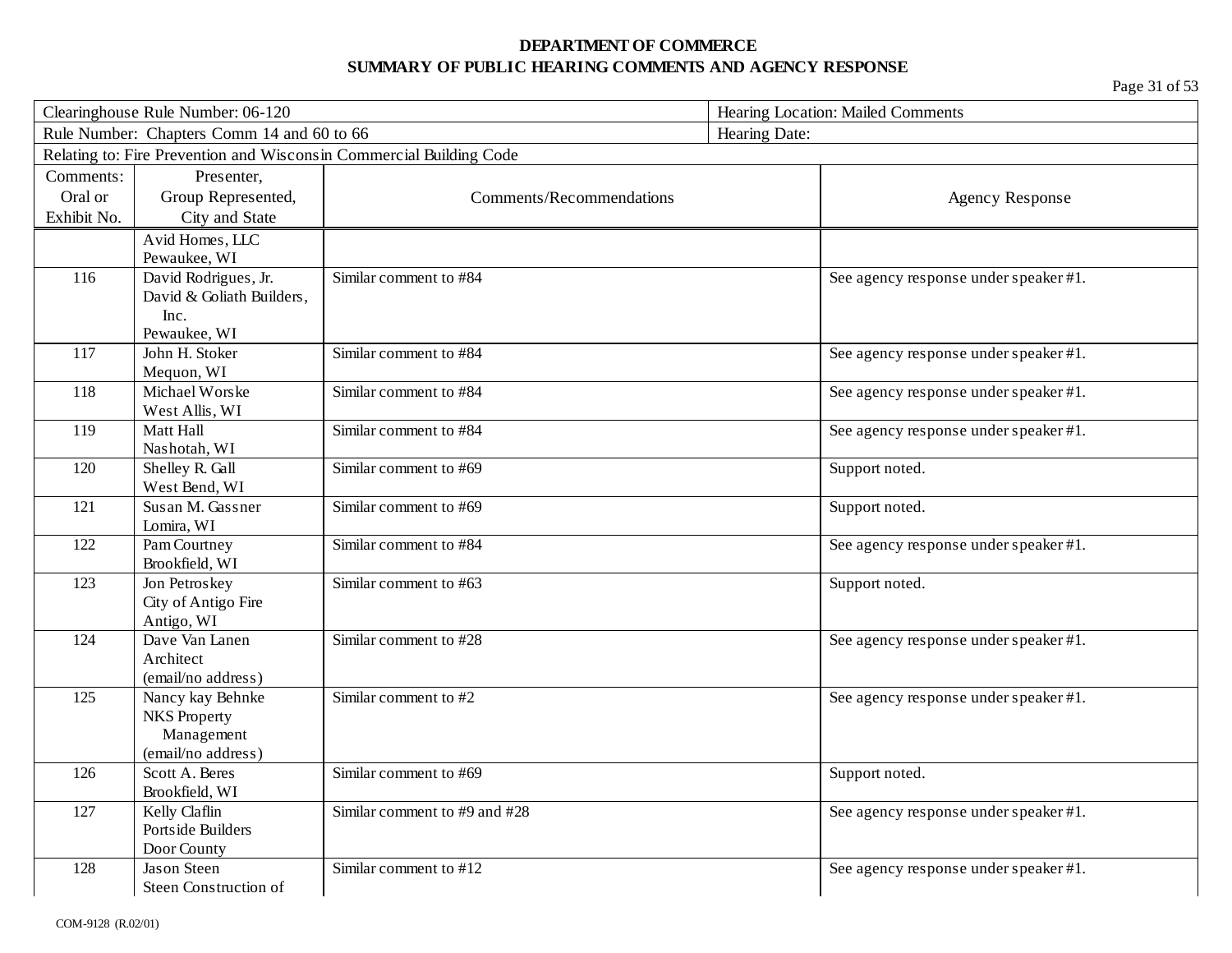**DEPARTMENT OF COMMERCE**
**SUMMARY OF PUBLIC HEARING COMMENTS AND AGENCY RESPONSE**

| Clearinghouse Rule Number: 06-120 | | | Hearing Location: Mailed Comments |
|---|---|---|---|
| Rule Number: Chapters Comm 14 and 60 to 66 | | | Hearing Date: |
| Relating to: Fire Prevention and Wisconsin Commercial Building Code | | | |

| Comments: Oral or Exhibit No. | Presenter, Group Represented, City and State | Comments/Recommendations | Agency Response |
|---|---|---|---|
| | Avid Homes, LLC<br>Pewaukee, WI | | |
| 116 | David Rodrigues, Jr.<br>David & Goliath Builders, Inc.<br>Pewaukee, WI | Similar comment to #84 | See agency response under speaker #1. |
| 117 | John H. Stoker<br>Mequon, WI | Similar comment to #84 | See agency response under speaker #1. |
| 118 | Michael Worske<br>West Allis, WI | Similar comment to #84 | See agency response under speaker #1. |
| 119 | Matt Hall<br>Nashotah, WI | Similar comment to #84 | See agency response under speaker #1. |
| 120 | Shelley R. Gall<br>West Bend, WI | Similar comment to #69 | Support noted. |
| 121 | Susan M. Gassner<br>Lomira, WI | Similar comment to #69 | Support noted. |
| 122 | Pam Courtney<br>Brookfield, WI | Similar comment to #84 | See agency response under speaker #1. |
| 123 | Jon Petroskey<br>City of Antigo Fire<br>Antigo, WI | Similar comment to #63 | Support noted. |
| 124 | Dave Van Lanen<br>Architect<br>(email/no address) | Similar comment to #28 | See agency response under speaker #1. |
| 125 | Nancy kay Behnke<br>NKS Property Management<br>(email/no address) | Similar comment to #2 | See agency response under speaker #1. |
| 126 | Scott A. Beres<br>Brookfield, WI | Similar comment to #69 | Support noted. |
| 127 | Kelly Claflin<br>Portside Builders<br>Door County | Similar comment to #9 and #28 | See agency response under speaker #1. |
| 128 | Jason Steen<br>Steen Construction of | Similar comment to #12 | See agency response under speaker #1. |

COM-9128 (R.02/01)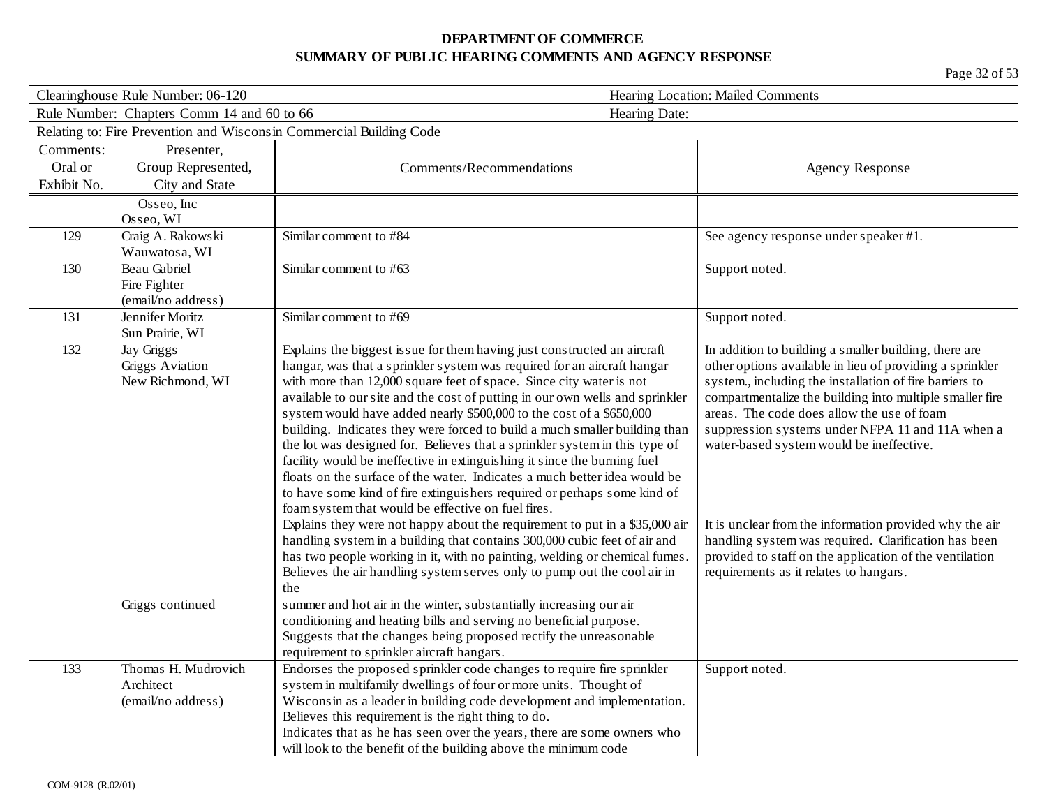**DEPARTMENT OF COMMERCE**
**SUMMARY OF PUBLIC HEARING COMMENTS AND AGENCY RESPONSE**

| Clearinghouse Rule Number: 06-120 | | | Hearing Location: Mailed Comments |
|---|---|---|---|
| Rule Number: Chapters Comm 14 and 60 to 66 | | | Hearing Date: |
| Relating to: Fire Prevention and Wisconsin Commercial Building Code | | | |
| Comments: Oral or Exhibit No. | Presenter, Group Represented, City and State | Comments/Recommendations | Agency Response |
| | Osseo, Inc<br>Osseo, WI | | |
| 129 | Craig A. Rakowski<br>Wauwatosa, WI | Similar comment to #84 | See agency response under speaker #1. |
| 130 | Beau Gabriel<br>Fire Fighter<br>(email/no address) | Similar comment to #63 | Support noted. |
| 131 | Jennifer Moritz<br>Sun Prairie, WI | Similar comment to #69 | Support noted. |
| 132 | Jay Griggs<br>Griggs Aviation<br>New Richmond, WI | Explains the biggest issue for them having just constructed an aircraft hangar, was that a sprinkler system was required for an aircraft hangar with more than 12,000 square feet of space. Since city water is not available to our site and the cost of putting in our own wells and sprinkler system would have added nearly $500,000 to the cost of a $650,000 building. Indicates they were forced to build a much smaller building than the lot was designed for. Believes that a sprinkler system in this type of facility would be ineffective in extinguishing it since the burning fuel floats on the surface of the water. Indicates a much better idea would be to have some kind of fire extinguishers required or perhaps some kind of foam system that would be effective on fuel fires.<br>Explains they were not happy about the requirement to put in a $35,000 air handling system in a building that contains 300,000 cubic feet of air and has two people working in it, with no painting, welding or chemical fumes. Believes the air handling system serves only to pump out the cool air in the | In addition to building a smaller building, there are other options available in lieu of providing a sprinkler system., including the installation of fire barriers to compartmentalize the building into multiple smaller fire areas. The code does allow the use of foam suppression systems under NFPA 11 and 11A when a water-based system would be ineffective.<br><br>It is unclear from the information provided why the air handling system was required. Clarification has been provided to staff on the application of the ventilation requirements as it relates to hangars. |
| | Griggs continued | summer and hot air in the winter, substantially increasing our air conditioning and heating bills and serving no beneficial purpose. Suggests that the changes being proposed rectify the unreasonable requirement to sprinkler aircraft hangars. | |
| 133 | Thomas H. Mudrovich<br>Architect<br>(email/no address) | Endorses the proposed sprinkler code changes to require fire sprinkler system in multifamily dwellings of four or more units. Thought of Wisconsin as a leader in building code development and implementation. Believes this requirement is the right thing to do.<br>Indicates that as he has seen over the years, there are some owners who will look to the benefit of the building above the minimum code | Support noted. |

COM-9128 (R.02/01)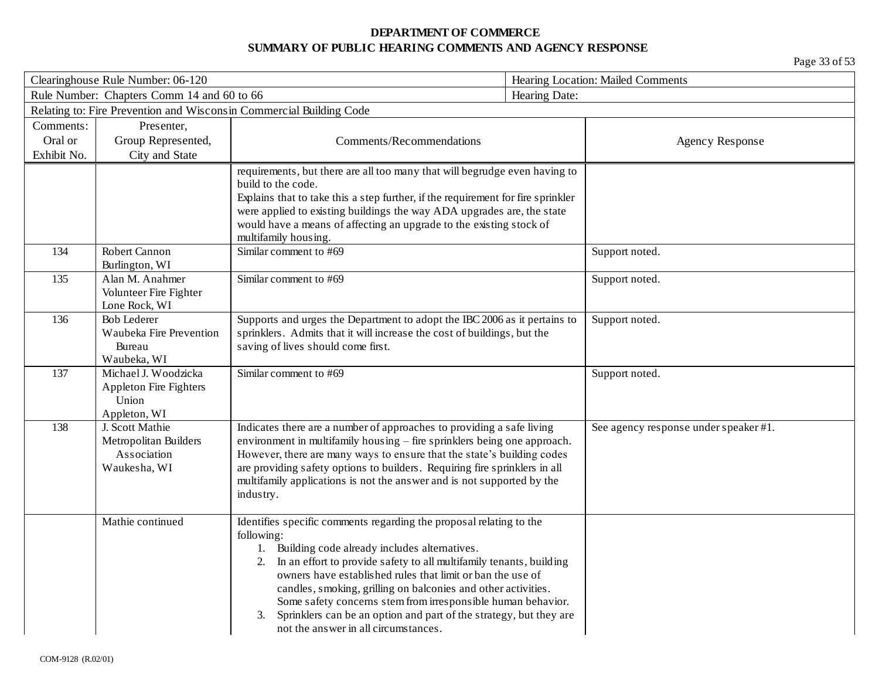**DEPARTMENT OF COMMERCE**
**SUMMARY OF PUBLIC HEARING COMMENTS AND AGENCY RESPONSE**

| Clearinghouse Rule Number: 06-120 | | | Hearing Location: Mailed Comments |
|---|---|---|---|
| Rule Number: Chapters Comm 14 and 60 to 66 | | | Hearing Date: |
| Relating to: Fire Prevention and Wisconsin Commercial Building Code | | | |

| Comments: Oral or Exhibit No. | Presenter, Group Represented, City and State | Comments/Recommendations | Agency Response |
|---|---|---|---|
| | | requirements, but there are all too many that will begrudge even having to build to the code.<br>Explains that to take this a step further, if the requirement for fire sprinkler were applied to existing buildings the way ADA upgrades are, the state would have a means of affecting an upgrade to the existing stock of multifamily housing. | |
| 134 | Robert Cannon<br>Burlington, WI | Similar comment to #69 | Support noted. |
| 135 | Alan M. Anahmer<br>Volunteer Fire Fighter<br>Lone Rock, WI | Similar comment to #69 | Support noted. |
| 136 | Bob Lederer<br>Waubeka Fire Prevention Bureau<br>Waubeka, WI | Supports and urges the Department to adopt the IBC 2006 as it pertains to sprinklers. Admits that it will increase the cost of buildings, but the saving of lives should come first. | Support noted. |
| 137 | Michael J. Woodzicka<br>Appleton Fire Fighters Union<br>Appleton, WI | Similar comment to #69 | Support noted. |
| 138 | J. Scott Mathie<br>Metropolitan Builders Association<br>Waukesha, WI | Indicates there are a number of approaches to providing a safe living environment in multifamily housing – fire sprinklers being one approach. However, there are many ways to ensure that the state's building codes are providing safety options to builders. Requiring fire sprinklers in all multifamily applications is not the answer and is not supported by the industry. | See agency response under speaker #1. |
| | Mathie continued | Identifies specific comments regarding the proposal relating to the following:<br>1. Building code already includes alternatives.<br>2. In an effort to provide safety to all multifamily tenants, building owners have established rules that limit or ban the use of candles, smoking, grilling on balconies and other activities. Some safety concerns stem from irresponsible human behavior.<br>3. Sprinklers can be an option and part of the strategy, but they are not the answer in all circumstances. | |

COM-9128 (R.02/01)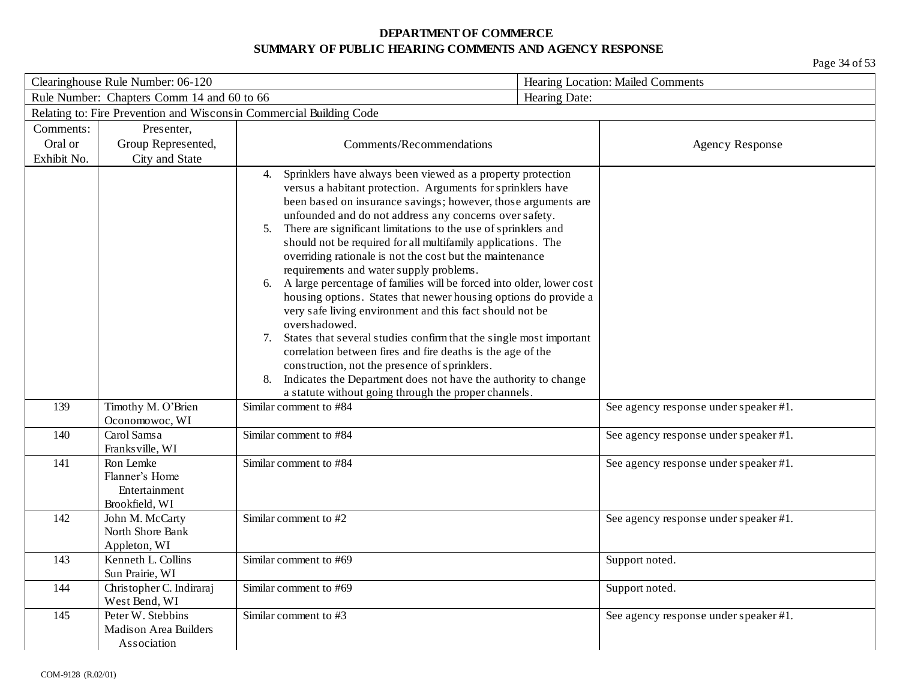**DEPARTMENT OF COMMERCE**
**SUMMARY OF PUBLIC HEARING COMMENTS AND AGENCY RESPONSE**

| Clearinghouse Rule Number: 06-120 | | | Hearing Location: Mailed Comments |
|---|---|---|---|
| Rule Number: Chapters Comm 14 and 60 to 66 | | | Hearing Date: |
| Relating to: Fire Prevention and Wisconsin Commercial Building Code | | | |

| Comments: Oral or Exhibit No. | Presenter, Group Represented, City and State | Comments/Recommendations | Agency Response |
|---|---|---|---|
| | | 4. Sprinklers have always been viewed as a property protection versus a habitant protection. Arguments for sprinklers have been based on insurance savings; however, those arguments are unfounded and do not address any concerns over safety.<br>5. There are significant limitations to the use of sprinklers and should not be required for all multifamily applications. The overriding rationale is not the cost but the maintenance requirements and water supply problems.<br>6. A large percentage of families will be forced into older, lower cost housing options. States that newer housing options do provide a very safe living environment and this fact should not be overshadowed.<br>7. States that several studies confirm that the single most important correlation between fires and fire deaths is the age of the construction, not the presence of sprinklers.<br>8. Indicates the Department does not have the authority to change a statute without going through the proper channels. | |
| 139 | Timothy M. O'Brien<br>Oconomowoc, WI | Similar comment to #84 | See agency response under speaker #1. |
| 140 | Carol Samsa<br>Franksville, WI | Similar comment to #84 | See agency response under speaker #1. |
| 141 | Ron Lemke<br>Flanner's Home Entertainment<br>Brookfield, WI | Similar comment to #84 | See agency response under speaker #1. |
| 142 | John M. McCarty<br>North Shore Bank<br>Appleton, WI | Similar comment to #2 | See agency response under speaker #1. |
| 143 | Kenneth L. Collins<br>Sun Prairie, WI | Similar comment to #69 | Support noted. |
| 144 | Christopher C. Indiraraj<br>West Bend, WI | Similar comment to #69 | Support noted. |
| 145 | Peter W. Stebbins<br>Madison Area Builders Association | Similar comment to #3 | See agency response under speaker #1. |

COM-9128 (R.02/01)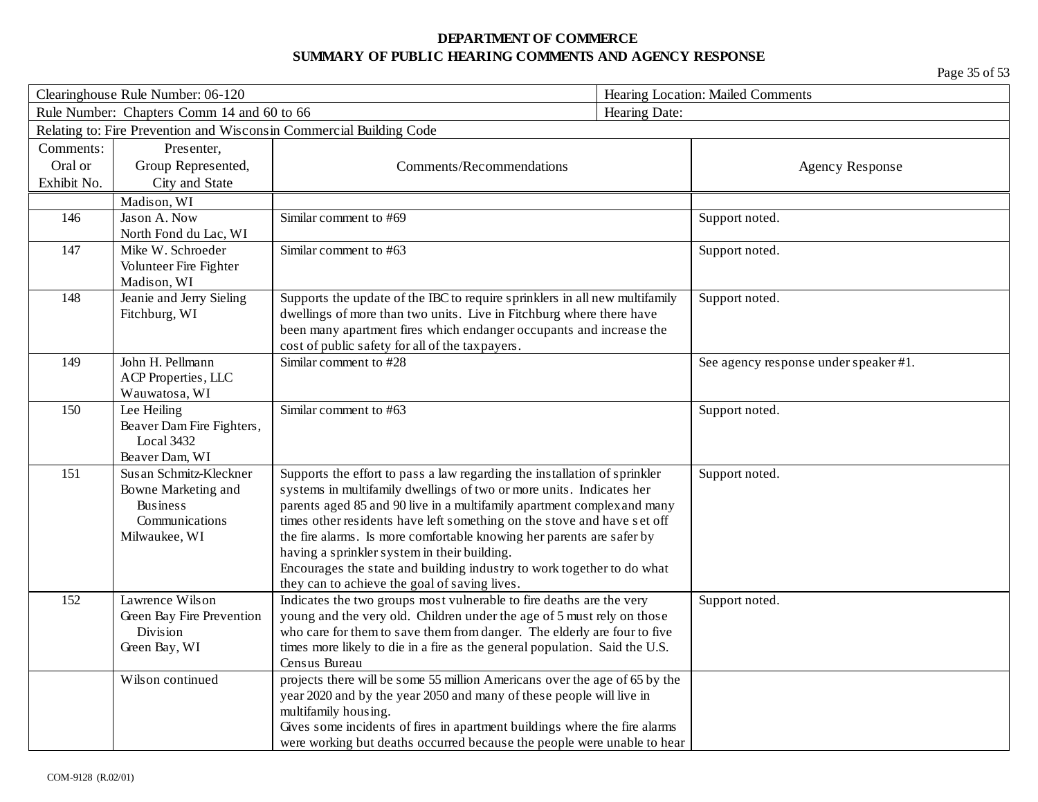**DEPARTMENT OF COMMERCE**
**SUMMARY OF PUBLIC HEARING COMMENTS AND AGENCY RESPONSE**

| Clearinghouse Rule Number: 06-120 | | | Hearing Location: Mailed Comments |
|---|---|---|---|
| Rule Number: Chapters Comm 14 and 60 to 66 | | | Hearing Date: |
| Relating to: Fire Prevention and Wisconsin Commercial Building Code | | | |

| Comments: Oral or Exhibit No. | Presenter, Group Represented, City and State | Comments/Recommendations | Agency Response |
|---|---|---|---|
| | Madison, WI | | |
| 146 | Jason A. Now<br>North Fond du Lac, WI | Similar comment to #69 | Support noted. |
| 147 | Mike W. Schroeder<br>Volunteer Fire Fighter<br>Madison, WI | Similar comment to #63 | Support noted. |
| 148 | Jeanie and Jerry Sieling<br>Fitchburg, WI | Supports the update of the IBC to require sprinklers in all new multifamily dwellings of more than two units. Live in Fitchburg where there have been many apartment fires which endanger occupants and increase the cost of public safety for all of the taxpayers. | Support noted. |
| 149 | John H. Pellmann<br>ACP Properties, LLC<br>Wauwatosa, WI | Similar comment to #28 | See agency response under speaker #1. |
| 150 | Lee Heiling<br>Beaver Dam Fire Fighters, Local 3432<br>Beaver Dam, WI | Similar comment to #63 | Support noted. |
| 151 | Susan Schmitz-Kleckner<br>Bowne Marketing and Business Communications<br>Milwaukee, WI | Supports the effort to pass a law regarding the installation of sprinkler systems in multifamily dwellings of two or more units. Indicates her parents aged 85 and 90 live in a multifamily apartment complex and many times other residents have left something on the stove and have set off the fire alarms. Is more comfortable knowing her parents are safer by having a sprinkler system in their building.<br>Encourages the state and building industry to work together to do what they can to achieve the goal of saving lives. | Support noted. |
| 152 | Lawrence Wilson<br>Green Bay Fire Prevention Division<br>Green Bay, WI | Indicates the two groups most vulnerable to fire deaths are the very young and the very old. Children under the age of 5 must rely on those who care for them to save them from danger. The elderly are four to five times more likely to die in a fire as the general population. Said the U.S. Census Bureau | Support noted. |
| | Wilson continued | projects there will be some 55 million Americans over the age of 65 by the year 2020 and by the year 2050 and many of these people will live in multifamily housing.<br>Gives some incidents of fires in apartment buildings where the fire alarms were working but deaths occurred because the people were unable to hear | |

COM-9128 (R.02/01)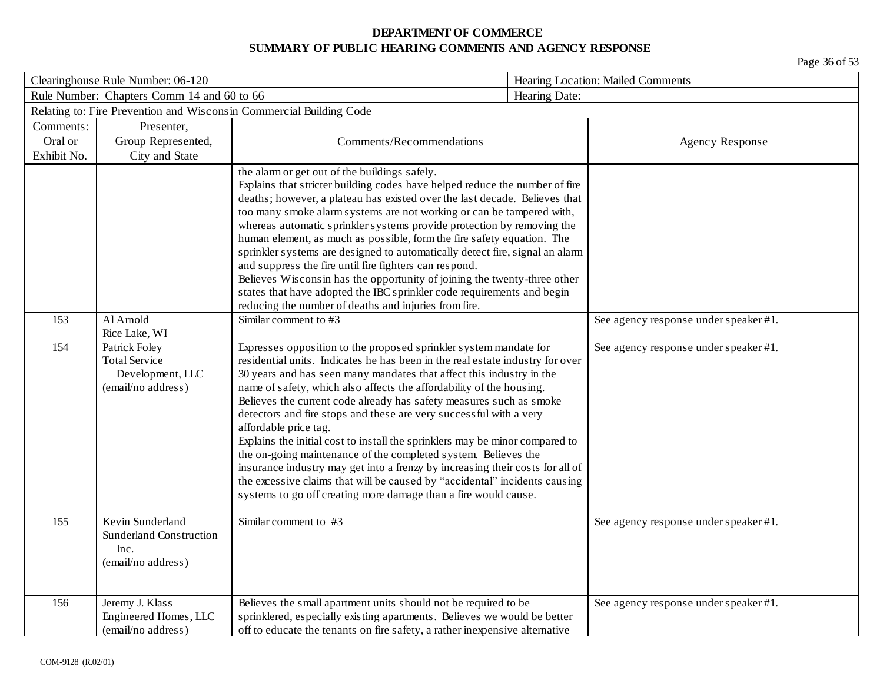**DEPARTMENT OF COMMERCE**
**SUMMARY OF PUBLIC HEARING COMMENTS AND AGENCY RESPONSE**

| Clearinghouse Rule Number: 06-120 | | | Hearing Location: Mailed Comments |
|---|---|---|---|
| Rule Number: Chapters Comm 14 and 60 to 66 | | | Hearing Date: |
| Relating to: Fire Prevention and Wisconsin Commercial Building Code | | | |

| Comments: Oral or Exhibit No. | Presenter, Group Represented, City and State | Comments/Recommendations | Agency Response |
|---|---|---|---|
| | | the alarm or get out of the buildings safely.<br>Explains that stricter building codes have helped reduce the number of fire deaths; however, a plateau has existed over the last decade. Believes that too many smoke alarm systems are not working or can be tampered with, whereas automatic sprinkler systems provide protection by removing the human element, as much as possible, form the fire safety equation. The sprinkler systems are designed to automatically detect fire, signal an alarm and suppress the fire until fire fighters can respond.<br>Believes Wisconsin has the opportunity of joining the twenty-three other states that have adopted the IBC sprinkler code requirements and begin reducing the number of deaths and injuries from fire. | |
| 153 | Al Arnold<br>Rice Lake, WI | Similar comment to #3 | See agency response under speaker #1. |
| 154 | Patrick Foley<br>Total Service Development, LLC<br>(email/no address) | Expresses opposition to the proposed sprinkler system mandate for residential units. Indicates he has been in the real estate industry for over 30 years and has seen many mandates that affect this industry in the name of safety, which also affects the affordability of the housing. Believes the current code already has safety measures such as smoke detectors and fire stops and these are very successful with a very affordable price tag.<br>Explains the initial cost to install the sprinklers may be minor compared to the on-going maintenance of the completed system. Believes the insurance industry may get into a frenzy by increasing their costs for all of the excessive claims that will be caused by "accidental" incidents causing systems to go off creating more damage than a fire would cause. | See agency response under speaker #1. |
| 155 | Kevin Sunderland<br>Sunderland Construction Inc.<br>(email/no address) | Similar comment to #3 | See agency response under speaker #1. |
| 156 | Jeremy J. Klass<br>Engineered Homes, LLC<br>(email/no address) | Believes the small apartment units should not be required to be sprinklered, especially existing apartments. Believes we would be better off to educate the tenants on fire safety, a rather inexpensive alternative | See agency response under speaker #1. |

COM-9128 (R.02/01)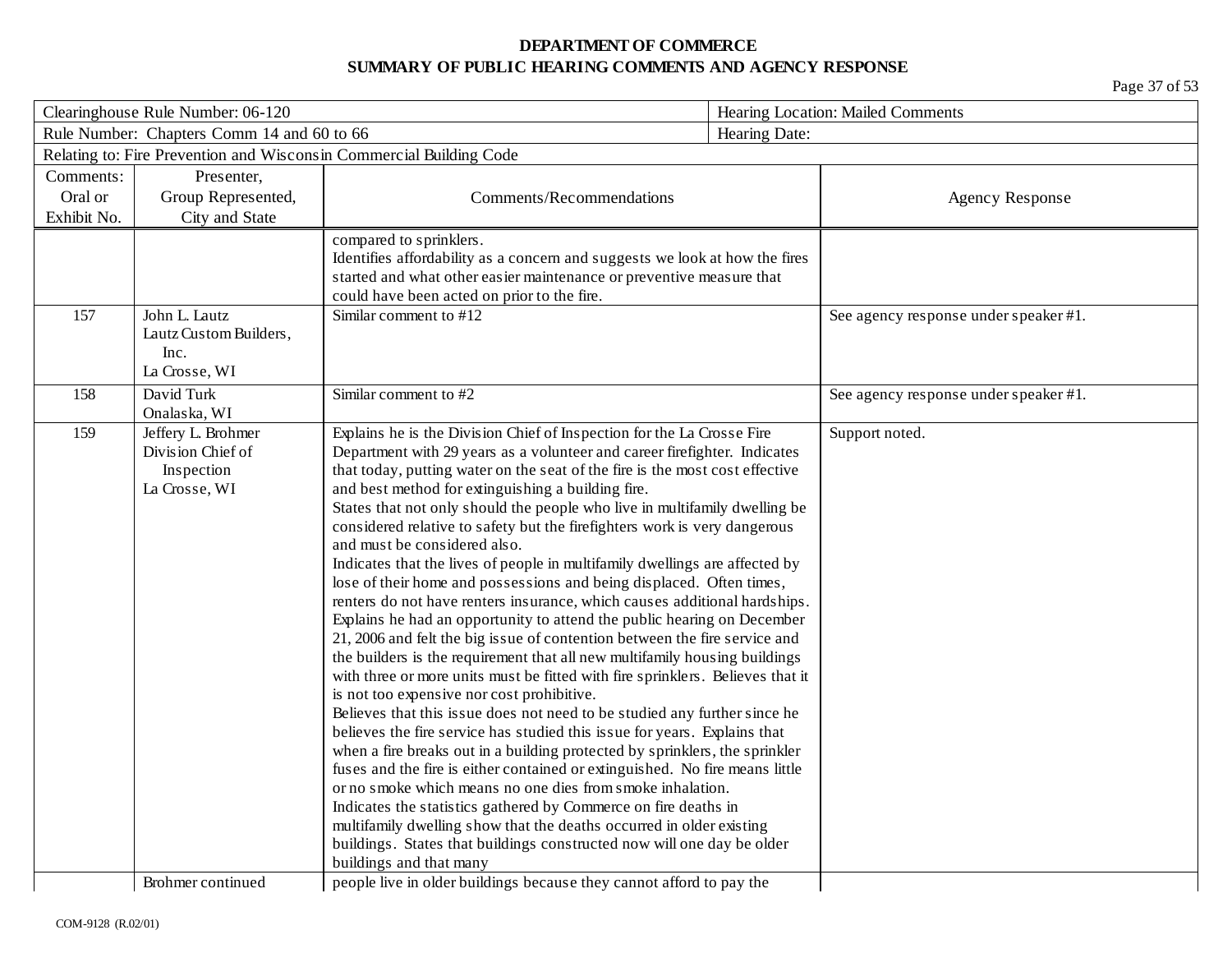**DEPARTMENT OF COMMERCE**
**SUMMARY OF PUBLIC HEARING COMMENTS AND AGENCY RESPONSE**

| Clearinghouse Rule Number: 06-120 | | | Hearing Location: Mailed Comments |
|---|---|---|---|
| Rule Number: Chapters Comm 14 and 60 to 66 | | | Hearing Date: |
| Relating to: Fire Prevention and Wisconsin Commercial Building Code | | | |

| Comments: Oral or Exhibit No. | Presenter, Group Represented, City and State | Comments/Recommendations | Agency Response |
|---|---|---|---|
| | | compared to sprinklers.<br>Identifies affordability as a concern and suggests we look at how the fires started and what other easier maintenance or preventive measure that could have been acted on prior to the fire. | |
| 157 | John L. Lautz<br>Lautz Custom Builders, Inc.<br>La Crosse, WI | Similar comment to #12 | See agency response under speaker #1. |
| 158 | David Turk<br>Onalaska, WI | Similar comment to #2 | See agency response under speaker #1. |
| 159 | Jeffery L. Brohmer<br>Division Chief of Inspection<br>La Crosse, WI | Explains he is the Division Chief of Inspection for the La Crosse Fire Department with 29 years as a volunteer and career firefighter. Indicates that today, putting water on the seat of the fire is the most cost effective and best method for extinguishing a building fire.<br>States that not only should the people who live in multifamily dwelling be considered relative to safety but the firefighters work is very dangerous and must be considered also.<br>Indicates that the lives of people in multifamily dwellings are affected by lose of their home and possessions and being displaced. Often times, renters do not have renters insurance, which causes additional hardships.<br>Explains he had an opportunity to attend the public hearing on December 21, 2006 and felt the big issue of contention between the fire service and the builders is the requirement that all new multifamily housing buildings with three or more units must be fitted with fire sprinklers. Believes that it is not too expensive nor cost prohibitive.<br>Believes that this issue does not need to be studied any further since he believes the fire service has studied this issue for years. Explains that when a fire breaks out in a building protected by sprinklers, the sprinkler fuses and the fire is either contained or extinguished. No fire means little or no smoke which means no one dies from smoke inhalation.<br>Indicates the statistics gathered by Commerce on fire deaths in multifamily dwelling show that the deaths occurred in older existing buildings. States that buildings constructed now will one day be older buildings and that many | Support noted. |
| | Brohmer continued | people live in older buildings because they cannot afford to pay the | |

COM-9128 (R.02/01)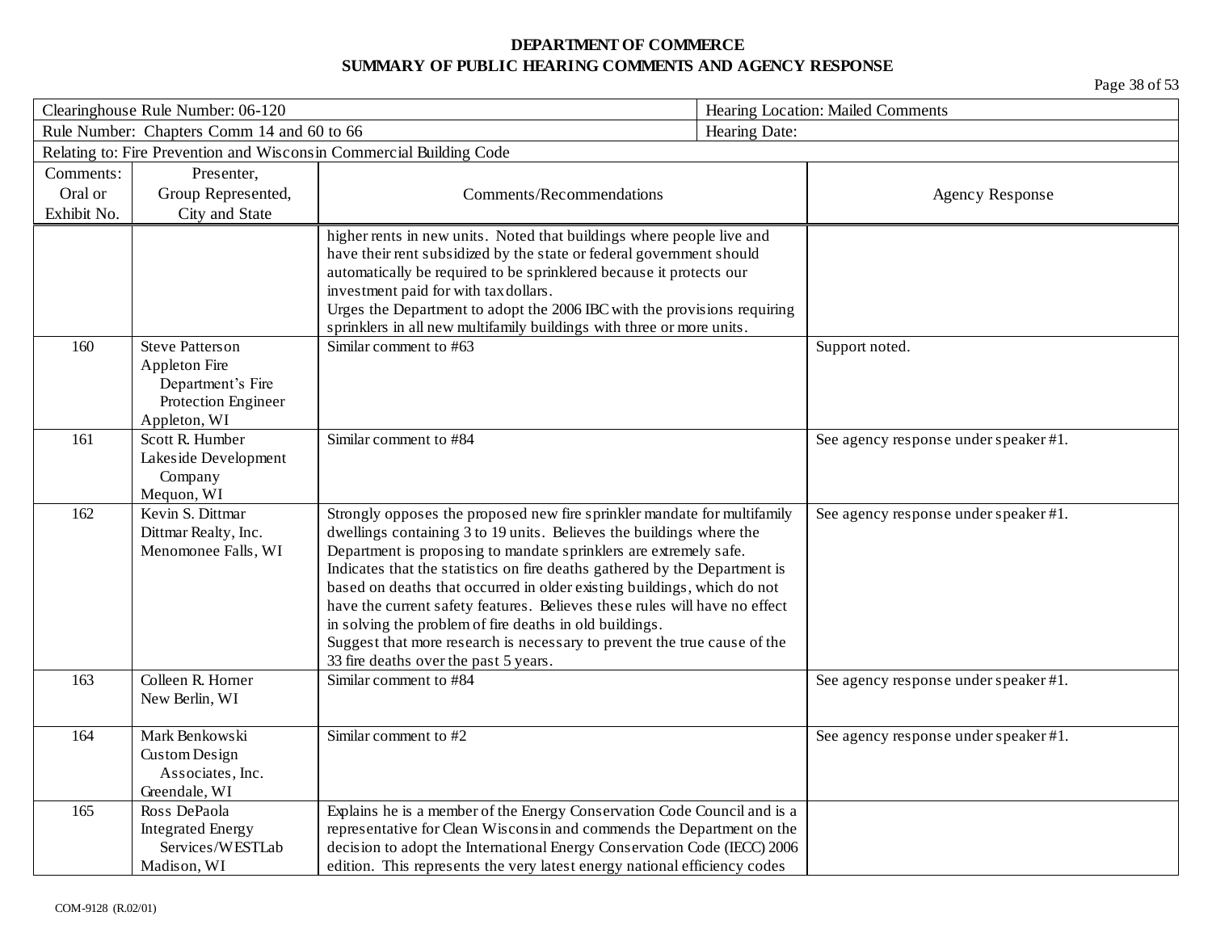**DEPARTMENT OF COMMERCE**
**SUMMARY OF PUBLIC HEARING COMMENTS AND AGENCY RESPONSE**

| Clearinghouse Rule Number: 06-120 | | | Hearing Location: Mailed Comments |
|---|---|---|---|
| Rule Number: Chapters Comm 14 and 60 to 66 | | | Hearing Date: |
| Relating to: Fire Prevention and Wisconsin Commercial Building Code | | | |
| Comments: Oral or Exhibit No. | Presenter, Group Represented, City and State | Comments/Recommendations | Agency Response |
| | | higher rents in new units. Noted that buildings where people live and have their rent subsidized by the state or federal government should automatically be required to be sprinklered because it protects our investment paid for with tax dollars.<br>Urges the Department to adopt the 2006 IBC with the provisions requiring sprinklers in all new multifamily buildings with three or more units. | |
| 160 | Steve Patterson<br>Appleton Fire Department's Fire Protection Engineer<br>Appleton, WI | Similar comment to #63 | Support noted. |
| 161 | Scott R. Humber<br>Lakeside Development Company<br>Mequon, WI | Similar comment to #84 | See agency response under speaker #1. |
| 162 | Kevin S. Dittmar<br>Dittmar Realty, Inc.<br>Menomonee Falls, WI | Strongly opposes the proposed new fire sprinkler mandate for multifamily dwellings containing 3 to 19 units. Believes the buildings where the Department is proposing to mandate sprinklers are extremely safe. Indicates that the statistics on fire deaths gathered by the Department is based on deaths that occurred in older existing buildings, which do not have the current safety features. Believes these rules will have no effect in solving the problem of fire deaths in old buildings.<br>Suggest that more research is necessary to prevent the true cause of the 33 fire deaths over the past 5 years. | See agency response under speaker #1. |
| 163 | Colleen R. Horner<br>New Berlin, WI | Similar comment to #84 | See agency response under speaker #1. |
| 164 | Mark Benkowski<br>Custom Design Associates, Inc.<br>Greendale, WI | Similar comment to #2 | See agency response under speaker #1. |
| 165 | Ross DePaola<br>Integrated Energy Services/WESTLab<br>Madison, WI | Explains he is a member of the Energy Conservation Code Council and is a representative for Clean Wisconsin and commends the Department on the decision to adopt the International Energy Conservation Code (IECC) 2006 edition. This represents the very latest energy national efficiency codes | |

COM-9128 (R.02/01)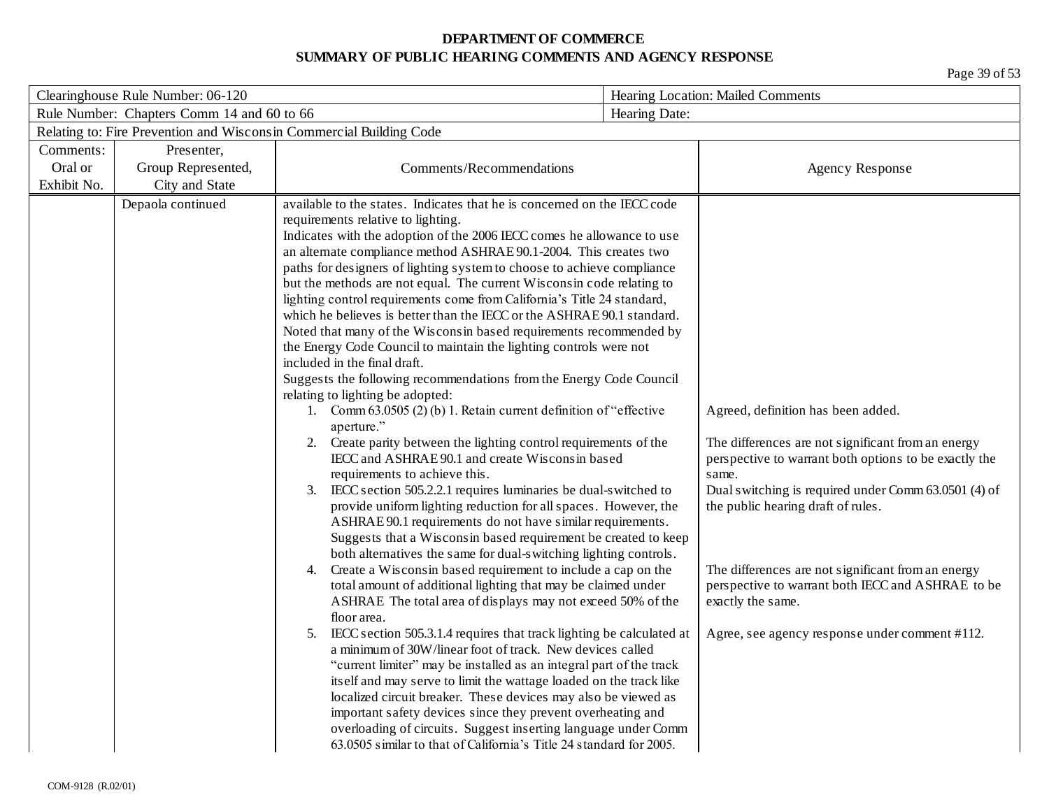**DEPARTMENT OF COMMERCE**
**SUMMARY OF PUBLIC HEARING COMMENTS AND AGENCY RESPONSE**

| Clearinghouse Rule Number: 06-120 | | | Hearing Location: Mailed Comments |
|---|---|---|---|
| Rule Number: Chapters Comm 14 and 60 to 66 | | | Hearing Date: |
| Relating to: Fire Prevention and Wisconsin Commercial Building Code | | | |

| Comments: Oral or Exhibit No. | Presenter, Group Represented, City and State | Comments/Recommendations | Agency Response |
|---|---|---|---|
| | Depaola continued | available to the states. Indicates that he is concerned on the IECC code requirements relative to lighting.<br>Indicates with the adoption of the 2006 IECC comes he allowance to use an alternate compliance method ASHRAE 90.1-2004. This creates two paths for designers of lighting system to choose to achieve compliance but the methods are not equal. The current Wisconsin code relating to lighting control requirements come from California's Title 24 standard, which he believes is better than the IECC or the ASHRAE 90.1 standard. Noted that many of the Wisconsin based requirements recommended by the Energy Code Council to maintain the lighting controls were not included in the final draft.<br>Suggests the following recommendations from the Energy Code Council relating to lighting be adopted: | |
| | | 1. Comm 63.0505 (2) (b) 1. Retain current definition of "effective aperture." | Agreed, definition has been added. |
| | | 2. Create parity between the lighting control requirements of the IECC and ASHRAE 90.1 and create Wisconsin based requirements to achieve this. | The differences are not significant from an energy perspective to warrant both options to be exactly the same. |
| | | 3. IECC section 505.2.2.1 requires luminaries be dual-switched to provide uniform lighting reduction for all spaces. However, the ASHRAE 90.1 requirements do not have similar requirements. Suggests that a Wisconsin based requirement be created to keep both alternatives the same for dual-switching lighting controls. | Dual switching is required under Comm 63.0501 (4) of the public hearing draft of rules. |
| | | 4. Create a Wisconsin based requirement to include a cap on the total amount of additional lighting that may be claimed under ASHRAE The total area of displays may not exceed 50% of the floor area. | The differences are not significant from an energy perspective to warrant both IECC and ASHRAE to be exactly the same. |
| | | 5. IECC section 505.3.1.4 requires that track lighting be calculated at a minimum of 30W/linear foot of track. New devices called "current limiter" may be installed as an integral part of the track itself and may serve to limit the wattage loaded on the track like localized circuit breaker. These devices may also be viewed as important safety devices since they prevent overheating and overloading of circuits. Suggest inserting language under Comm 63.0505 similar to that of California's Title 24 standard for 2005. | Agree, see agency response under comment #112. |

COM-9128 (R.02/01)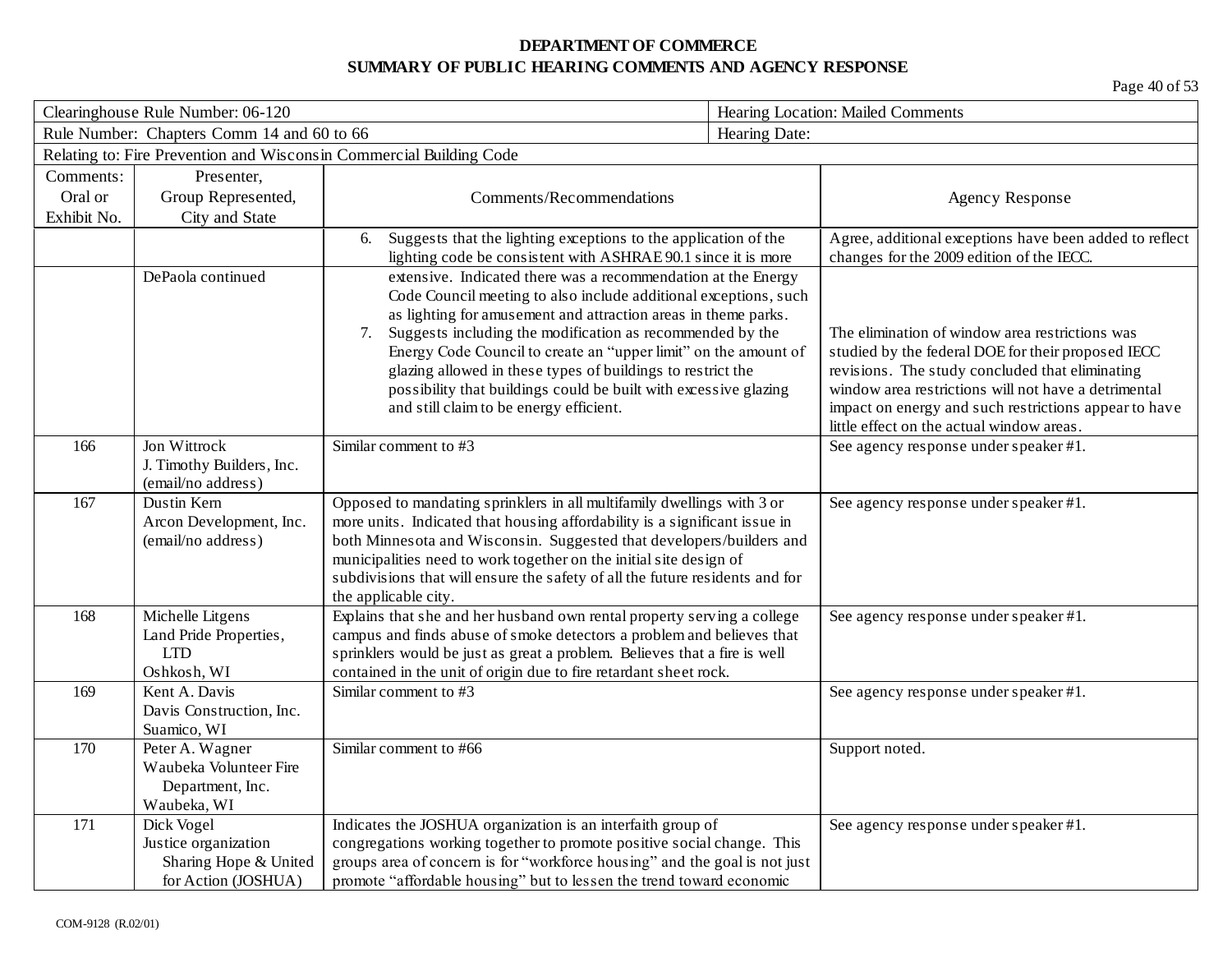**DEPARTMENT OF COMMERCE**
**SUMMARY OF PUBLIC HEARING COMMENTS AND AGENCY RESPONSE**

| Clearinghouse Rule Number: 06-120 | | | Hearing Location: Mailed Comments |
|---|---|---|---|
| Rule Number: Chapters Comm 14 and 60 to 66 | | | Hearing Date: |
| Relating to: Fire Prevention and Wisconsin Commercial Building Code | | | |
| Comments: Oral or Exhibit No. | Presenter, Group Represented, City and State | Comments/Recommendations | Agency Response |
| | | 6. Suggests that the lighting exceptions to the application of the lighting code be consistent with ASHRAE 90.1 since it is more | Agree, additional exceptions have been added to reflect changes for the 2009 edition of the IECC. |
| | DePaola continued | extensive. Indicated there was a recommendation at the Energy Code Council meeting to also include additional exceptions, such as lighting for amusement and attraction areas in theme parks.<br>7. Suggests including the modification as recommended by the Energy Code Council to create an "upper limit" on the amount of glazing allowed in these types of buildings to restrict the possibility that buildings could be built with excessive glazing and still claim to be energy efficient. | The elimination of window area restrictions was studied by the federal DOE for their proposed IECC revisions. The study concluded that eliminating window area restrictions will not have a detrimental impact on energy and such restrictions appear to have little effect on the actual window areas. |
| 166 | Jon Wittrock<br>J. Timothy Builders, Inc.<br>(email/no address) | Similar comment to #3 | See agency response under speaker #1. |
| 167 | Dustin Kern<br>Arcon Development, Inc.<br>(email/no address) | Opposed to mandating sprinklers in all multifamily dwellings with 3 or more units. Indicated that housing affordability is a significant issue in both Minnesota and Wisconsin. Suggested that developers/builders and municipalities need to work together on the initial site design of subdivisions that will ensure the safety of all the future residents and for the applicable city. | See agency response under speaker #1. |
| 168 | Michelle Litgens<br>Land Pride Properties, LTD<br>Oshkosh, WI | Explains that she and her husband own rental property serving a college campus and finds abuse of smoke detectors a problem and believes that sprinklers would be just as great a problem. Believes that a fire is well contained in the unit of origin due to fire retardant sheet rock. | See agency response under speaker #1. |
| 169 | Kent A. Davis<br>Davis Construction, Inc.<br>Suamico, WI | Similar comment to #3 | See agency response under speaker #1. |
| 170 | Peter A. Wagner<br>Waubeka Volunteer Fire Department, Inc.<br>Waubeka, WI | Similar comment to #66 | Support noted. |
| 171 | Dick Vogel<br>Justice organization Sharing Hope & United for Action (JOSHUA) | Indicates the JOSHUA organization is an interfaith group of congregations working together to promote positive social change. This groups area of concern is for "workforce housing" and the goal is not just promote "affordable housing" but to lessen the trend toward economic | See agency response under speaker #1. |

COM-9128 (R.02/01)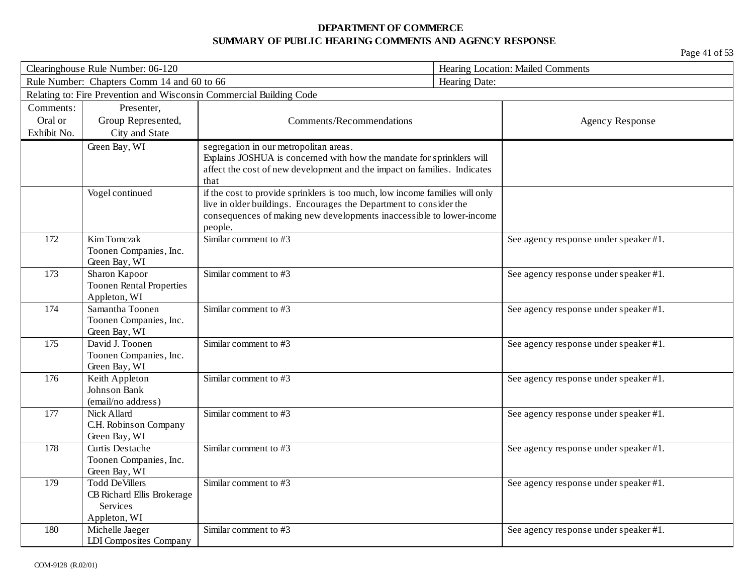**DEPARTMENT OF COMMERCE**
**SUMMARY OF PUBLIC HEARING COMMENTS AND AGENCY RESPONSE**

| Clearinghouse Rule Number: 06-120 | | | Hearing Location: Mailed Comments |
|---|---|---|---|
| Rule Number: Chapters Comm 14 and 60 to 66 | | | Hearing Date: |
| Relating to: Fire Prevention and Wisconsin Commercial Building Code | | | |
| Comments: Oral or Exhibit No. | Presenter, Group Represented, City and State | Comments/Recommendations | Agency Response |
| | Green Bay, WI | segregation in our metropolitan areas. Explains JOSHUA is concerned with how the mandate for sprinklers will affect the cost of new development and the impact on families. Indicates that | |
| | Vogel continued | if the cost to provide sprinklers is too much, low income families will only live in older buildings. Encourages the Department to consider the consequences of making new developments inaccessible to lower-income people. | |
| 172 | Kim Tomczak Toonen Companies, Inc. Green Bay, WI | Similar comment to #3 | See agency response under speaker #1. |
| 173 | Sharon Kapoor Toonen Rental Properties Appleton, WI | Similar comment to #3 | See agency response under speaker #1. |
| 174 | Samantha Toonen Toonen Companies, Inc. Green Bay, WI | Similar comment to #3 | See agency response under speaker #1. |
| 175 | David J. Toonen Toonen Companies, Inc. Green Bay, WI | Similar comment to #3 | See agency response under speaker #1. |
| 176 | Keith Appleton Johnson Bank (email/no address) | Similar comment to #3 | See agency response under speaker #1. |
| 177 | Nick Allard C.H. Robinson Company Green Bay, WI | Similar comment to #3 | See agency response under speaker #1. |
| 178 | Curtis Destache Toonen Companies, Inc. Green Bay, WI | Similar comment to #3 | See agency response under speaker #1. |
| 179 | Todd DeVillers CB Richard Ellis Brokerage Services Appleton, WI | Similar comment to #3 | See agency response under speaker #1. |
| 180 | Michelle Jaeger LDI Composites Company | Similar comment to #3 | See agency response under speaker #1. |

COM-9128 (R.02/01)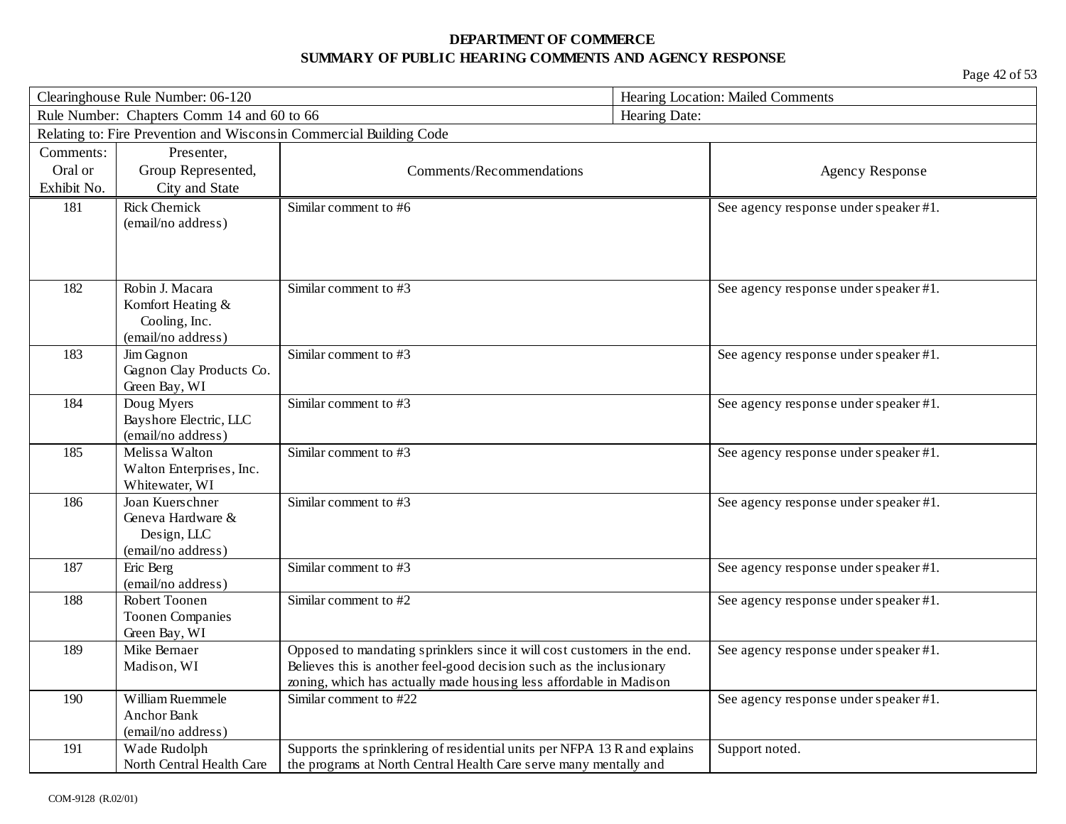**DEPARTMENT OF COMMERCE**
**SUMMARY OF PUBLIC HEARING COMMENTS AND AGENCY RESPONSE**

| Clearinghouse Rule Number: 06-120 | | | Hearing Location: Mailed Comments |
|---|---|---|---|
| Rule Number: Chapters Comm 14 and 60 to 66 | | | Hearing Date: |
| Relating to: Fire Prevention and Wisconsin Commercial Building Code | | | |

| Comments: Oral or Exhibit No. | Presenter, Group Represented, City and State | Comments/Recommendations | Agency Response |
|---|---|---|---|
| 181 | Rick Chernick (email/no address) | Similar comment to #6 | See agency response under speaker #1. |
| 182 | Robin J. Macara Komfort Heating & Cooling, Inc. (email/no address) | Similar comment to #3 | See agency response under speaker #1. |
| 183 | Jim Gagnon Gagnon Clay Products Co. Green Bay, WI | Similar comment to #3 | See agency response under speaker #1. |
| 184 | Doug Myers Bayshore Electric, LLC (email/no address) | Similar comment to #3 | See agency response under speaker #1. |
| 185 | Melissa Walton Walton Enterprises, Inc. Whitewater, WI | Similar comment to #3 | See agency response under speaker #1. |
| 186 | Joan Kuerschner Geneva Hardware & Design, LLC (email/no address) | Similar comment to #3 | See agency response under speaker #1. |
| 187 | Eric Berg (email/no address) | Similar comment to #3 | See agency response under speaker #1. |
| 188 | Robert Toonen Toonen Companies Green Bay, WI | Similar comment to #2 | See agency response under speaker #1. |
| 189 | Mike Bernaer Madison, WI | Opposed to mandating sprinklers since it will cost customers in the end. Believes this is another feel-good decision such as the inclusionary zoning, which has actually made housing less affordable in Madison | See agency response under speaker #1. |
| 190 | William Ruemmele Anchor Bank (email/no address) | Similar comment to #22 | See agency response under speaker #1. |
| 191 | Wade Rudolph North Central Health Care | Supports the sprinklering of residential units per NFPA 13 R and explains the programs at North Central Health Care serve many mentally and | Support noted. |

COM-9128 (R.02/01)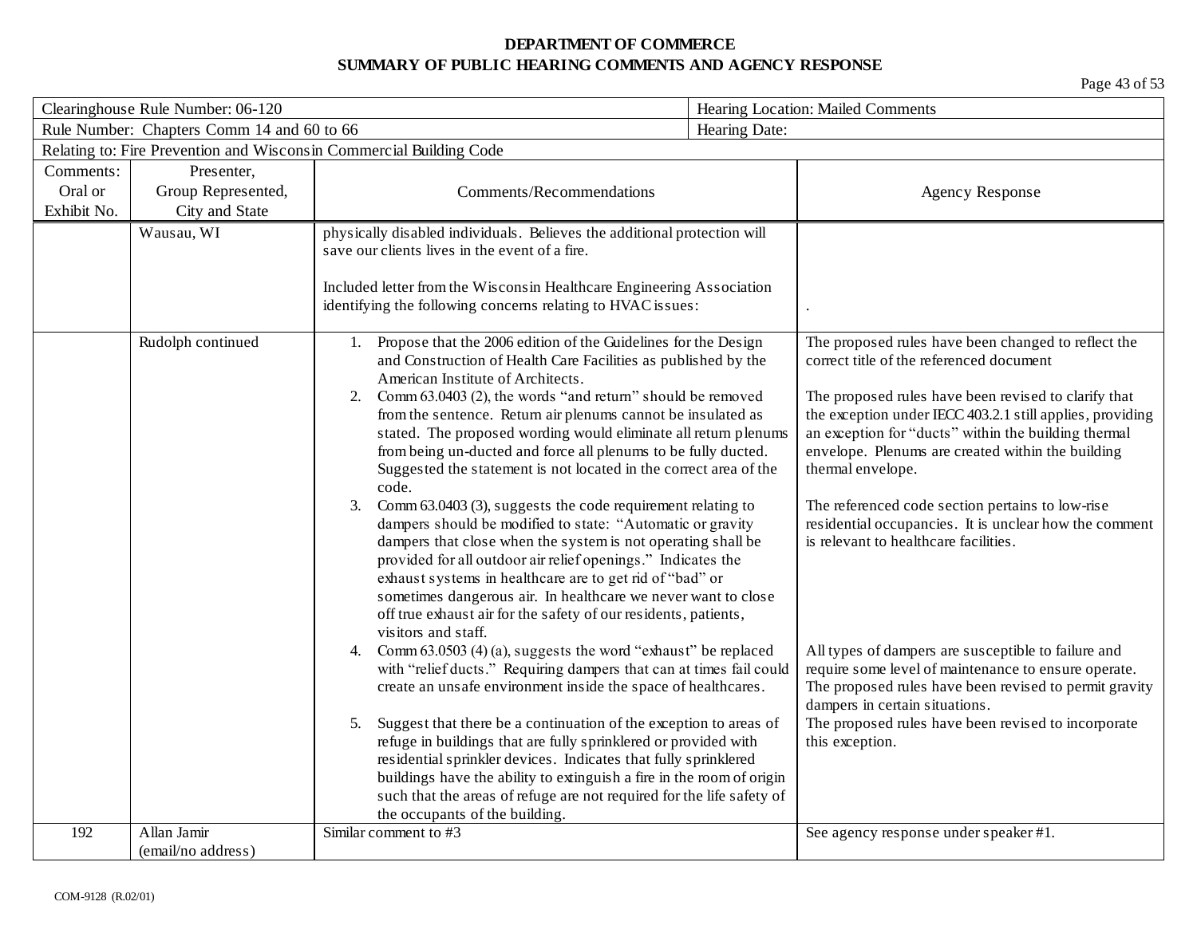**DEPARTMENT OF COMMERCE**
**SUMMARY OF PUBLIC HEARING COMMENTS AND AGENCY RESPONSE**

| Clearinghouse Rule Number: 06-120 | | | Hearing Location: Mailed Comments |
|---|---|---|---|
| Rule Number: Chapters Comm 14 and 60 to 66 | | | Hearing Date: |
| Relating to: Fire Prevention and Wisconsin Commercial Building Code | | | |

| Comments: Oral or Exhibit No. | Presenter, Group Represented, City and State | Comments/Recommendations | Agency Response |
|---|---|---|---|
| | Wausau, WI | physically disabled individuals. Believes the additional protection will save our clients lives in the event of a fire.<br><br>Included letter from the Wisconsin Healthcare Engineering Association identifying the following concerns relating to HVAC issues: | . |
| | Rudolph continued | 1. Propose that the 2006 edition of the Guidelines for the Design and Construction of Health Care Facilities as published by the American Institute of Architects. | The proposed rules have been changed to reflect the correct title of the referenced document |
| | | 2. Comm 63.0403 (2), the words "and return" should be removed from the sentence. Return air plenums cannot be insulated as stated. The proposed wording would eliminate all return plenums from being un-ducted and force all plenums to be fully ducted. Suggested the statement is not located in the correct area of the code. | The proposed rules have been revised to clarify that the exception under IECC 403.2.1 still applies, providing an exception for "ducts" within the building thermal envelope. Plenums are created within the building thermal envelope. |
| | | 3. Comm 63.0403 (3), suggests the code requirement relating to dampers should be modified to state: "Automatic or gravity dampers that close when the system is not operating shall be provided for all outdoor air relief openings." Indicates the exhaust systems in healthcare are to get rid of "bad" or sometimes dangerous air. In healthcare we never want to close off true exhaust air for the safety of our residents, patients, visitors and staff. | The referenced code section pertains to low-rise residential occupancies. It is unclear how the comment is relevant to healthcare facilities. |
| | | 4. Comm 63.0503 (4) (a), suggests the word "exhaust" be replaced with "relief ducts." Requiring dampers that can at times fail could create an unsafe environment inside the space of healthcares. | All types of dampers are susceptible to failure and require some level of maintenance to ensure operate. The proposed rules have been revised to permit gravity dampers in certain situations. |
| | | 5. Suggest that there be a continuation of the exception to areas of refuge in buildings that are fully sprinklered or provided with residential sprinkler devices. Indicates that fully sprinklered buildings have the ability to extinguish a fire in the room of origin such that the areas of refuge are not required for the life safety of the occupants of the building. | The proposed rules have been revised to incorporate this exception. |
| 192 | Allan Jamir (email/no address) | Similar comment to #3 | See agency response under speaker #1. |

COM-9128 (R.02/01)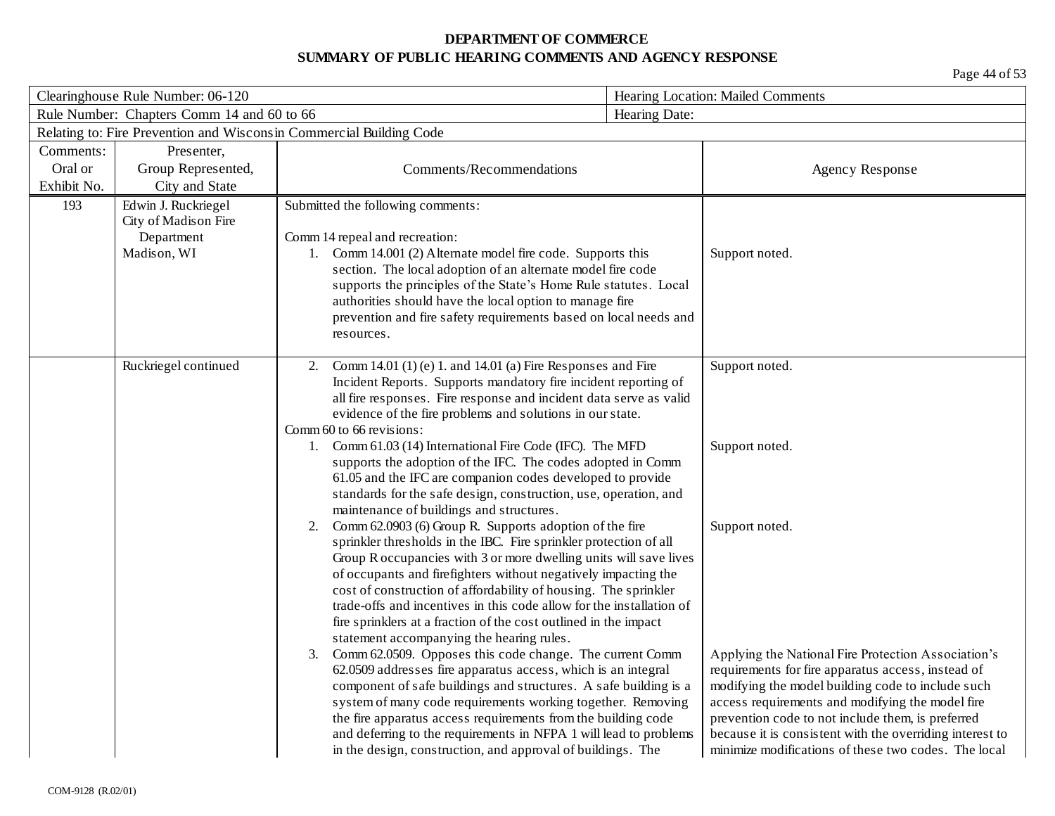**DEPARTMENT OF COMMERCE**
**SUMMARY OF PUBLIC HEARING COMMENTS AND AGENCY RESPONSE**

| Clearinghouse Rule Number: 06-120 | | | Hearing Location: Mailed Comments |
|---|---|---|---|
| Rule Number: Chapters Comm 14 and 60 to 66 | | | Hearing Date: |
| Relating to: Fire Prevention and Wisconsin Commercial Building Code | | | |

| Comments: Oral or Exhibit No. | Presenter, Group Represented, City and State | Comments/Recommendations | Agency Response |
|---|---|---|---|
| 193 | Edwin J. Ruckriegel<br>City of Madison Fire Department<br>Madison, WI | Submitted the following comments:<br><br>Comm 14 repeal and recreation:<br>1. Comm 14.001 (2) Alternate model fire code. Supports this section. The local adoption of an alternate model fire code supports the principles of the State's Home Rule statutes. Local authorities should have the local option to manage fire prevention and fire safety requirements based on local needs and resources. | Support noted. |
| | Ruckriegel continued | 2. Comm 14.01 (1) (e) 1. and 14.01 (a) Fire Responses and Fire Incident Reports. Supports mandatory fire incident reporting of all fire responses. Fire response and incident data serve as valid evidence of the fire problems and solutions in our state. | Support noted. |
| | | Comm 60 to 66 revisions:<br>1. Comm 61.03 (14) International Fire Code (IFC). The MFD supports the adoption of the IFC. The codes adopted in Comm 61.05 and the IFC are companion codes developed to provide standards for the safe design, construction, use, operation, and maintenance of buildings and structures. | Support noted. |
| | | 2. Comm 62.0903 (6) Group R. Supports adoption of the fire sprinkler thresholds in the IBC. Fire sprinkler protection of all Group R occupancies with 3 or more dwelling units will save lives of occupants and firefighters without negatively impacting the cost of construction of affordability of housing. The sprinkler trade-offs and incentives in this code allow for the installation of fire sprinklers at a fraction of the cost outlined in the impact statement accompanying the hearing rules. | Support noted. |
| | | 3. Comm 62.0509. Opposes this code change. The current Comm 62.0509 addresses fire apparatus access, which is an integral component of safe buildings and structures. A safe building is a system of many code requirements working together. Removing the fire apparatus access requirements from the building code and deferring to the requirements in NFPA 1 will lead to problems in the design, construction, and approval of buildings. The | Applying the National Fire Protection Association's requirements for fire apparatus access, instead of modifying the model building code to include such access requirements and modifying the model fire prevention code to not include them, is preferred because it is consistent with the overriding interest to minimize modifications of these two codes. The local |

COM-9128 (R.02/01)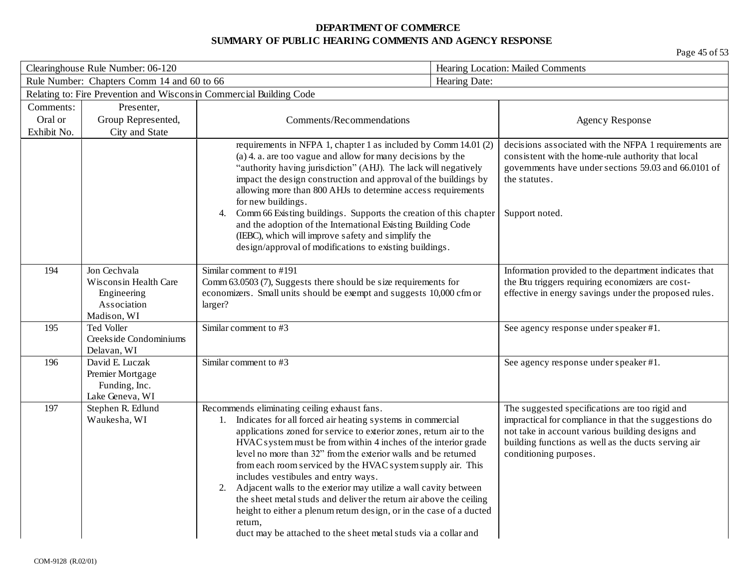**DEPARTMENT OF COMMERCE**
**SUMMARY OF PUBLIC HEARING COMMENTS AND AGENCY RESPONSE**

| Clearinghouse Rule Number: 06-120 | | | Hearing Location: Mailed Comments |
|---|---|---|---|
| Rule Number: Chapters Comm 14 and 60 to 66 | | | Hearing Date: |
| Relating to: Fire Prevention and Wisconsin Commercial Building Code | | | |

| Comments: Oral or Exhibit No. | Presenter, Group Represented, City and State | Comments/Recommendations | Agency Response |
|---|---|---|---|
| | | requirements in NFPA 1, chapter 1 as included by Comm 14.01 (2) (a) 4. a. are too vague and allow for many decisions by the "authority having jurisdiction" (AHJ). The lack will negatively impact the design construction and approval of the buildings by allowing more than 800 AHJs to determine access requirements for new buildings.<br>4. Comm 66 Existing buildings. Supports the creation of this chapter and the adoption of the International Existing Building Code (IEBC), which will improve safety and simplify the design/approval of modifications to existing buildings. | decisions associated with the NFPA 1 requirements are consistent with the home-rule authority that local governments have under sections 59.03 and 66.0101 of the statutes.<br><br>Support noted. |
| 194 | Jon Cechvala<br>Wisconsin Health Care Engineering Association<br>Madison, WI | Similar comment to #191<br>Comm 63.0503 (7), Suggests there should be size requirements for economizers. Small units should be exempt and suggests 10,000 cfm or larger? | Information provided to the department indicates that the Btu triggers requiring economizers are cost-effective in energy savings under the proposed rules. |
| 195 | Ted Voller<br>Creekside Condominiums<br>Delavan, WI | Similar comment to #3 | See agency response under speaker #1. |
| 196 | David E. Luczak<br>Premier Mortgage Funding, Inc.<br>Lake Geneva, WI | Similar comment to #3 | See agency response under speaker #1. |
| 197 | Stephen R. Edlund<br>Waukesha, WI | Recommends eliminating ceiling exhaust fans.<br>1. Indicates for all forced air heating systems in commercial applications zoned for service to exterior zones, return air to the HVAC system must be from within 4 inches of the interior grade level no more than 32" from the exterior walls and be returned from each room serviced by the HVAC system supply air. This includes vestibules and entry ways.<br>2. Adjacent walls to the exterior may utilize a wall cavity between the sheet metal studs and deliver the return air above the ceiling height to either a plenum return design, or in the case of a ducted return,<br>duct may be attached to the sheet metal studs via a collar and | The suggested specifications are too rigid and impractical for compliance in that the suggestions do not take in account various building designs and building functions as well as the ducts serving air conditioning purposes. |

COM-9128 (R.02/01)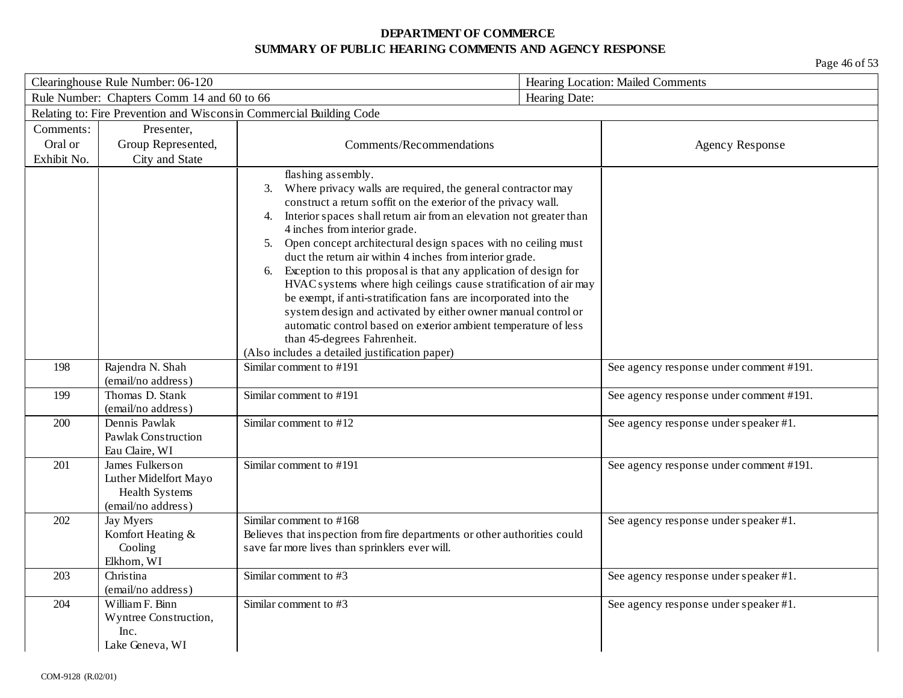**DEPARTMENT OF COMMERCE**
**SUMMARY OF PUBLIC HEARING COMMENTS AND AGENCY RESPONSE**

| Clearinghouse Rule Number: 06-120 | | | Hearing Location: Mailed Comments |
|---|---|---|---|
| Rule Number: Chapters Comm 14 and 60 to 66 | | | Hearing Date: |
| Relating to: Fire Prevention and Wisconsin Commercial Building Code | | | |

| Comments: Oral or Exhibit No. | Presenter, Group Represented, City and State | Comments/Recommendations | Agency Response |
|---|---|---|---|
| | | flashing assembly.<br>3. Where privacy walls are required, the general contractor may construct a return soffit on the exterior of the privacy wall.<br>4. Interior spaces shall return air from an elevation not greater than 4 inches from interior grade.<br>5. Open concept architectural design spaces with no ceiling must duct the return air within 4 inches from interior grade.<br>6. Exception to this proposal is that any application of design for HVAC systems where high ceilings cause stratification of air may be exempt, if anti-stratification fans are incorporated into the system design and activated by either owner manual control or automatic control based on exterior ambient temperature of less than 45-degrees Fahrenheit.<br>(Also includes a detailed justification paper) | |
| 198 | Rajendra N. Shah<br>(email/no address) | Similar comment to #191 | See agency response under comment #191. |
| 199 | Thomas D. Stank<br>(email/no address) | Similar comment to #191 | See agency response under comment #191. |
| 200 | Dennis Pawlak<br>Pawlak Construction<br>Eau Claire, WI | Similar comment to #12 | See agency response under speaker #1. |
| 201 | James Fulkerson<br>Luther Midelfort Mayo Health Systems<br>(email/no address) | Similar comment to #191 | See agency response under comment #191. |
| 202 | Jay Myers<br>Komfort Heating & Cooling<br>Elkhorn, WI | Similar comment to #168<br>Believes that inspection from fire departments or other authorities could save far more lives than sprinklers ever will. | See agency response under speaker #1. |
| 203 | Christina<br>(email/no address) | Similar comment to #3 | See agency response under speaker #1. |
| 204 | William F. Binn<br>Wyntree Construction, Inc.<br>Lake Geneva, WI | Similar comment to #3 | See agency response under speaker #1. |

COM-9128 (R.02/01)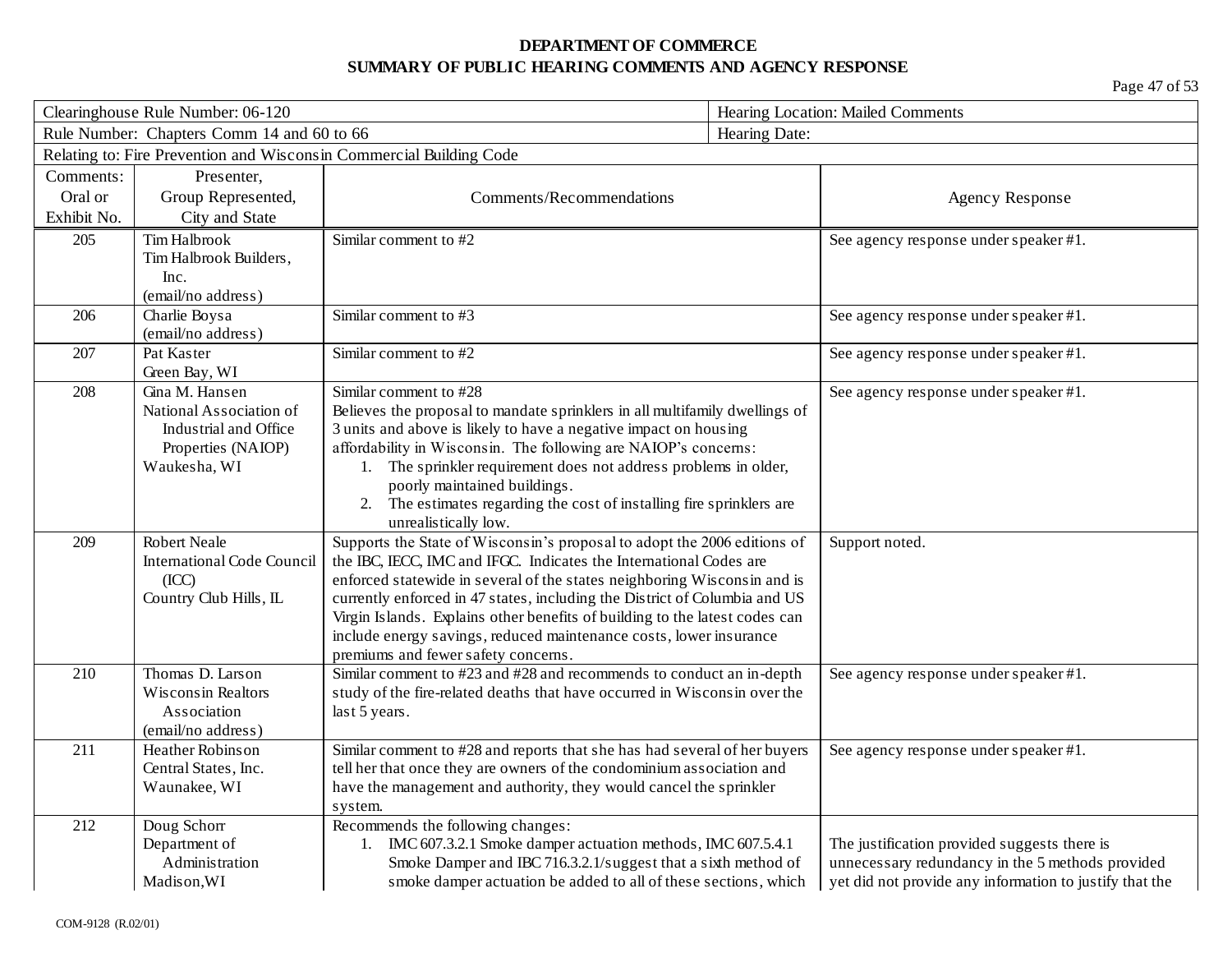**DEPARTMENT OF COMMERCE**
**SUMMARY OF PUBLIC HEARING COMMENTS AND AGENCY RESPONSE**

| Clearinghouse Rule Number: 06-120 | Hearing Location: Mailed Comments |
|---|---|
| Rule Number: Chapters Comm 14 and 60 to 66 | Hearing Date: |
| Relating to: Fire Prevention and Wisconsin Commercial Building Code | |

| Comments: Oral or Exhibit No. | Presenter, Group Represented, City and State | Comments/Recommendations | Agency Response |
|---|---|---|---|
| 205 | Tim Halbrook<br>Tim Halbrook Builders, Inc.<br>(email/no address) | Similar comment to #2 | See agency response under speaker #1. |
| 206 | Charlie Boysa<br>(email/no address) | Similar comment to #3 | See agency response under speaker #1. |
| 207 | Pat Kaster<br>Green Bay, WI | Similar comment to #2 | See agency response under speaker #1. |
| 208 | Gina M. Hansen<br>National Association of Industrial and Office Properties (NAIOP)<br>Waukesha, WI | Similar comment to #28<br>Believes the proposal to mandate sprinklers in all multifamily dwellings of 3 units and above is likely to have a negative impact on housing affordability in Wisconsin. The following are NAIOP's concerns:<br>1. The sprinkler requirement does not address problems in older, poorly maintained buildings.<br>2. The estimates regarding the cost of installing fire sprinklers are unrealistically low. | See agency response under speaker #1. |
| 209 | Robert Neale<br>International Code Council (ICC)<br>Country Club Hills, IL | Supports the State of Wisconsin's proposal to adopt the 2006 editions of the IBC, IECC, IMC and IFGC. Indicates the International Codes are enforced statewide in several of the states neighboring Wisconsin and is currently enforced in 47 states, including the District of Columbia and US Virgin Islands. Explains other benefits of building to the latest codes can include energy savings, reduced maintenance costs, lower insurance premiums and fewer safety concerns. | Support noted. |
| 210 | Thomas D. Larson<br>Wisconsin Realtors Association<br>(email/no address) | Similar comment to #23 and #28 and recommends to conduct an in-depth study of the fire-related deaths that have occurred in Wisconsin over the last 5 years. | See agency response under speaker #1. |
| 211 | Heather Robinson<br>Central States, Inc.<br>Waunakee, WI | Similar comment to #28 and reports that she has had several of her buyers tell her that once they are owners of the condominium association and have the management and authority, they would cancel the sprinkler system. | See agency response under speaker #1. |
| 212 | Doug Schorr<br>Department of Administration<br>Madison, WI | Recommends the following changes:<br>1. IMC 607.3.2.1 Smoke damper actuation methods, IMC 607.5.4.1 Smoke Damper and IBC 716.3.2.1/suggest that a sixth method of smoke damper actuation be added to all of these sections, which | The justification provided suggests there is unnecessary redundancy in the 5 methods provided yet did not provide any information to justify that the |

COM-9128 (R.02/01)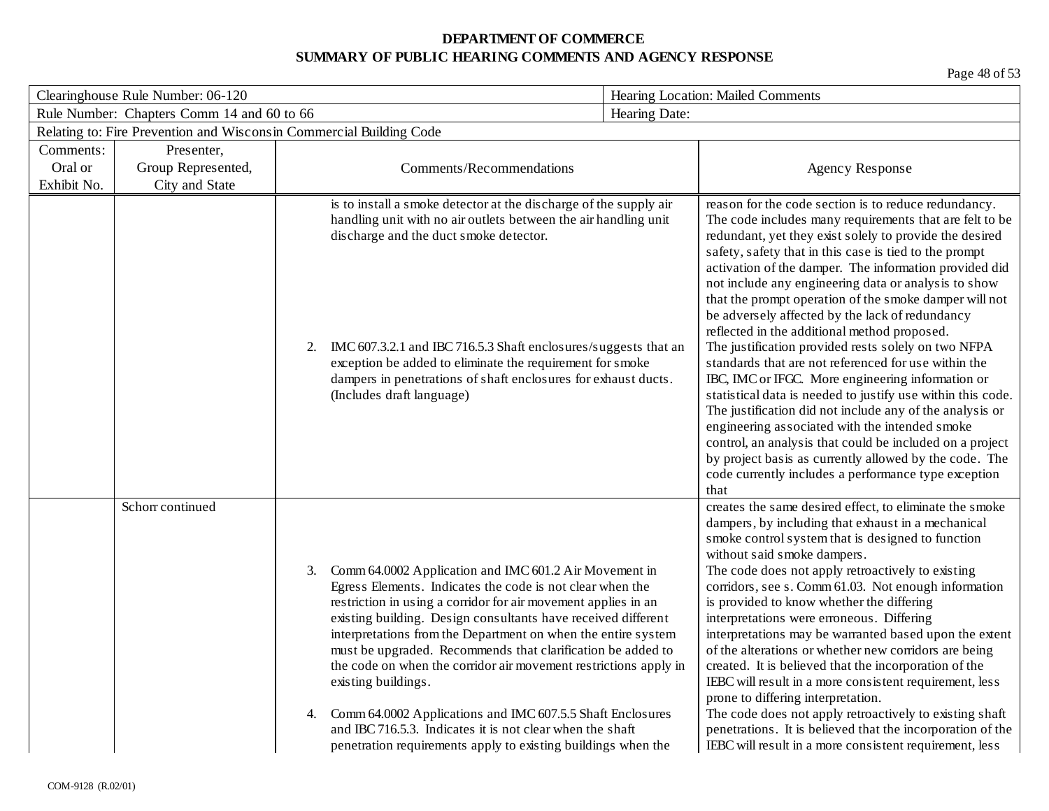**DEPARTMENT OF COMMERCE**
**SUMMARY OF PUBLIC HEARING COMMENTS AND AGENCY RESPONSE**

| Clearinghouse Rule Number: 06-120 | | Hearing Location: Mailed Comments | |
|---|---|---|---|
| Rule Number: Chapters Comm 14 and 60 to 66 | | Hearing Date: | |
| Relating to: Fire Prevention and Wisconsin Commercial Building Code | | | |

| Comments: Oral or Exhibit No. | Presenter, Group Represented, City and State | Comments/Recommendations | Agency Response |
|---|---|---|---|
| | | is to install a smoke detector at the discharge of the supply air handling unit with no air outlets between the air handling unit discharge and the duct smoke detector. | reason for the code section is to reduce redundancy. The code includes many requirements that are felt to be redundant, yet they exist solely to provide the desired safety, safety that in this case is tied to the prompt activation of the damper. The information provided did not include any engineering data or analysis to show that the prompt operation of the smoke damper will not be adversely affected by the lack of redundancy reflected in the additional method proposed. |
| | | 2. IMC 607.3.2.1 and IBC 716.5.3 Shaft enclosures/suggests that an exception be added to eliminate the requirement for smoke dampers in penetrations of shaft enclosures for exhaust ducts. (Includes draft language) | The justification provided rests solely on two NFPA standards that are not referenced for use within the IBC, IMC or IFGC. More engineering information or statistical data is needed to justify use within this code. The justification did not include any of the analysis or engineering associated with the intended smoke control, an analysis that could be included on a project by project basis as currently allowed by the code. The code currently includes a performance type exception that |
| | Schorr continued | | creates the same desired effect, to eliminate the smoke dampers, by including that exhaust in a mechanical smoke control system that is designed to function without said smoke dampers. |
| | | 3. Comm 64.0002 Application and IMC 601.2 Air Movement in Egress Elements. Indicates the code is not clear when the restriction in using a corridor for air movement applies in an existing building. Design consultants have received different interpretations from the Department on when the entire system must be upgraded. Recommends that clarification be added to the code on when the corridor air movement restrictions apply in existing buildings. | The code does not apply retroactively to existing corridors, see s. Comm 61.03. Not enough information is provided to know whether the differing interpretations were erroneous. Differing interpretations may be warranted based upon the extent of the alterations or whether new corridors are being created. It is believed that the incorporation of the IEBC will result in a more consistent requirement, less prone to differing interpretation. |
| | | 4. Comm 64.0002 Applications and IMC 607.5.5 Shaft Enclosures and IBC 716.5.3. Indicates it is not clear when the shaft penetration requirements apply to existing buildings when the | The code does not apply retroactively to existing shaft penetrations. It is believed that the incorporation of the IEBC will result in a more consistent requirement, less |

COM-9128 (R.02/01)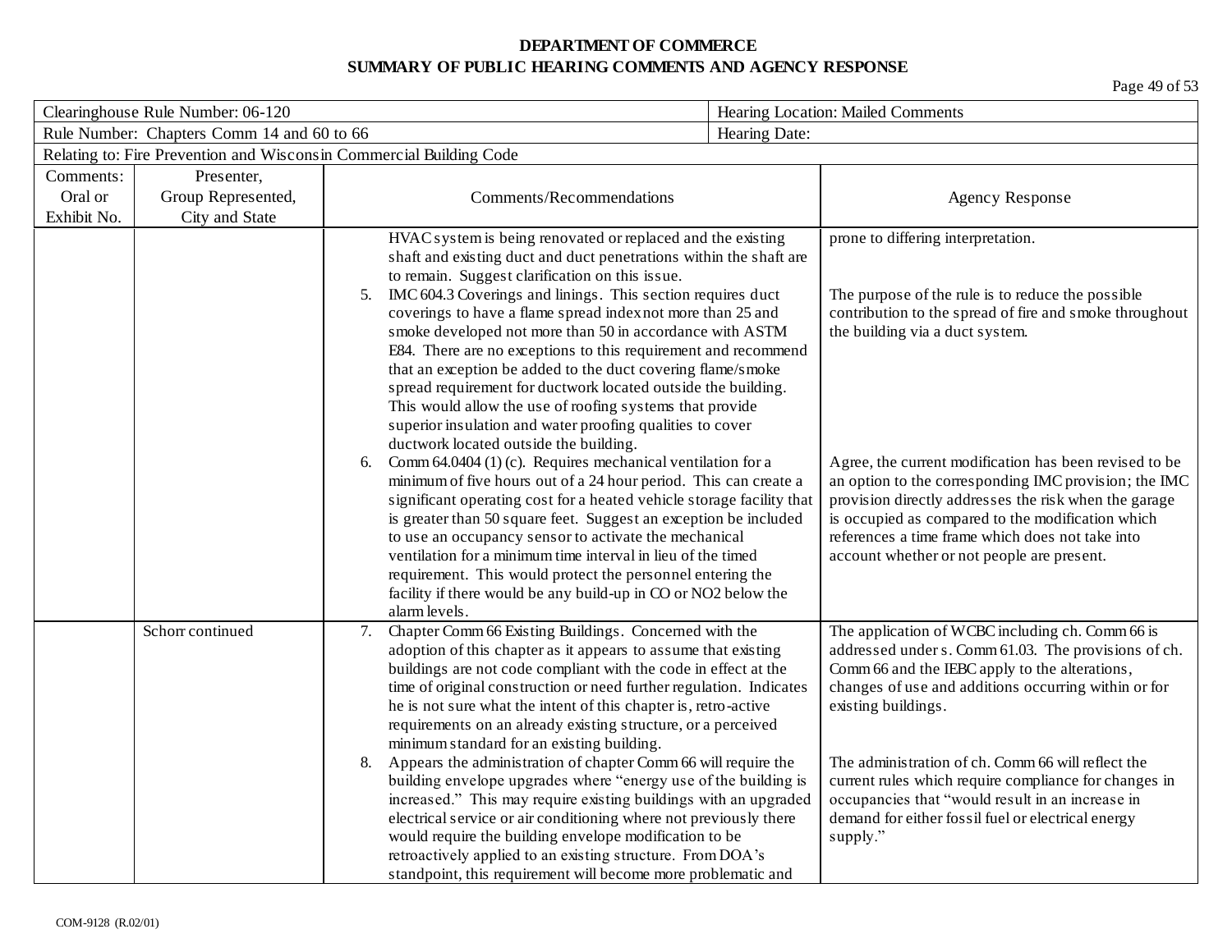**DEPARTMENT OF COMMERCE**
**SUMMARY OF PUBLIC HEARING COMMENTS AND AGENCY RESPONSE**

| Clearinghouse Rule Number: 06-120 | | | Hearing Location: Mailed Comments |
|---|---|---|---|
| Rule Number: Chapters Comm 14 and 60 to 66 | | | Hearing Date: |
| Relating to: Fire Prevention and Wisconsin Commercial Building Code | | | |
| Comments: Oral or Exhibit No. | Presenter, Group Represented, City and State | Comments/Recommendations | Agency Response |
| | | HVAC system is being renovated or replaced and the existing shaft and existing duct and duct penetrations within the shaft are to remain. Suggest clarification on this issue. | prone to differing interpretation. |
| | | 5. IMC 604.3 Coverings and linings. This section requires duct coverings to have a flame spread index not more than 25 and smoke developed not more than 50 in accordance with ASTM E84. There are no exceptions to this requirement and recommend that an exception be added to the duct covering flame/smoke spread requirement for ductwork located outside the building. This would allow the use of roofing systems that provide superior insulation and water proofing qualities to cover ductwork located outside the building. | The purpose of the rule is to reduce the possible contribution to the spread of fire and smoke throughout the building via a duct system. |
| | | 6. Comm 64.0404 (1) (c). Requires mechanical ventilation for a minimum of five hours out of a 24 hour period. This can create a significant operating cost for a heated vehicle storage facility that is greater than 50 square feet. Suggest an exception be included to use an occupancy sensor to activate the mechanical ventilation for a minimum time interval in lieu of the timed requirement. This would protect the personnel entering the facility if there would be any build-up in CO or NO2 below the alarm levels. | Agree, the current modification has been revised to be an option to the corresponding IMC provision; the IMC provision directly addresses the risk when the garage is occupied as compared to the modification which references a time frame which does not take into account whether or not people are present. |
| | Schorr continued | 7. Chapter Comm 66 Existing Buildings. Concerned with the adoption of this chapter as it appears to assume that existing buildings are not code compliant with the code in effect at the time of original construction or need further regulation. Indicates he is not sure what the intent of this chapter is, retro-active requirements on an already existing structure, or a perceived minimum standard for an existing building. | The application of WCBC including ch. Comm 66 is addressed under s. Comm 61.03. The provisions of ch. Comm 66 and the IEBC apply to the alterations, changes of use and additions occurring within or for existing buildings. |
| | | 8. Appears the administration of chapter Comm 66 will require the building envelope upgrades where "energy use of the building is increased." This may require existing buildings with an upgraded electrical service or air conditioning where not previously there would require the building envelope modification to be retroactively applied to an existing structure. From DOA's standpoint, this requirement will become more problematic and | The administration of ch. Comm 66 will reflect the current rules which require compliance for changes in occupancies that "would result in an increase in demand for either fossil fuel or electrical energy supply." |

COM-9128 (R.02/01)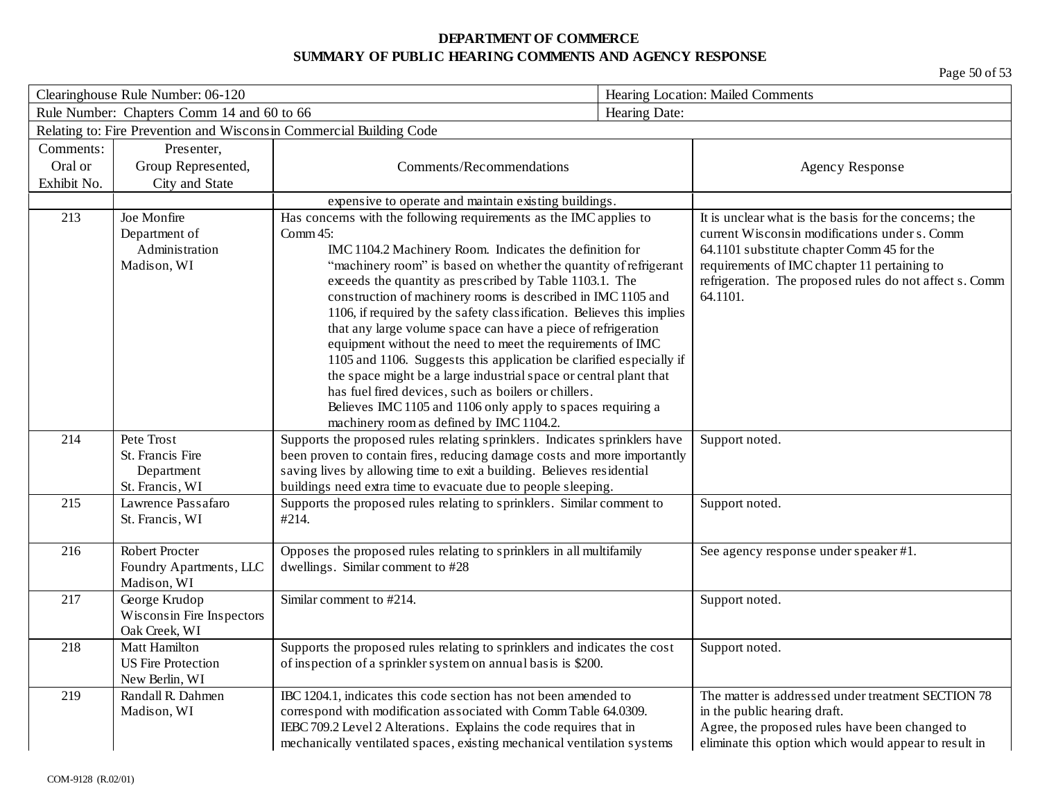**DEPARTMENT OF COMMERCE**
**SUMMARY OF PUBLIC HEARING COMMENTS AND AGENCY RESPONSE**

| Clearinghouse Rule Number: 06-120 | | Hearing Location: Mailed Comments | |
|---|---|---|---|
| Rule Number: Chapters Comm 14 and 60 to 66 | | Hearing Date: | |
| Relating to: Fire Prevention and Wisconsin Commercial Building Code | | | |

| Comments: Oral or Exhibit No. | Presenter, Group Represented, City and State | Comments/Recommendations | Agency Response |
|---|---|---|---|
| | | expensive to operate and maintain existing buildings. | |
| 213 | Joe Monfire<br>Department of Administration<br>Madison, WI | Has concerns with the following requirements as the IMC applies to Comm 45:<br>IMC 1104.2 Machinery Room. Indicates the definition for "machinery room" is based on whether the quantity of refrigerant exceeds the quantity as prescribed by Table 1103.1. The construction of machinery rooms is described in IMC 1105 and 1106, if required by the safety classification. Believes this implies that any large volume space can have a piece of refrigeration equipment without the need to meet the requirements of IMC 1105 and 1106. Suggests this application be clarified especially if the space might be a large industrial space or central plant that has fuel fired devices, such as boilers or chillers.<br>Believes IMC 1105 and 1106 only apply to spaces requiring a machinery room as defined by IMC 1104.2. | It is unclear what is the basis for the concerns; the current Wisconsin modifications under s. Comm 64.1101 substitute chapter Comm 45 for the requirements of IMC chapter 11 pertaining to refrigeration. The proposed rules do not affect s. Comm 64.1101. |
| 214 | Pete Trost<br>St. Francis Fire Department<br>St. Francis, WI | Supports the proposed rules relating sprinklers. Indicates sprinklers have been proven to contain fires, reducing damage costs and more importantly saving lives by allowing time to exit a building. Believes residential buildings need extra time to evacuate due to people sleeping. | Support noted. |
| 215 | Lawrence Passafaro<br>St. Francis, WI | Supports the proposed rules relating to sprinklers. Similar comment to #214. | Support noted. |
| 216 | Robert Procter<br>Foundry Apartments, LLC<br>Madison, WI | Opposes the proposed rules relating to sprinklers in all multifamily dwellings. Similar comment to #28 | See agency response under speaker #1. |
| 217 | George Krudop<br>Wisconsin Fire Inspectors<br>Oak Creek, WI | Similar comment to #214. | Support noted. |
| 218 | Matt Hamilton<br>US Fire Protection<br>New Berlin, WI | Supports the proposed rules relating to sprinklers and indicates the cost of inspection of a sprinkler system on annual basis is $200. | Support noted. |
| 219 | Randall R. Dahmen<br>Madison, WI | IBC 1204.1, indicates this code section has not been amended to correspond with modification associated with Comm Table 64.0309.<br>IEBC 709.2 Level 2 Alterations. Explains the code requires that in mechanically ventilated spaces, existing mechanical ventilation systems | The matter is addressed under treatment SECTION 78 in the public hearing draft.<br>Agree, the proposed rules have been changed to eliminate this option which would appear to result in |

COM-9128 (R.02/01)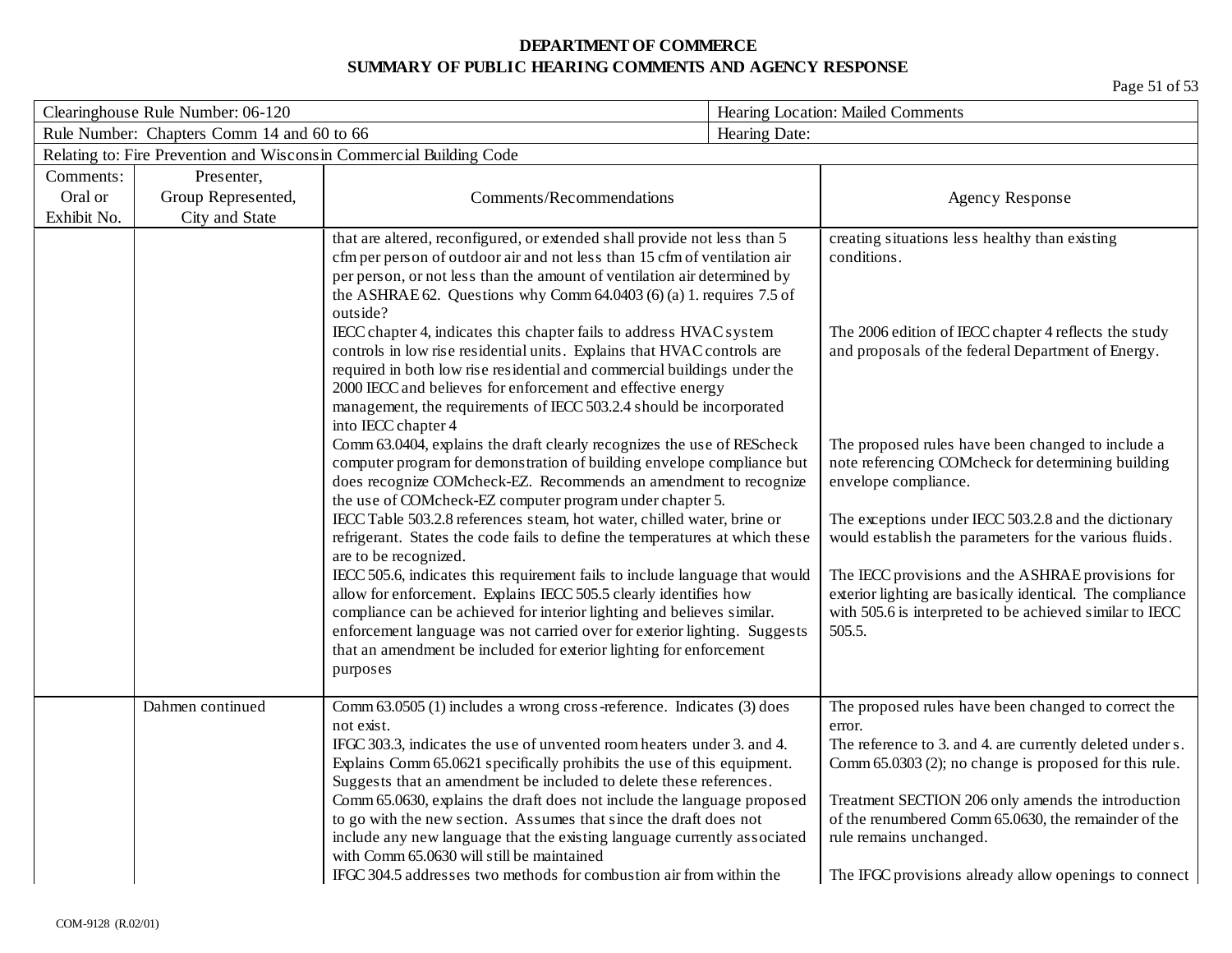**DEPARTMENT OF COMMERCE**
**SUMMARY OF PUBLIC HEARING COMMENTS AND AGENCY RESPONSE**

| Clearinghouse Rule Number: 06-120 | Hearing Location: Mailed Comments |
|---|---|
| Rule Number: Chapters Comm 14 and 60 to 66 | Hearing Date: |
| Relating to: Fire Prevention and Wisconsin Commercial Building Code | |

| Comments: Oral or Exhibit No. | Presenter, Group Represented, City and State | Comments/Recommendations | Agency Response |
|---|---|---|---|
| | | that are altered, reconfigured, or extended shall provide not less than 5 cfm per person of outdoor air and not less than 15 cfm of ventilation air per person, or not less than the amount of ventilation air determined by the ASHRAE 62. Questions why Comm 64.0403 (6) (a) 1. requires 7.5 of outside? | creating situations less healthy than existing conditions. |
| | | IECC chapter 4, indicates this chapter fails to address HVAC system controls in low rise residential units. Explains that HVAC controls are required in both low rise residential and commercial buildings under the 2000 IECC and believes for enforcement and effective energy management, the requirements of IECC 503.2.4 should be incorporated into IECC chapter 4 | The 2006 edition of IECC chapter 4 reflects the study and proposals of the federal Department of Energy. |
| | | Comm 63.0404, explains the draft clearly recognizes the use of REScheck computer program for demonstration of building envelope compliance but does recognize COMcheck-EZ. Recommends an amendment to recognize the use of COMcheck-EZ computer program under chapter 5. | The proposed rules have been changed to include a note referencing COMcheck for determining building envelope compliance. |
| | | IECC Table 503.2.8 references steam, hot water, chilled water, brine or refrigerant. States the code fails to define the temperatures at which these are to be recognized. | The exceptions under IECC 503.2.8 and the dictionary would establish the parameters for the various fluids. |
| | | IECC 505.6, indicates this requirement fails to include language that would allow for enforcement. Explains IECC 505.5 clearly identifies how compliance can be achieved for interior lighting and believes similar. enforcement language was not carried over for exterior lighting. Suggests that an amendment be included for exterior lighting for enforcement purposes | The IECC provisions and the ASHRAE provisions for exterior lighting are basically identical. The compliance with 505.6 is interpreted to be achieved similar to IECC 505.5. |
| | Dahmen continued | Comm 63.0505 (1) includes a wrong cross-reference. Indicates (3) does not exist. | The proposed rules have been changed to correct the error. |
| | | IFGC 303.3, indicates the use of unvented room heaters under 3. and 4. Explains Comm 65.0621 specifically prohibits the use of this equipment. Suggests that an amendment be included to delete these references. | The reference to 3. and 4. are currently deleted under s. Comm 65.0303 (2); no change is proposed for this rule. |
| | | Comm 65.0630, explains the draft does not include the language proposed to go with the new section. Assumes that since the draft does not include any new language that the existing language currently associated with Comm 65.0630 will still be maintained | Treatment SECTION 206 only amends the introduction of the renumbered Comm 65.0630, the remainder of the rule remains unchanged. |
| | | IFGC 304.5 addresses two methods for combustion air from within the | The IFGC provisions already allow openings to connect |

COM-9128 (R.02/01)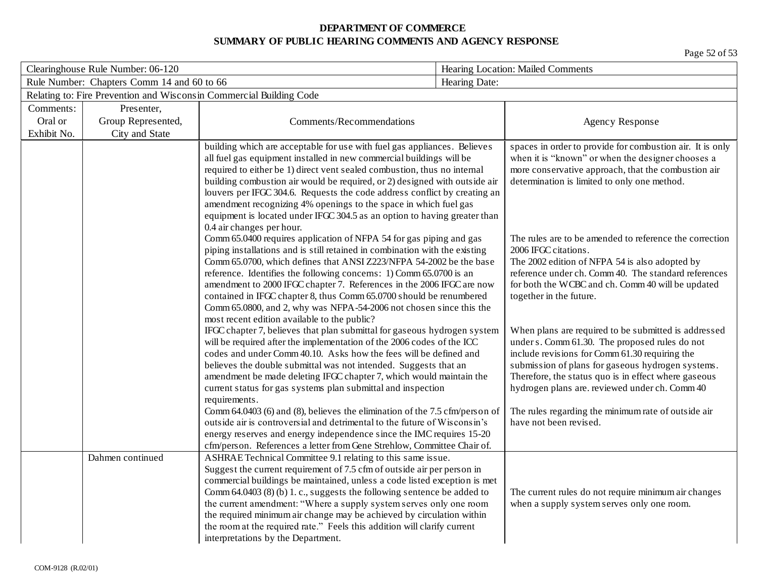**DEPARTMENT OF COMMERCE**
**SUMMARY OF PUBLIC HEARING COMMENTS AND AGENCY RESPONSE**

| Clearinghouse Rule Number: 06-120 | | | Hearing Location: Mailed Comments |
|---|---|---|---|
| Rule Number: Chapters Comm 14 and 60 to 66 | | | Hearing Date: |
| Relating to: Fire Prevention and Wisconsin Commercial Building Code | | | |
| **Comments: Oral or Exhibit No.** | **Presenter, Group Represented, City and State** | **Comments/Recommendations** | **Agency Response** |
| | | building which are acceptable for use with fuel gas appliances. Believes all fuel gas equipment installed in new commercial buildings will be required to either be 1) direct vent sealed combustion, thus no internal building combustion air would be required, or 2) designed with outside air louvers per IFGC 304.6. Requests the code address conflict by creating an amendment recognizing 4% openings to the space in which fuel gas equipment is located under IFGC 304.5 as an option to having greater than 0.4 air changes per hour. | spaces in order to provide for combustion air. It is only when it is "known" or when the designer chooses a more conservative approach, that the combustion air determination is limited to only one method. |
| | | Comm 65.0400 requires application of NFPA 54 for gas piping and gas piping installations and is still retained in combination with the existing Comm 65.0700, which defines that ANSI Z223/NFPA 54-2002 be the base reference. Identifies the following concerns: 1) Comm 65.0700 is an amendment to 2000 IFGC chapter 7. References in the 2006 IFGC are now contained in IFGC chapter 8, thus Comm 65.0700 should be renumbered Comm 65.0800, and 2, why was NFPA-54-2006 not chosen since this the most recent edition available to the public? | The rules are to be amended to reference the correction 2006 IFGC citations. The 2002 edition of NFPA 54 is also adopted by reference under ch. Comm 40. The standard references for both the WCBC and ch. Comm 40 will be updated together in the future. |
| | | IFGC chapter 7, believes that plan submittal for gaseous hydrogen system will be required after the implementation of the 2006 codes of the ICC codes and under Comm 40.10. Asks how the fees will be defined and believes the double submittal was not intended. Suggests that an amendment be made deleting IFGC chapter 7, which would maintain the current status for gas systems plan submittal and inspection requirements. | When plans are required to be submitted is addressed under s. Comm 61.30. The proposed rules do not include revisions for Comm 61.30 requiring the submission of plans for gaseous hydrogen systems. Therefore, the status quo is in effect where gaseous hydrogen plans are. reviewed under ch. Comm 40 |
| | | Comm 64.0403 (6) and (8), believes the elimination of the 7.5 cfm/person of outside air is controversial and detrimental to the future of Wisconsin's energy reserves and energy independence since the IMC requires 15-20 cfm/person. References a letter from Gene Strehlow, Committee Chair of. | The rules regarding the minimum rate of outside air have not been revised. |
| | Dahmen continued | ASHRAE Technical Committee 9.1 relating to this same issue. Suggest the current requirement of 7.5 cfm of outside air per person in commercial buildings be maintained, unless a code listed exception is met | |
| | | Comm 64.0403 (8) (b) 1. c., suggests the following sentence be added to the current amendment: "Where a supply system serves only one room the required minimum air change may be achieved by circulation within the room at the required rate." Feels this addition will clarify current interpretations by the Department. | The current rules do not require minimum air changes when a supply system serves only one room. |

COM-9128 (R.02/01)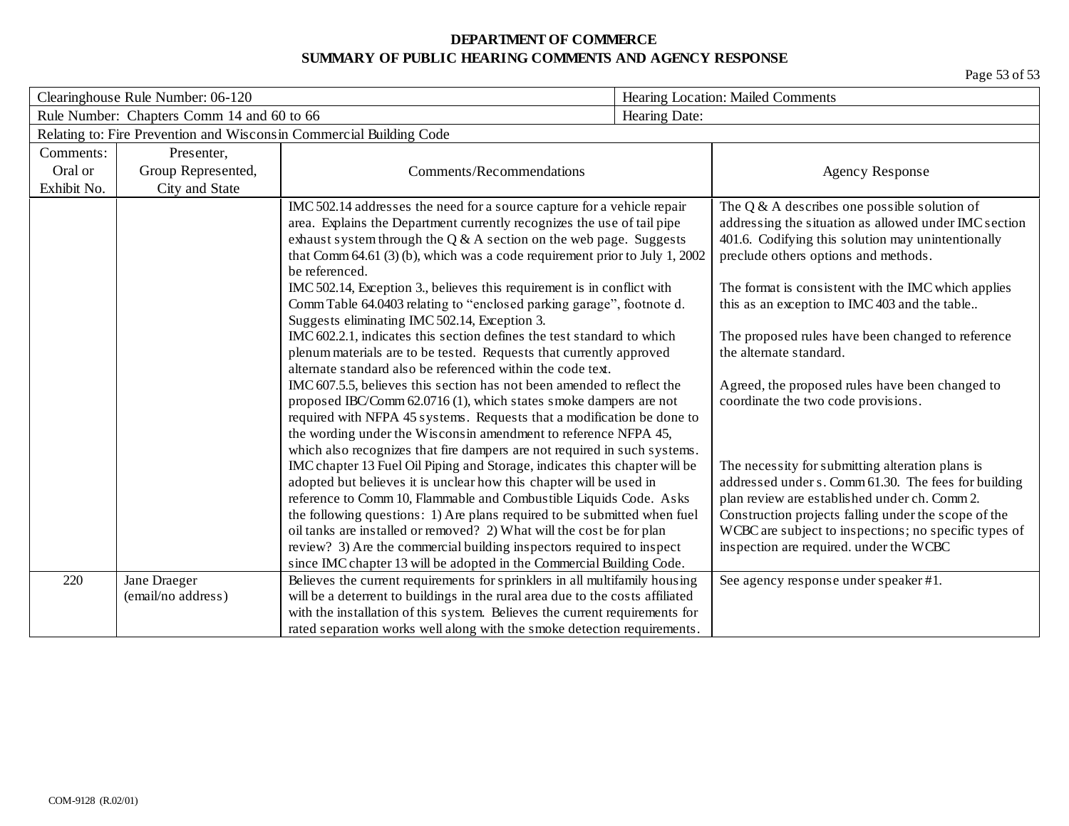**DEPARTMENT OF COMMERCE**
**SUMMARY OF PUBLIC HEARING COMMENTS AND AGENCY RESPONSE**

| Clearinghouse Rule Number: 06-120 | Hearing Location: Mailed Comments |
|---|---|
| Rule Number: Chapters Comm 14 and 60 to 66 | Hearing Date: |
| Relating to: Fire Prevention and Wisconsin Commercial Building Code | |

| Comments: Oral or Exhibit No. | Presenter, Group Represented, City and State | Comments/Recommendations | Agency Response |
|---|---|---|---|
| | | IMC 502.14 addresses the need for a source capture for a vehicle repair area. Explains the Department currently recognizes the use of tail pipe exhaust system through the Q & A section on the web page. Suggests that Comm 64.61 (3) (b), which was a code requirement prior to July 1, 2002 be referenced. | The Q & A describes one possible solution of addressing the situation as allowed under IMC section 401.6. Codifying this solution may unintentionally preclude others options and methods. |
| | | IMC 502.14, Exception 3., believes this requirement is in conflict with Comm Table 64.0403 relating to "enclosed parking garage", footnote d. Suggests eliminating IMC 502.14, Exception 3. | The format is consistent with the IMC which applies this as an exception to IMC 403 and the table.. |
| | | IMC 602.2.1, indicates this section defines the test standard to which plenum materials are to be tested. Requests that currently approved alternate standard also be referenced within the code text. | The proposed rules have been changed to reference the alternate standard. |
| | | IMC 607.5.5, believes this section has not been amended to reflect the proposed IBC/Comm 62.0716 (1), which states smoke dampers are not required with NFPA 45 systems. Requests that a modification be done to the wording under the Wisconsin amendment to reference NFPA 45, which also recognizes that fire dampers are not required in such systems. | Agreed, the proposed rules have been changed to coordinate the two code provisions. |
| | | IMC chapter 13 Fuel Oil Piping and Storage, indicates this chapter will be adopted but believes it is unclear how this chapter will be used in reference to Comm 10, Flammable and Combustible Liquids Code. Asks the following questions: 1) Are plans required to be submitted when fuel oil tanks are installed or removed? 2) What will the cost be for plan review? 3) Are the commercial building inspectors required to inspect since IMC chapter 13 will be adopted in the Commercial Building Code. | The necessity for submitting alteration plans is addressed under s. Comm 61.30. The fees for building plan review are established under ch. Comm 2. Construction projects falling under the scope of the WCBC are subject to inspections; no specific types of inspection are required. under the WCBC |
| 220 | Jane Draeger (email/no address) | Believes the current requirements for sprinklers in all multifamily housing will be a deterrent to buildings in the rural area due to the costs affiliated with the installation of this system. Believes the current requirements for rated separation works well along with the smoke detection requirements. | See agency response under speaker #1. |

COM-9128 (R.02/01)